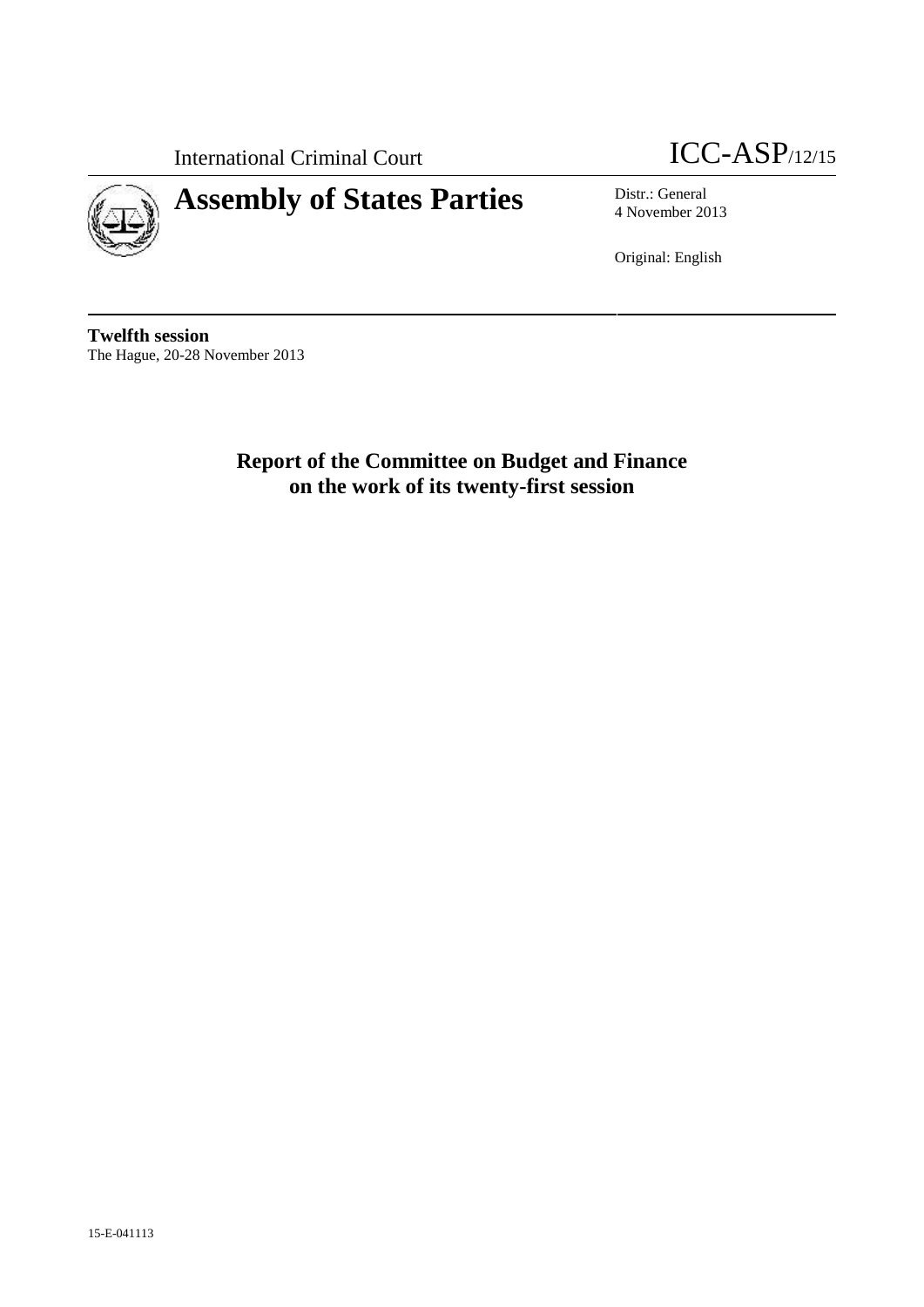International Criminal Court

ICC-ASP/12/15

# Assembly of States Parties

Distr.: General
4 November 2013

Original: English

**Twelfth session**
The Hague, 20-28 November 2013

## Report of the Committee on Budget and Finance on the work of its twenty-first session

15-E-041113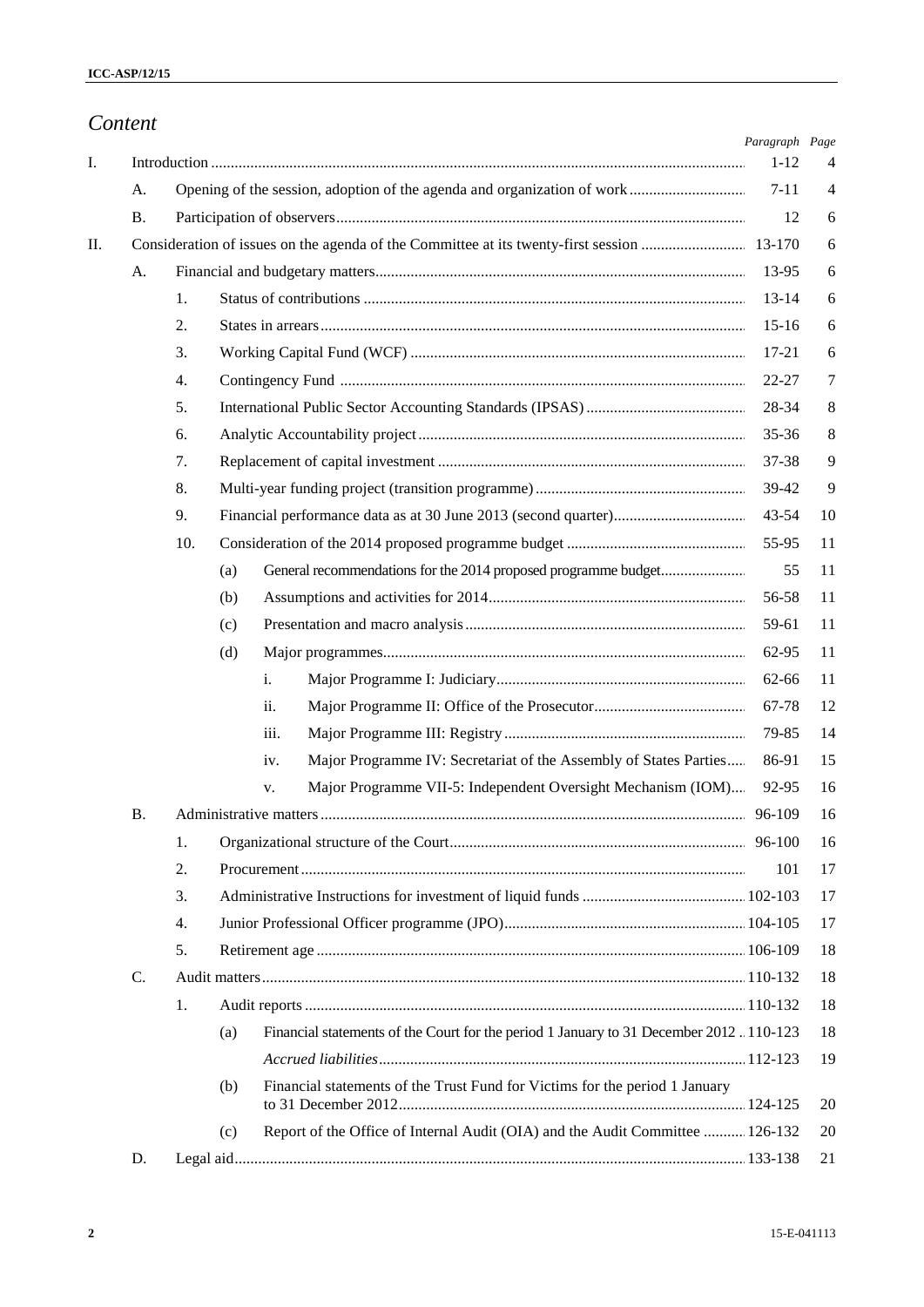# Content

| | | | | | Paragraph | Page |
|---|---|---|---|---|---|---|
| I. | Introduction | | | | 1-12 | 4 |
| | A. | Opening of the session, adoption of the agenda and organization of work | | | 7-11 | 4 |
| | B. | Participation of observers | | | 12 | 6 |
| II. | Consideration of issues on the agenda of the Committee at its twenty-first session | | | | 13-170 | 6 |
| | A. | Financial and budgetary matters | | | 13-95 | 6 |
| | | 1. | Status of contributions | | 13-14 | 6 |
| | | 2. | States in arrears | | 15-16 | 6 |
| | | 3. | Working Capital Fund (WCF) | | 17-21 | 6 |
| | | 4. | Contingency Fund | | 22-27 | 7 |
| | | 5. | International Public Sector Accounting Standards (IPSAS) | | 28-34 | 8 |
| | | 6. | Analytic Accountability project | | 35-36 | 8 |
| | | 7. | Replacement of capital investment | | 37-38 | 9 |
| | | 8. | Multi-year funding project (transition programme) | | 39-42 | 9 |
| | | 9. | Financial performance data as at 30 June 2013 (second quarter) | | 43-54 | 10 |
| | | 10. | Consideration of the 2014 proposed programme budget | | 55-95 | 11 |
| | | | (a) | General recommendations for the 2014 proposed programme budget | 55 | 11 |
| | | | (b) | Assumptions and activities for 2014 | 56-58 | 11 |
| | | | (c) | Presentation and macro analysis | 59-61 | 11 |
| | | | (d) | Major programmes | 62-95 | 11 |
| | | | | i. Major Programme I: Judiciary | 62-66 | 11 |
| | | | | ii. Major Programme II: Office of the Prosecutor | 67-78 | 12 |
| | | | | iii. Major Programme III: Registry | 79-85 | 14 |
| | | | | iv. Major Programme IV: Secretariat of the Assembly of States Parties | 86-91 | 15 |
| | | | | v. Major Programme VII-5: Independent Oversight Mechanism (IOM) | 92-95 | 16 |
| | B. | Administrative matters | | | 96-109 | 16 |
| | | 1. | Organizational structure of the Court | | 96-100 | 16 |
| | | 2. | Procurement | | 101 | 17 |
| | | 3. | Administrative Instructions for investment of liquid funds | | 102-103 | 17 |
| | | 4. | Junior Professional Officer programme (JPO) | | 104-105 | 17 |
| | | 5. | Retirement age | | 106-109 | 18 |
| | C. | Audit matters | | | 110-132 | 18 |
| | | 1. | Audit reports | | 110-132 | 18 |
| | | | (a) | Financial statements of the Court for the period 1 January to 31 December 2012 | 110-123 | 18 |
| | | | | *Accrued liabilities* | 112-123 | 19 |
| | | | (b) | Financial statements of the Trust Fund for Victims for the period 1 January to 31 December 2012 | 124-125 | 20 |
| | | | (c) | Report of the Office of Internal Audit (OIA) and the Audit Committee | 126-132 | 20 |
| | D. | Legal aid | | | 133-138 | 21 |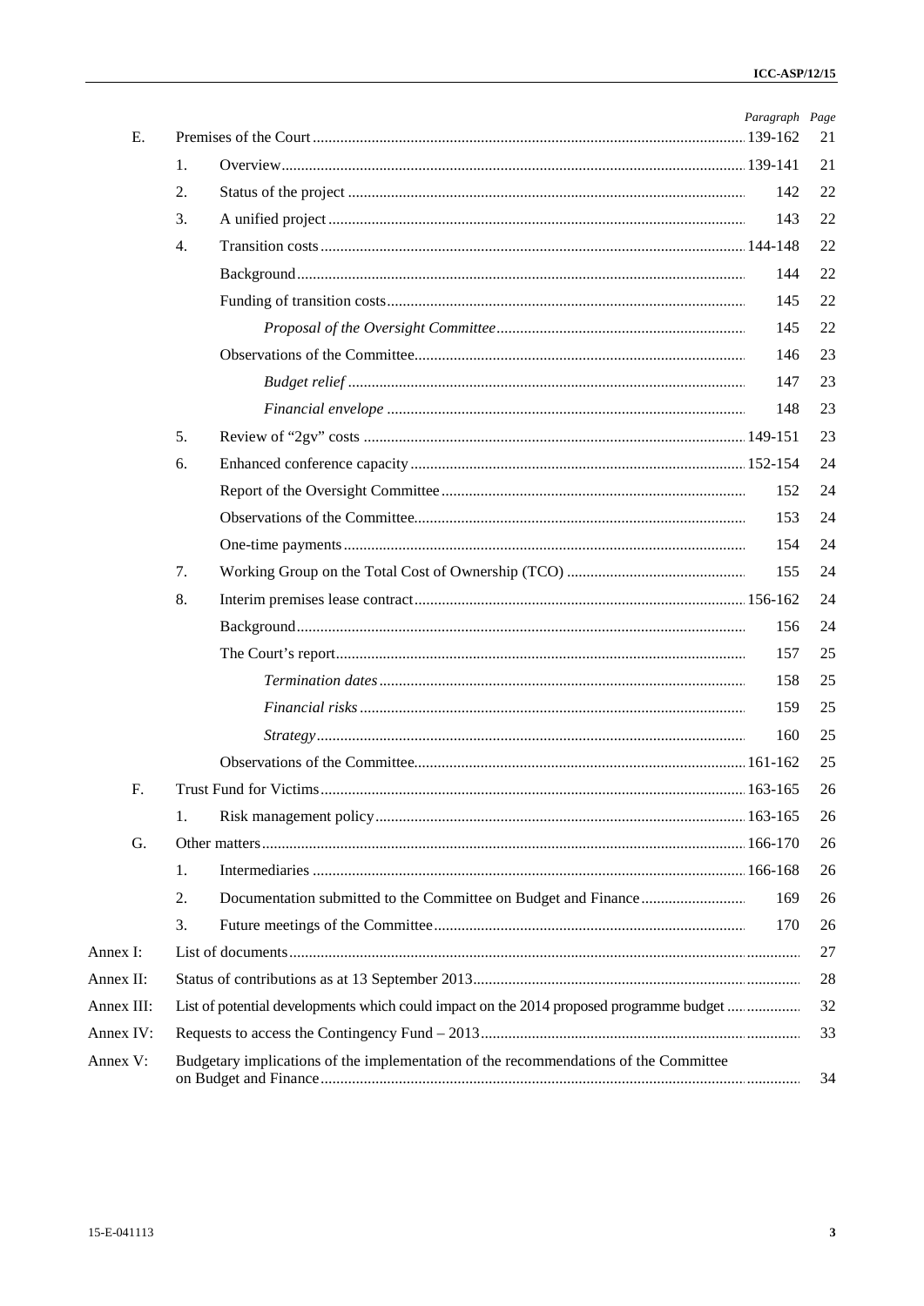| | | | Paragraph | Page |
|---|---|---|---|---|
| E. | | Premises of the Court | 139-162 | 21 |
| | 1. | Overview | 139-141 | 21 |
| | 2. | Status of the project | 142 | 22 |
| | 3. | A unified project | 143 | 22 |
| | 4. | Transition costs | 144-148 | 22 |
| | | Background | 144 | 22 |
| | | Funding of transition costs | 145 | 22 |
| | | *Proposal of the Oversight Committee* | 145 | 22 |
| | | Observations of the Committee | 146 | 23 |
| | | *Budget relief* | 147 | 23 |
| | | *Financial envelope* | 148 | 23 |
| | 5. | Review of "2gv" costs | 149-151 | 23 |
| | 6. | Enhanced conference capacity | 152-154 | 24 |
| | | Report of the Oversight Committee | 152 | 24 |
| | | Observations of the Committee | 153 | 24 |
| | | One-time payments | 154 | 24 |
| | 7. | Working Group on the Total Cost of Ownership (TCO) | 155 | 24 |
| | 8. | Interim premises lease contract | 156-162 | 24 |
| | | Background | 156 | 24 |
| | | The Court's report | 157 | 25 |
| | | *Termination dates* | 158 | 25 |
| | | *Financial risks* | 159 | 25 |
| | | *Strategy* | 160 | 25 |
| | | Observations of the Committee | 161-162 | 25 |
| F. | | Trust Fund for Victims | 163-165 | 26 |
| | 1. | Risk management policy | 163-165 | 26 |
| G. | | Other matters | 166-170 | 26 |
| | 1. | Intermediaries | 166-168 | 26 |
| | 2. | Documentation submitted to the Committee on Budget and Finance | 169 | 26 |
| | 3. | Future meetings of the Committee | 170 | 26 |
| Annex I: | | List of documents | | 27 |
| Annex II: | | Status of contributions as at 13 September 2013 | | 28 |
| Annex III: | | List of potential developments which could impact on the 2014 proposed programme budget | | 32 |
| Annex IV: | | Requests to access the Contingency Fund – 2013 | | 33 |
| Annex V: | | Budgetary implications of the implementation of the recommendations of the Committee on Budget and Finance | | 34 |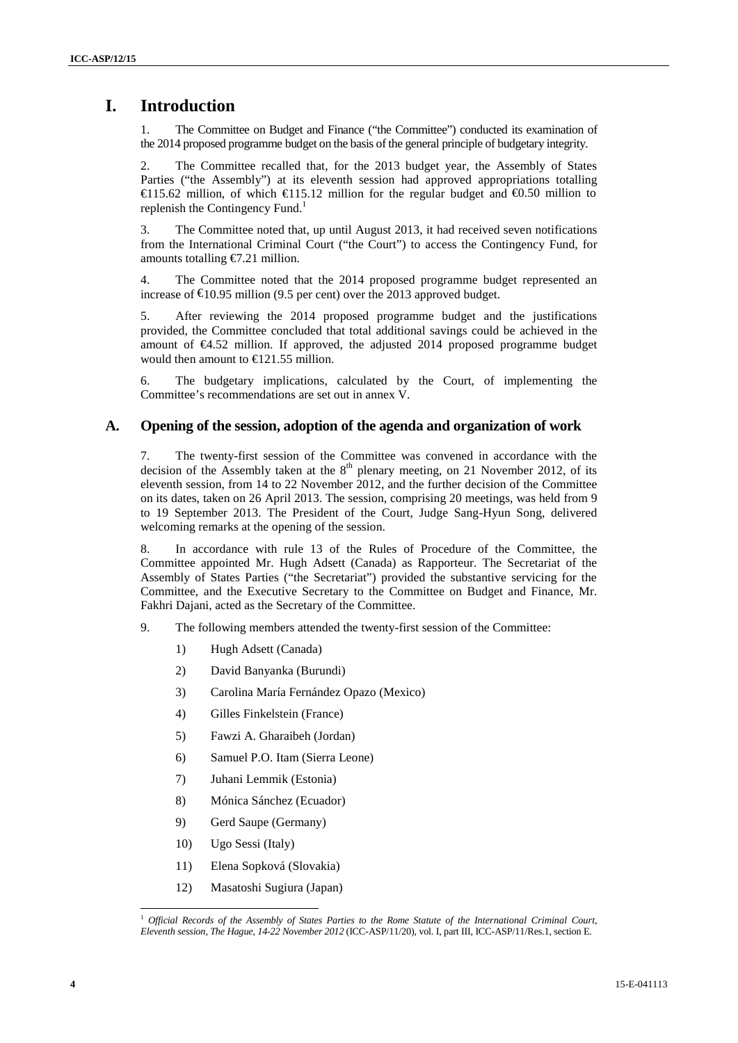# I. Introduction

1. The Committee on Budget and Finance ("the Committee") conducted its examination of the 2014 proposed programme budget on the basis of the general principle of budgetary integrity.

2. The Committee recalled that, for the 2013 budget year, the Assembly of States Parties ("the Assembly") at its eleventh session had approved appropriations totalling €115.62 million, of which €115.12 million for the regular budget and €0.50 million to replenish the Contingency Fund.[1]

3. The Committee noted that, up until August 2013, it had received seven notifications from the International Criminal Court ("the Court") to access the Contingency Fund, for amounts totalling €7.21 million.

4. The Committee noted that the 2014 proposed programme budget represented an increase of €10.95 million (9.5 per cent) over the 2013 approved budget.

5. After reviewing the 2014 proposed programme budget and the justifications provided, the Committee concluded that total additional savings could be achieved in the amount of €4.52 million. If approved, the adjusted 2014 proposed programme budget would then amount to €121.55 million.

6. The budgetary implications, calculated by the Court, of implementing the Committee's recommendations are set out in annex V.

## A. Opening of the session, adoption of the agenda and organization of work

7. The twenty-first session of the Committee was convened in accordance with the decision of the Assembly taken at the 8th plenary meeting, on 21 November 2012, of its eleventh session, from 14 to 22 November 2012, and the further decision of the Committee on its dates, taken on 26 April 2013. The session, comprising 20 meetings, was held from 9 to 19 September 2013. The President of the Court, Judge Sang-Hyun Song, delivered welcoming remarks at the opening of the session.

8. In accordance with rule 13 of the Rules of Procedure of the Committee, the Committee appointed Mr. Hugh Adsett (Canada) as Rapporteur. The Secretariat of the Assembly of States Parties ("the Secretariat") provided the substantive servicing for the Committee, and the Executive Secretary to the Committee on Budget and Finance, Mr. Fakhri Dajani, acted as the Secretary of the Committee.

9. The following members attended the twenty-first session of the Committee:

1) Hugh Adsett (Canada)
2) David Banyanka (Burundi)
3) Carolina María Fernández Opazo (Mexico)
4) Gilles Finkelstein (France)
5) Fawzi A. Gharaibeh (Jordan)
6) Samuel P.O. Itam (Sierra Leone)
7) Juhani Lemmik (Estonia)
8) Mónica Sánchez (Ecuador)
9) Gerd Saupe (Germany)
10) Ugo Sessi (Italy)
11) Elena Sopková (Slovakia)
12) Masatoshi Sugiura (Japan)

---

[1] *Official Records of the Assembly of States Parties to the Rome Statute of the International Criminal Court, Eleventh session, The Hague, 14-22 November 2012* (ICC-ASP/11/20), vol. I, part III, ICC-ASP/11/Res.1, section E.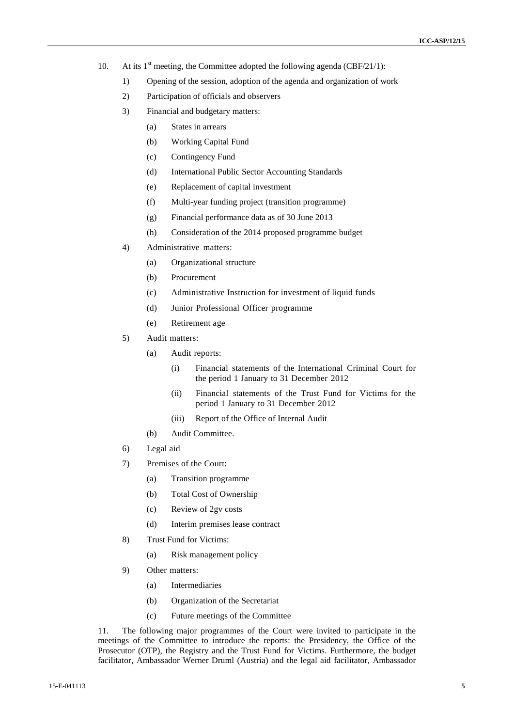10. At its 1st meeting, the Committee adopted the following agenda (CBF/21/1):

1) Opening of the session, adoption of the agenda and organization of work

2) Participation of officials and observers

3) Financial and budgetary matters:

   (a) States in arrears

   (b) Working Capital Fund

   (c) Contingency Fund

   (d) International Public Sector Accounting Standards

   (e) Replacement of capital investment

   (f) Multi-year funding project (transition programme)

   (g) Financial performance data as of 30 June 2013

   (h) Consideration of the 2014 proposed programme budget

4) Administrative matters:

   (a) Organizational structure

   (b) Procurement

   (c) Administrative Instruction for investment of liquid funds

   (d) Junior Professional Officer programme

   (e) Retirement age

5) Audit matters:

   (a) Audit reports:

      (i) Financial statements of the International Criminal Court for the period 1 January to 31 December 2012

      (ii) Financial statements of the Trust Fund for Victims for the period 1 January to 31 December 2012

      (iii) Report of the Office of Internal Audit

   (b) Audit Committee.

6) Legal aid

7) Premises of the Court:

   (a) Transition programme

   (b) Total Cost of Ownership

   (c) Review of 2gv costs

   (d) Interim premises lease contract

8) Trust Fund for Victims:

   (a) Risk management policy

9) Other matters:

   (a) Intermediaries

   (b) Organization of the Secretariat

   (c) Future meetings of the Committee

11. The following major programmes of the Court were invited to participate in the meetings of the Committee to introduce the reports: the Presidency, the Office of the Prosecutor (OTP), the Registry and the Trust Fund for Victims. Furthermore, the budget facilitator, Ambassador Werner Druml (Austria) and the legal aid facilitator, Ambassador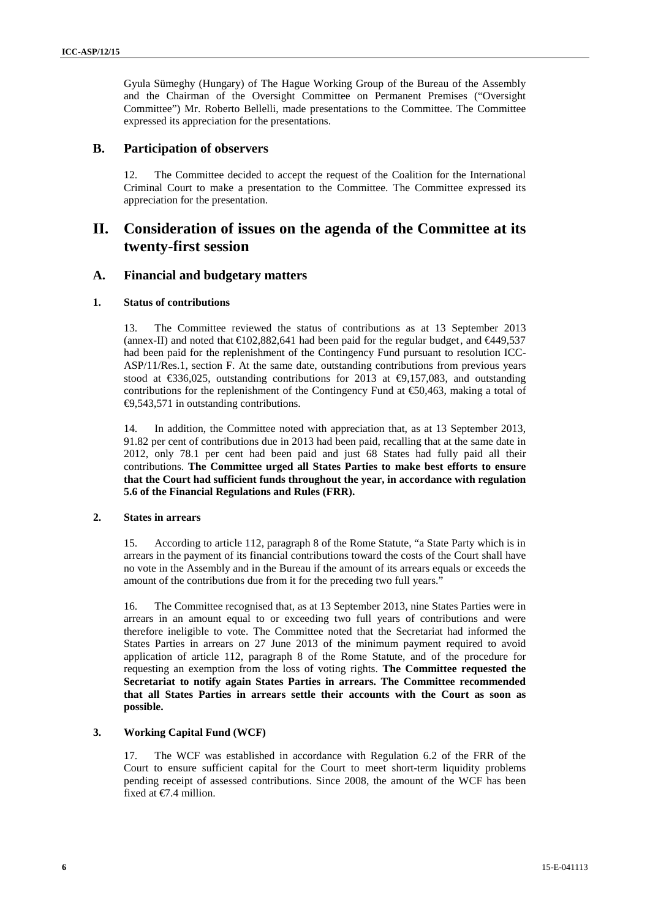Gyula Sümeghy (Hungary) of The Hague Working Group of the Bureau of the Assembly and the Chairman of the Oversight Committee on Permanent Premises ("Oversight Committee") Mr. Roberto Bellelli, made presentations to the Committee. The Committee expressed its appreciation for the presentations.

## B. Participation of observers

12. The Committee decided to accept the request of the Coalition for the International Criminal Court to make a presentation to the Committee. The Committee expressed its appreciation for the presentation.

# II. Consideration of issues on the agenda of the Committee at its twenty-first session

## A. Financial and budgetary matters

### 1. Status of contributions

13. The Committee reviewed the status of contributions as at 13 September 2013 (annex-II) and noted that €102,882,641 had been paid for the regular budget, and €449,537 had been paid for the replenishment of the Contingency Fund pursuant to resolution ICC-ASP/11/Res.1, section F. At the same date, outstanding contributions from previous years stood at €336,025, outstanding contributions for 2013 at €9,157,083, and outstanding contributions for the replenishment of the Contingency Fund at €50,463, making a total of €9,543,571 in outstanding contributions.

14. In addition, the Committee noted with appreciation that, as at 13 September 2013, 91.82 per cent of contributions due in 2013 had been paid, recalling that at the same date in 2012, only 78.1 per cent had been paid and just 68 States had fully paid all their contributions. **The Committee urged all States Parties to make best efforts to ensure that the Court had sufficient funds throughout the year, in accordance with regulation 5.6 of the Financial Regulations and Rules (FRR).**

### 2. States in arrears

15. According to article 112, paragraph 8 of the Rome Statute, "a State Party which is in arrears in the payment of its financial contributions toward the costs of the Court shall have no vote in the Assembly and in the Bureau if the amount of its arrears equals or exceeds the amount of the contributions due from it for the preceding two full years."

16. The Committee recognised that, as at 13 September 2013, nine States Parties were in arrears in an amount equal to or exceeding two full years of contributions and were therefore ineligible to vote. The Committee noted that the Secretariat had informed the States Parties in arrears on 27 June 2013 of the minimum payment required to avoid application of article 112, paragraph 8 of the Rome Statute, and of the procedure for requesting an exemption from the loss of voting rights. **The Committee requested the Secretariat to notify again States Parties in arrears. The Committee recommended that all States Parties in arrears settle their accounts with the Court as soon as possible.**

### 3. Working Capital Fund (WCF)

17. The WCF was established in accordance with Regulation 6.2 of the FRR of the Court to ensure sufficient capital for the Court to meet short-term liquidity problems pending receipt of assessed contributions. Since 2008, the amount of the WCF has been fixed at €7.4 million.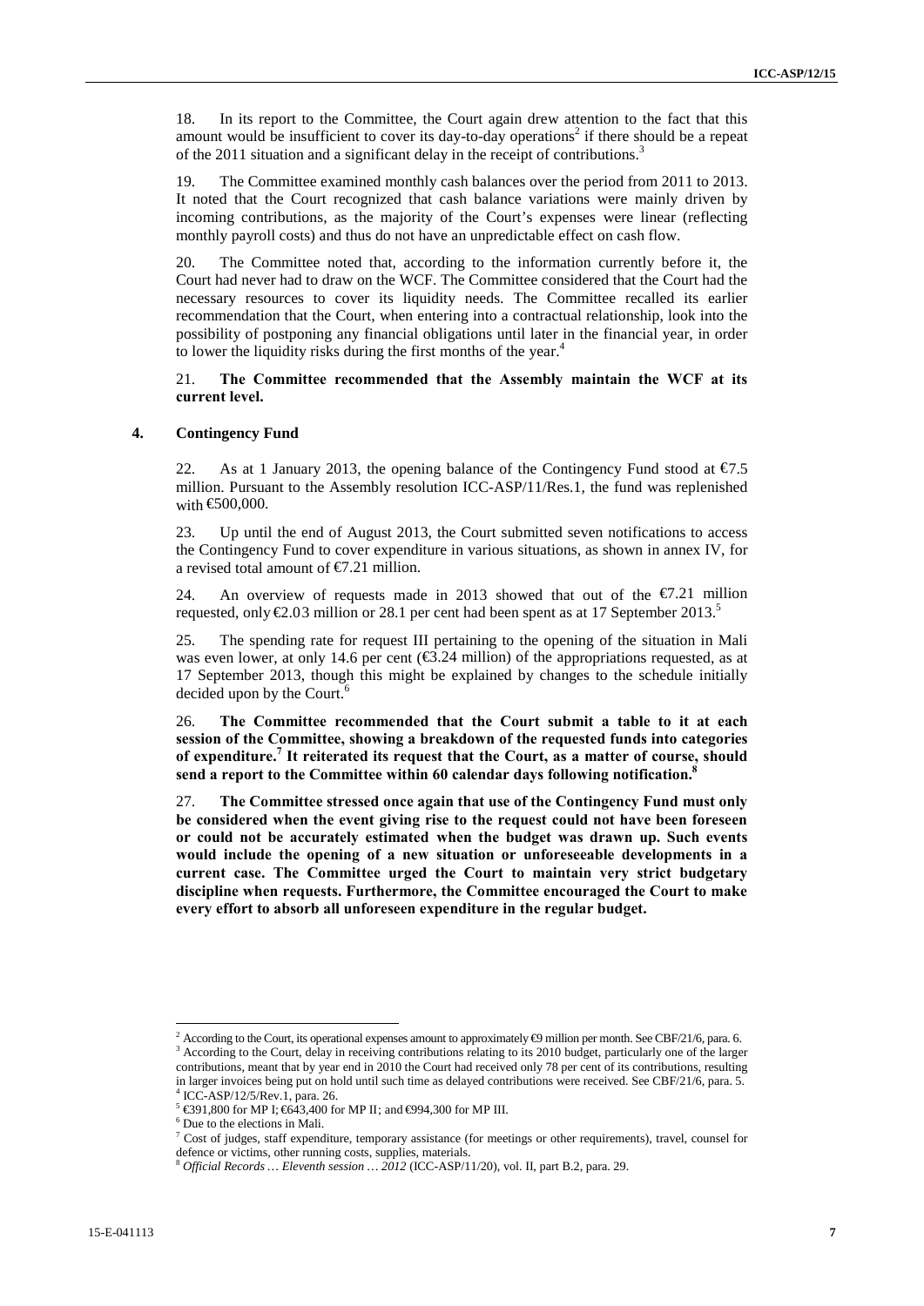18. In its report to the Committee, the Court again drew attention to the fact that this amount would be insufficient to cover its day-to-day operations[2] if there should be a repeat of the 2011 situation and a significant delay in the receipt of contributions.[3]

19. The Committee examined monthly cash balances over the period from 2011 to 2013. It noted that the Court recognized that cash balance variations were mainly driven by incoming contributions, as the majority of the Court's expenses were linear (reflecting monthly payroll costs) and thus do not have an unpredictable effect on cash flow.

20. The Committee noted that, according to the information currently before it, the Court had never had to draw on the WCF. The Committee considered that the Court had the necessary resources to cover its liquidity needs. The Committee recalled its earlier recommendation that the Court, when entering into a contractual relationship, look into the possibility of postponing any financial obligations until later in the financial year, in order to lower the liquidity risks during the first months of the year.[4]

21. **The Committee recommended that the Assembly maintain the WCF at its current level.**

### 4. Contingency Fund

22. As at 1 January 2013, the opening balance of the Contingency Fund stood at €7.5 million. Pursuant to the Assembly resolution ICC-ASP/11/Res.1, the fund was replenished with €500,000.

23. Up until the end of August 2013, the Court submitted seven notifications to access the Contingency Fund to cover expenditure in various situations, as shown in annex IV, for a revised total amount of €7.21 million.

24. An overview of requests made in 2013 showed that out of the €7.21 million requested, only €2.03 million or 28.1 per cent had been spent as at 17 September 2013.[5]

25. The spending rate for request III pertaining to the opening of the situation in Mali was even lower, at only 14.6 per cent (€3.24 million) of the appropriations requested, as at 17 September 2013, though this might be explained by changes to the schedule initially decided upon by the Court.[6]

26. **The Committee recommended that the Court submit a table to it at each session of the Committee, showing a breakdown of the requested funds into categories of expenditure.[7] It reiterated its request that the Court, as a matter of course, should send a report to the Committee within 60 calendar days following notification.[8]**

27. **The Committee stressed once again that use of the Contingency Fund must only be considered when the event giving rise to the request could not have been foreseen or could not be accurately estimated when the budget was drawn up. Such events would include the opening of a new situation or unforeseeable developments in a current case. The Committee urged the Court to maintain very strict budgetary discipline when requests. Furthermore, the Committee encouraged the Court to make every effort to absorb all unforeseen expenditure in the regular budget.**

---

[2] According to the Court, its operational expenses amount to approximately €9 million per month. See CBF/21/6, para. 6.

[3] According to the Court, delay in receiving contributions relating to its 2010 budget, particularly one of the larger contributions, meant that by year end in 2010 the Court had received only 78 per cent of its contributions, resulting in larger invoices being put on hold until such time as delayed contributions were received. See CBF/21/6, para. 5.

[4] ICC-ASP/12/5/Rev.1, para. 26.

[5] €391,800 for MP I; €643,400 for MP II; and €994,300 for MP III.

[6] Due to the elections in Mali.

[7] Cost of judges, staff expenditure, temporary assistance (for meetings or other requirements), travel, counsel for defence or victims, other running costs, supplies, materials.

[8] *Official Records … Eleventh session … 2012* (ICC-ASP/11/20), vol. II, part B.2, para. 29.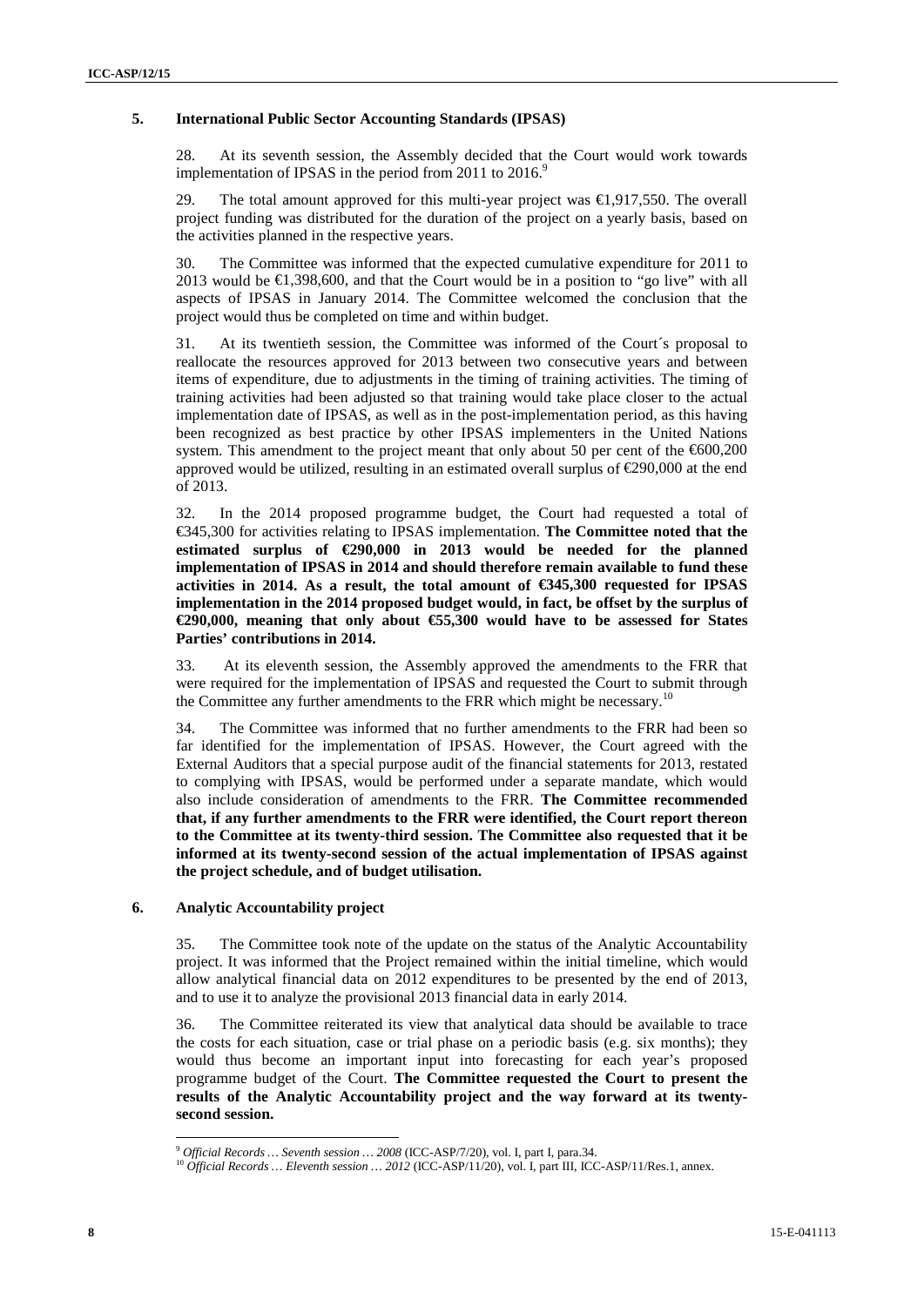## 5. International Public Sector Accounting Standards (IPSAS)

28. At its seventh session, the Assembly decided that the Court would work towards implementation of IPSAS in the period from 2011 to 2016.[9]

29. The total amount approved for this multi-year project was €1,917,550. The overall project funding was distributed for the duration of the project on a yearly basis, based on the activities planned in the respective years.

30. The Committee was informed that the expected cumulative expenditure for 2011 to 2013 would be €1,398,600, and that the Court would be in a position to "go live" with all aspects of IPSAS in January 2014. The Committee welcomed the conclusion that the project would thus be completed on time and within budget.

31. At its twentieth session, the Committee was informed of the Court´s proposal to reallocate the resources approved for 2013 between two consecutive years and between items of expenditure, due to adjustments in the timing of training activities. The timing of training activities had been adjusted so that training would take place closer to the actual implementation date of IPSAS, as well as in the post-implementation period, as this having been recognized as best practice by other IPSAS implementers in the United Nations system. This amendment to the project meant that only about 50 per cent of the €600,200 approved would be utilized, resulting in an estimated overall surplus of €290,000 at the end of 2013.

32. In the 2014 proposed programme budget, the Court had requested a total of €345,300 for activities relating to IPSAS implementation. **The Committee noted that the estimated surplus of €290,000 in 2013 would be needed for the planned implementation of IPSAS in 2014 and should therefore remain available to fund these activities in 2014. As a result, the total amount of €345,300 requested for IPSAS implementation in the 2014 proposed budget would, in fact, be offset by the surplus of €290,000, meaning that only about €55,300 would have to be assessed for States Parties' contributions in 2014.**

33. At its eleventh session, the Assembly approved the amendments to the FRR that were required for the implementation of IPSAS and requested the Court to submit through the Committee any further amendments to the FRR which might be necessary.[10]

34. The Committee was informed that no further amendments to the FRR had been so far identified for the implementation of IPSAS. However, the Court agreed with the External Auditors that a special purpose audit of the financial statements for 2013, restated to complying with IPSAS, would be performed under a separate mandate, which would also include consideration of amendments to the FRR. **The Committee recommended that, if any further amendments to the FRR were identified, the Court report thereon to the Committee at its twenty-third session. The Committee also requested that it be informed at its twenty-second session of the actual implementation of IPSAS against the project schedule, and of budget utilisation.**

## 6. Analytic Accountability project

35. The Committee took note of the update on the status of the Analytic Accountability project. It was informed that the Project remained within the initial timeline, which would allow analytical financial data on 2012 expenditures to be presented by the end of 2013, and to use it to analyze the provisional 2013 financial data in early 2014.

36. The Committee reiterated its view that analytical data should be available to trace the costs for each situation, case or trial phase on a periodic basis (e.g. six months); they would thus become an important input into forecasting for each year's proposed programme budget of the Court. **The Committee requested the Court to present the results of the Analytic Accountability project and the way forward at its twenty-second session.**

[9] *Official Records … Seventh session … 2008* (ICC-ASP/7/20), vol. I, part I, para.34.

[10] *Official Records … Eleventh session … 2012* (ICC-ASP/11/20), vol. I, part III, ICC-ASP/11/Res.1, annex.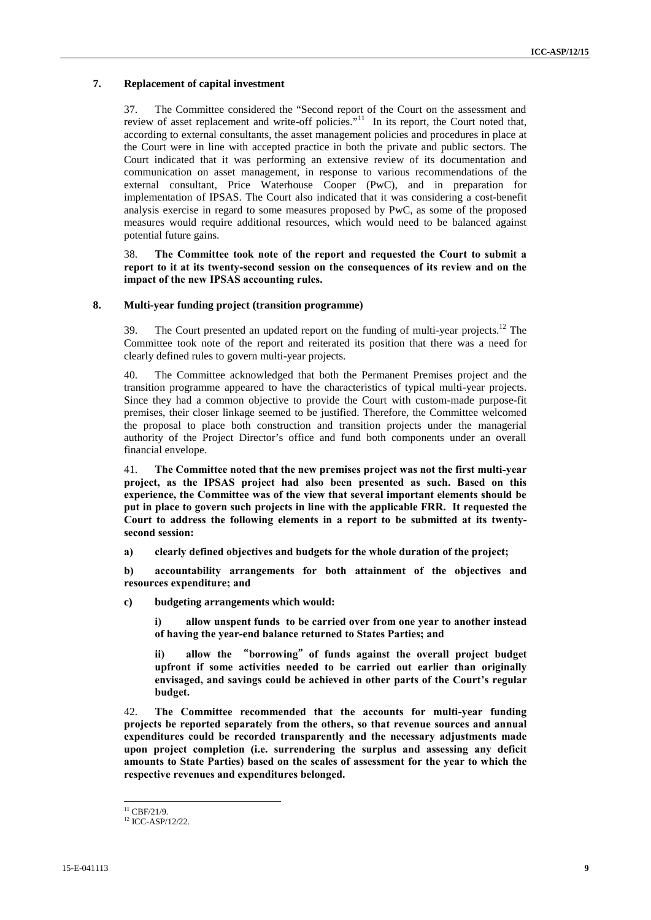## 7. Replacement of capital investment

37. The Committee considered the "Second report of the Court on the assessment and review of asset replacement and write-off policies."[11] In its report, the Court noted that, according to external consultants, the asset management policies and procedures in place at the Court were in line with accepted practice in both the private and public sectors. The Court indicated that it was performing an extensive review of its documentation and communication on asset management, in response to various recommendations of the external consultant, Price Waterhouse Cooper (PwC), and in preparation for implementation of IPSAS. The Court also indicated that it was considering a cost-benefit analysis exercise in regard to some measures proposed by PwC, as some of the proposed measures would require additional resources, which would need to be balanced against potential future gains.

38. **The Committee took note of the report and requested the Court to submit a report to it at its twenty-second session on the consequences of its review and on the impact of the new IPSAS accounting rules.**

## 8. Multi-year funding project (transition programme)

39. The Court presented an updated report on the funding of multi-year projects.[12] The Committee took note of the report and reiterated its position that there was a need for clearly defined rules to govern multi-year projects.

40. The Committee acknowledged that both the Permanent Premises project and the transition programme appeared to have the characteristics of typical multi-year projects. Since they had a common objective to provide the Court with custom-made purpose-fit premises, their closer linkage seemed to be justified. Therefore, the Committee welcomed the proposal to place both construction and transition projects under the managerial authority of the Project Director's office and fund both components under an overall financial envelope.

41. **The Committee noted that the new premises project was not the first multi-year project, as the IPSAS project had also been presented as such. Based on this experience, the Committee was of the view that several important elements should be put in place to govern such projects in line with the applicable FRR. It requested the Court to address the following elements in a report to be submitted at its twenty-second session:**

**a) clearly defined objectives and budgets for the whole duration of the project;**

**b) accountability arrangements for both attainment of the objectives and resources expenditure; and**

**c) budgeting arrangements which would:**

> **i) allow unspent funds to be carried over from one year to another instead of having the year-end balance returned to States Parties; and**
>
> **ii) allow the "borrowing" of funds against the overall project budget upfront if some activities needed to be carried out earlier than originally envisaged, and savings could be achieved in other parts of the Court's regular budget.**

42. **The Committee recommended that the accounts for multi-year funding projects be reported separately from the others, so that revenue sources and annual expenditures could be recorded transparently and the necessary adjustments made upon project completion (i.e. surrendering the surplus and assessing any deficit amounts to State Parties) based on the scales of assessment for the year to which the respective revenues and expenditures belonged.**

---

[11] CBF/21/9.

[12] ICC-ASP/12/22.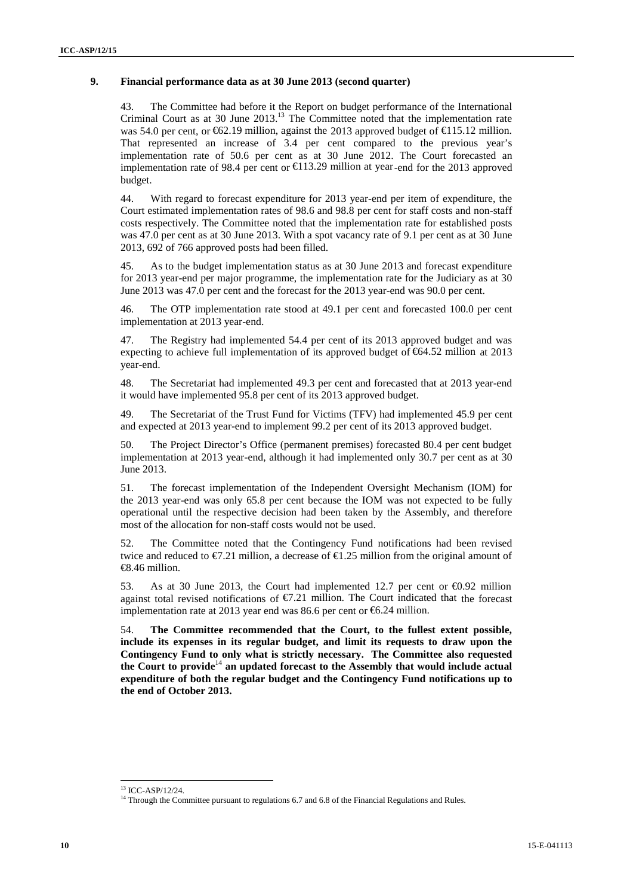## 9. Financial performance data as at 30 June 2013 (second quarter)

43. The Committee had before it the Report on budget performance of the International Criminal Court as at 30 June 2013.[13] The Committee noted that the implementation rate was 54.0 per cent, or €62.19 million, against the 2013 approved budget of €115.12 million. That represented an increase of 3.4 per cent compared to the previous year's implementation rate of 50.6 per cent as at 30 June 2012. The Court forecasted an implementation rate of 98.4 per cent or €113.29 million at year-end for the 2013 approved budget.

44. With regard to forecast expenditure for 2013 year-end per item of expenditure, the Court estimated implementation rates of 98.6 and 98.8 per cent for staff costs and non-staff costs respectively. The Committee noted that the implementation rate for established posts was 47.0 per cent as at 30 June 2013. With a spot vacancy rate of 9.1 per cent as at 30 June 2013, 692 of 766 approved posts had been filled.

45. As to the budget implementation status as at 30 June 2013 and forecast expenditure for 2013 year-end per major programme, the implementation rate for the Judiciary as at 30 June 2013 was 47.0 per cent and the forecast for the 2013 year-end was 90.0 per cent.

46. The OTP implementation rate stood at 49.1 per cent and forecasted 100.0 per cent implementation at 2013 year-end.

47. The Registry had implemented 54.4 per cent of its 2013 approved budget and was expecting to achieve full implementation of its approved budget of €64.52 million at 2013 year-end.

48. The Secretariat had implemented 49.3 per cent and forecasted that at 2013 year-end it would have implemented 95.8 per cent of its 2013 approved budget.

49. The Secretariat of the Trust Fund for Victims (TFV) had implemented 45.9 per cent and expected at 2013 year-end to implement 99.2 per cent of its 2013 approved budget.

50. The Project Director's Office (permanent premises) forecasted 80.4 per cent budget implementation at 2013 year-end, although it had implemented only 30.7 per cent as at 30 June 2013.

51. The forecast implementation of the Independent Oversight Mechanism (IOM) for the 2013 year-end was only 65.8 per cent because the IOM was not expected to be fully operational until the respective decision had been taken by the Assembly, and therefore most of the allocation for non-staff costs would not be used.

52. The Committee noted that the Contingency Fund notifications had been revised twice and reduced to €7.21 million, a decrease of €1.25 million from the original amount of €8.46 million.

53. As at 30 June 2013, the Court had implemented 12.7 per cent or €0.92 million against total revised notifications of €7.21 million. The Court indicated that the forecast implementation rate at 2013 year end was 86.6 per cent or €6.24 million.

54. **The Committee recommended that the Court, to the fullest extent possible, include its expenses in its regular budget, and limit its requests to draw upon the Contingency Fund to only what is strictly necessary. The Committee also requested the Court to provide[14] an updated forecast to the Assembly that would include actual expenditure of both the regular budget and the Contingency Fund notifications up to the end of October 2013.**

---

[13] ICC-ASP/12/24.

[14] Through the Committee pursuant to regulations 6.7 and 6.8 of the Financial Regulations and Rules.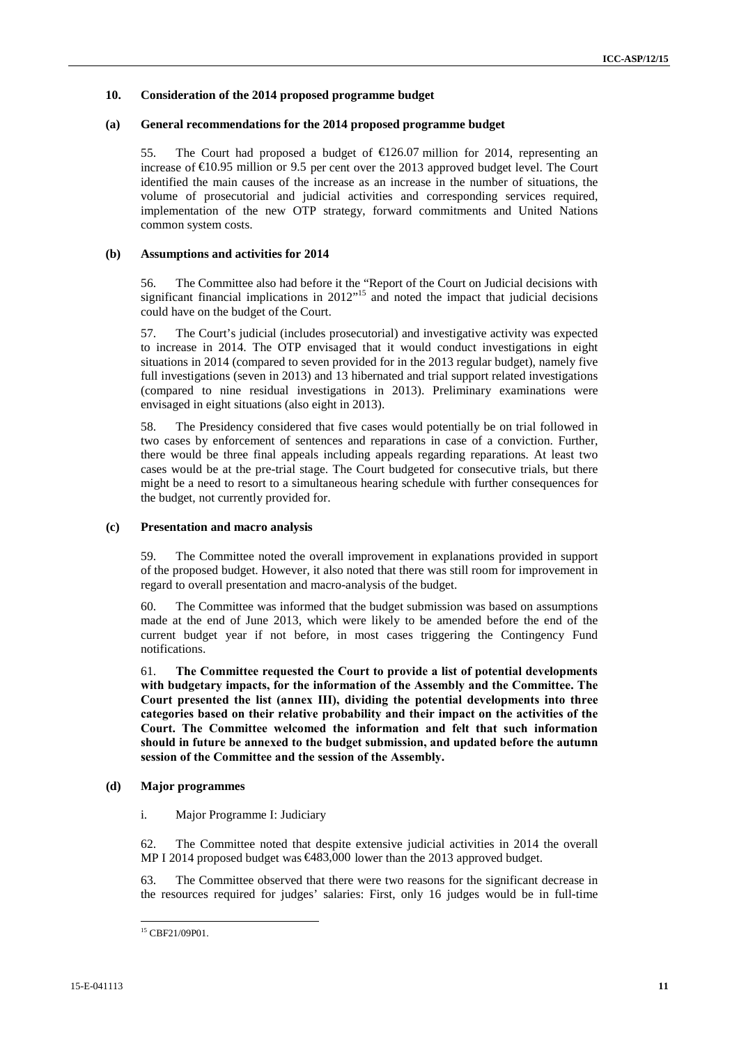## 10. Consideration of the 2014 proposed programme budget

### (a) General recommendations for the 2014 proposed programme budget

55. The Court had proposed a budget of €126.07 million for 2014, representing an increase of €10.95 million or 9.5 per cent over the 2013 approved budget level. The Court identified the main causes of the increase as an increase in the number of situations, the volume of prosecutorial and judicial activities and corresponding services required, implementation of the new OTP strategy, forward commitments and United Nations common system costs.

### (b) Assumptions and activities for 2014

56. The Committee also had before it the "Report of the Court on Judicial decisions with significant financial implications in 2012"[15] and noted the impact that judicial decisions could have on the budget of the Court.

57. The Court's judicial (includes prosecutorial) and investigative activity was expected to increase in 2014. The OTP envisaged that it would conduct investigations in eight situations in 2014 (compared to seven provided for in the 2013 regular budget), namely five full investigations (seven in 2013) and 13 hibernated and trial support related investigations (compared to nine residual investigations in 2013). Preliminary examinations were envisaged in eight situations (also eight in 2013).

58. The Presidency considered that five cases would potentially be on trial followed in two cases by enforcement of sentences and reparations in case of a conviction. Further, there would be three final appeals including appeals regarding reparations. At least two cases would be at the pre-trial stage. The Court budgeted for consecutive trials, but there might be a need to resort to a simultaneous hearing schedule with further consequences for the budget, not currently provided for.

### (c) Presentation and macro analysis

59. The Committee noted the overall improvement in explanations provided in support of the proposed budget. However, it also noted that there was still room for improvement in regard to overall presentation and macro-analysis of the budget.

60. The Committee was informed that the budget submission was based on assumptions made at the end of June 2013, which were likely to be amended before the end of the current budget year if not before, in most cases triggering the Contingency Fund notifications.

61. **The Committee requested the Court to provide a list of potential developments with budgetary impacts, for the information of the Assembly and the Committee. The Court presented the list (annex III), dividing the potential developments into three categories based on their relative probability and their impact on the activities of the Court. The Committee welcomed the information and felt that such information should in future be annexed to the budget submission, and updated before the autumn session of the Committee and the session of the Assembly.**

### (d) Major programmes

i. Major Programme I: Judiciary

62. The Committee noted that despite extensive judicial activities in 2014 the overall MP I 2014 proposed budget was €483,000 lower than the 2013 approved budget.

63. The Committee observed that there were two reasons for the significant decrease in the resources required for judges' salaries: First, only 16 judges would be in full-time

[15] CBF21/09P01.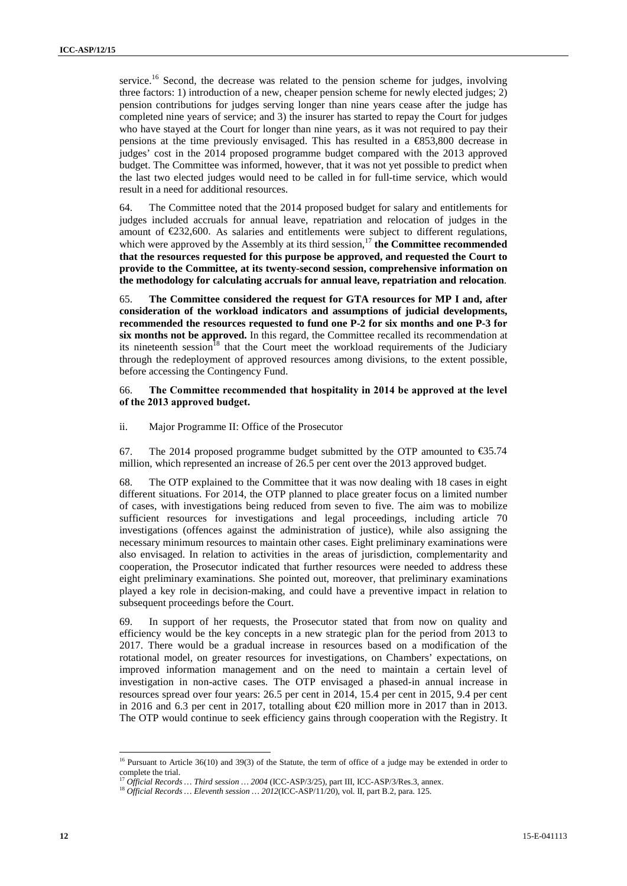service.[16] Second, the decrease was related to the pension scheme for judges, involving three factors: 1) introduction of a new, cheaper pension scheme for newly elected judges; 2) pension contributions for judges serving longer than nine years cease after the judge has completed nine years of service; and 3) the insurer has started to repay the Court for judges who have stayed at the Court for longer than nine years, as it was not required to pay their pensions at the time previously envisaged. This has resulted in a €853,800 decrease in judges' cost in the 2014 proposed programme budget compared with the 2013 approved budget. The Committee was informed, however, that it was not yet possible to predict when the last two elected judges would need to be called in for full-time service, which would result in a need for additional resources.

64. The Committee noted that the 2014 proposed budget for salary and entitlements for judges included accruals for annual leave, repatriation and relocation of judges in the amount of €232,600. As salaries and entitlements were subject to different regulations, which were approved by the Assembly at its third session,[17] **the Committee recommended that the resources requested for this purpose be approved, and requested the Court to provide to the Committee, at its twenty-second session, comprehensive information on the methodology for calculating accruals for annual leave, repatriation and relocation**.

65. **The Committee considered the request for GTA resources for MP I and, after consideration of the workload indicators and assumptions of judicial developments, recommended the resources requested to fund one P-2 for six months and one P-3 for six months not be approved.** In this regard, the Committee recalled its recommendation at its nineteenth session[18] that the Court meet the workload requirements of the Judiciary through the redeployment of approved resources among divisions, to the extent possible, before accessing the Contingency Fund.

66. **The Committee recommended that hospitality in 2014 be approved at the level of the 2013 approved budget.**

ii. Major Programme II: Office of the Prosecutor

67. The 2014 proposed programme budget submitted by the OTP amounted to €35.74 million, which represented an increase of 26.5 per cent over the 2013 approved budget.

68. The OTP explained to the Committee that it was now dealing with 18 cases in eight different situations. For 2014, the OTP planned to place greater focus on a limited number of cases, with investigations being reduced from seven to five. The aim was to mobilize sufficient resources for investigations and legal proceedings, including article 70 investigations (offences against the administration of justice), while also assigning the necessary minimum resources to maintain other cases. Eight preliminary examinations were also envisaged. In relation to activities in the areas of jurisdiction, complementarity and cooperation, the Prosecutor indicated that further resources were needed to address these eight preliminary examinations. She pointed out, moreover, that preliminary examinations played a key role in decision-making, and could have a preventive impact in relation to subsequent proceedings before the Court.

69. In support of her requests, the Prosecutor stated that from now on quality and efficiency would be the key concepts in a new strategic plan for the period from 2013 to 2017. There would be a gradual increase in resources based on a modification of the rotational model, on greater resources for investigations, on Chambers' expectations, on improved information management and on the need to maintain a certain level of investigation in non-active cases. The OTP envisaged a phased-in annual increase in resources spread over four years: 26.5 per cent in 2014, 15.4 per cent in 2015, 9.4 per cent in 2016 and 6.3 per cent in 2017, totalling about €20 million more in 2017 than in 2013. The OTP would continue to seek efficiency gains through cooperation with the Registry. It

---

[16] Pursuant to Article 36(10) and 39(3) of the Statute, the term of office of a judge may be extended in order to complete the trial.

[17] *Official Records … Third session … 2004* (ICC-ASP/3/25), part III, ICC-ASP/3/Res.3, annex.

[18] *Official Records … Eleventh session … 2012*(ICC-ASP/11/20), vol. II, part B.2, para. 125.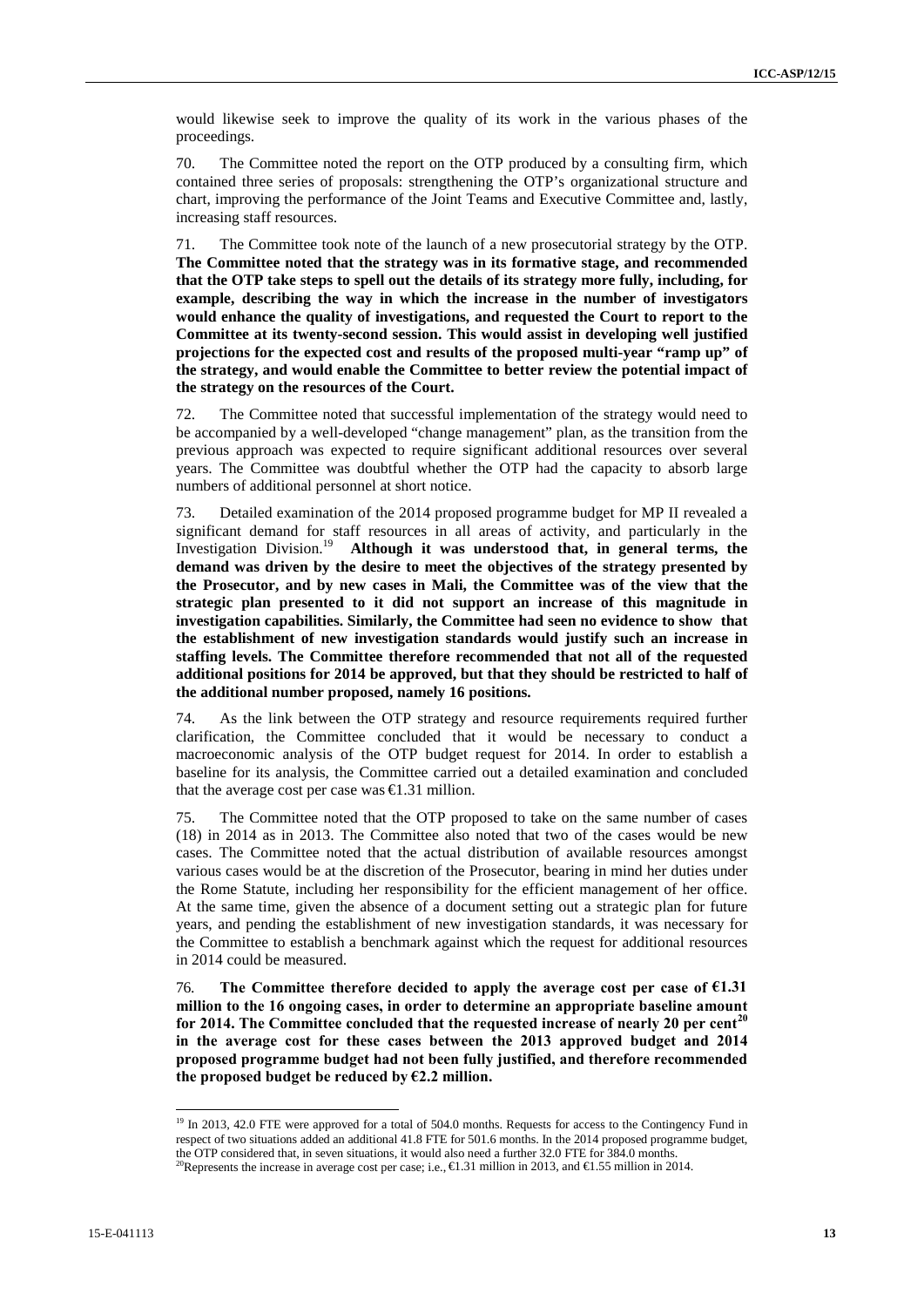would likewise seek to improve the quality of its work in the various phases of the proceedings.

70. The Committee noted the report on the OTP produced by a consulting firm, which contained three series of proposals: strengthening the OTP's organizational structure and chart, improving the performance of the Joint Teams and Executive Committee and, lastly, increasing staff resources.

71. The Committee took note of the launch of a new prosecutorial strategy by the OTP. **The Committee noted that the strategy was in its formative stage, and recommended that the OTP take steps to spell out the details of its strategy more fully, including, for example, describing the way in which the increase in the number of investigators would enhance the quality of investigations, and requested the Court to report to the Committee at its twenty-second session. This would assist in developing well justified projections for the expected cost and results of the proposed multi-year "ramp up" of the strategy, and would enable the Committee to better review the potential impact of the strategy on the resources of the Court.**

72. The Committee noted that successful implementation of the strategy would need to be accompanied by a well-developed "change management" plan, as the transition from the previous approach was expected to require significant additional resources over several years. The Committee was doubtful whether the OTP had the capacity to absorb large numbers of additional personnel at short notice.

73. Detailed examination of the 2014 proposed programme budget for MP II revealed a significant demand for staff resources in all areas of activity, and particularly in the Investigation Division.[19] **Although it was understood that, in general terms, the demand was driven by the desire to meet the objectives of the strategy presented by the Prosecutor, and by new cases in Mali, the Committee was of the view that the strategic plan presented to it did not support an increase of this magnitude in investigation capabilities. Similarly, the Committee had seen no evidence to show that the establishment of new investigation standards would justify such an increase in staffing levels. The Committee therefore recommended that not all of the requested additional positions for 2014 be approved, but that they should be restricted to half of the additional number proposed, namely 16 positions.**

74. As the link between the OTP strategy and resource requirements required further clarification, the Committee concluded that it would be necessary to conduct a macroeconomic analysis of the OTP budget request for 2014. In order to establish a baseline for its analysis, the Committee carried out a detailed examination and concluded that the average cost per case was €1.31 million.

75. The Committee noted that the OTP proposed to take on the same number of cases (18) in 2014 as in 2013. The Committee also noted that two of the cases would be new cases. The Committee noted that the actual distribution of available resources amongst various cases would be at the discretion of the Prosecutor, bearing in mind her duties under the Rome Statute, including her responsibility for the efficient management of her office. At the same time, given the absence of a document setting out a strategic plan for future years, and pending the establishment of new investigation standards, it was necessary for the Committee to establish a benchmark against which the request for additional resources in 2014 could be measured.

76. **The Committee therefore decided to apply the average cost per case of €1.31 million to the 16 ongoing cases, in order to determine an appropriate baseline amount for 2014. The Committee concluded that the requested increase of nearly 20 per cent[20] in the average cost for these cases between the 2013 approved budget and 2014 proposed programme budget had not been fully justified, and therefore recommended the proposed budget be reduced by €2.2 million.**

---

[19] In 2013, 42.0 FTE were approved for a total of 504.0 months. Requests for access to the Contingency Fund in respect of two situations added an additional 41.8 FTE for 501.6 months. In the 2014 proposed programme budget, the OTP considered that, in seven situations, it would also need a further 32.0 FTE for 384.0 months.

[20] Represents the increase in average cost per case; i.e., €1.31 million in 2013, and €1.55 million in 2014.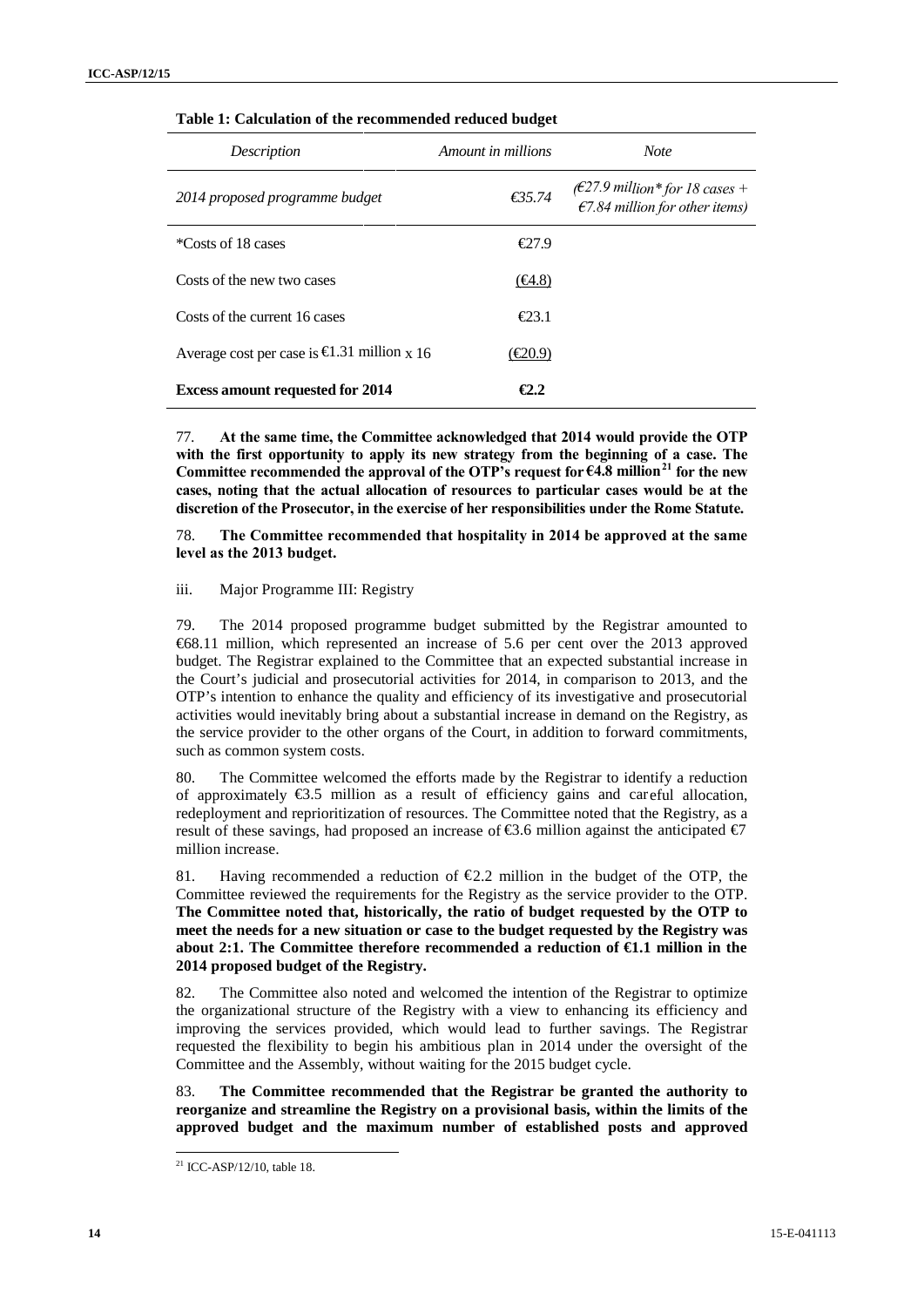**Table 1: Calculation of the recommended reduced budget**

| *Description* | *Amount in millions* | *Note* |
|---|---|---|
| *2014 proposed programme budget* | *€35.74* | *(€27.9 million\* for 18 cases + €7.84 million for other items)* |
| \*Costs of 18 cases | €27.9 | |
| Costs of the new two cases | (€4.8) | |
| Costs of the current 16 cases | €23.1 | |
| Average cost per case is €1.31 million x 16 | (€20.9) | |
| **Excess amount requested for 2014** | **€2.2** | |

77. **At the same time, the Committee acknowledged that 2014 would provide the OTP with the first opportunity to apply its new strategy from the beginning of a case. The Committee recommended the approval of the OTP's request for €4.8 million[21] for the new cases, noting that the actual allocation of resources to particular cases would be at the discretion of the Prosecutor, in the exercise of her responsibilities under the Rome Statute.**

78. **The Committee recommended that hospitality in 2014 be approved at the same level as the 2013 budget.**

iii. Major Programme III: Registry

79. The 2014 proposed programme budget submitted by the Registrar amounted to €68.11 million, which represented an increase of 5.6 per cent over the 2013 approved budget. The Registrar explained to the Committee that an expected substantial increase in the Court's judicial and prosecutorial activities for 2014, in comparison to 2013, and the OTP's intention to enhance the quality and efficiency of its investigative and prosecutorial activities would inevitably bring about a substantial increase in demand on the Registry, as the service provider to the other organs of the Court, in addition to forward commitments, such as common system costs.

80. The Committee welcomed the efforts made by the Registrar to identify a reduction of approximately €3.5 million as a result of efficiency gains and careful allocation, redeployment and reprioritization of resources. The Committee noted that the Registry, as a result of these savings, had proposed an increase of €3.6 million against the anticipated €7 million increase.

81. Having recommended a reduction of €2.2 million in the budget of the OTP, the Committee reviewed the requirements for the Registry as the service provider to the OTP. **The Committee noted that, historically, the ratio of budget requested by the OTP to meet the needs for a new situation or case to the budget requested by the Registry was about 2:1. The Committee therefore recommended a reduction of €1.1 million in the 2014 proposed budget of the Registry.**

82. The Committee also noted and welcomed the intention of the Registrar to optimize the organizational structure of the Registry with a view to enhancing its efficiency and improving the services provided, which would lead to further savings. The Registrar requested the flexibility to begin his ambitious plan in 2014 under the oversight of the Committee and the Assembly, without waiting for the 2015 budget cycle.

83. **The Committee recommended that the Registrar be granted the authority to reorganize and streamline the Registry on a provisional basis, within the limits of the approved budget and the maximum number of established posts and approved**

[21] ICC-ASP/12/10, table 18.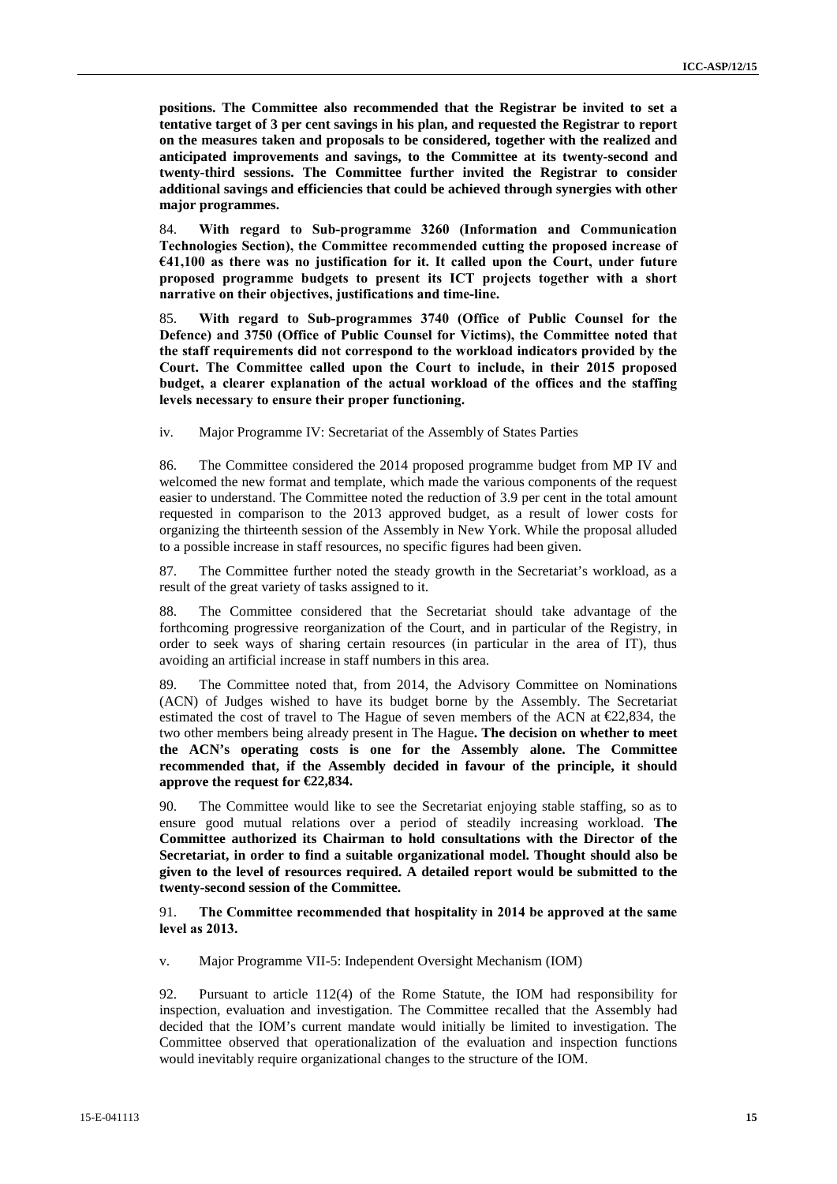**positions. The Committee also recommended that the Registrar be invited to set a tentative target of 3 per cent savings in his plan, and requested the Registrar to report on the measures taken and proposals to be considered, together with the realized and anticipated improvements and savings, to the Committee at its twenty-second and twenty-third sessions. The Committee further invited the Registrar to consider additional savings and efficiencies that could be achieved through synergies with other major programmes.**

84. **With regard to Sub-programme 3260 (Information and Communication Technologies Section), the Committee recommended cutting the proposed increase of €41,100 as there was no justification for it. It called upon the Court, under future proposed programme budgets to present its ICT projects together with a short narrative on their objectives, justifications and time-line.**

85. **With regard to Sub-programmes 3740 (Office of Public Counsel for the Defence) and 3750 (Office of Public Counsel for Victims), the Committee noted that the staff requirements did not correspond to the workload indicators provided by the Court. The Committee called upon the Court to include, in their 2015 proposed budget, a clearer explanation of the actual workload of the offices and the staffing levels necessary to ensure their proper functioning.**

iv. Major Programme IV: Secretariat of the Assembly of States Parties

86. The Committee considered the 2014 proposed programme budget from MP IV and welcomed the new format and template, which made the various components of the request easier to understand. The Committee noted the reduction of 3.9 per cent in the total amount requested in comparison to the 2013 approved budget, as a result of lower costs for organizing the thirteenth session of the Assembly in New York. While the proposal alluded to a possible increase in staff resources, no specific figures had been given.

87. The Committee further noted the steady growth in the Secretariat's workload, as a result of the great variety of tasks assigned to it.

88. The Committee considered that the Secretariat should take advantage of the forthcoming progressive reorganization of the Court, and in particular of the Registry, in order to seek ways of sharing certain resources (in particular in the area of IT), thus avoiding an artificial increase in staff numbers in this area.

89. The Committee noted that, from 2014, the Advisory Committee on Nominations (ACN) of Judges wished to have its budget borne by the Assembly. The Secretariat estimated the cost of travel to The Hague of seven members of the ACN at €22,834, the two other members being already present in The Hague**. The decision on whether to meet the ACN's operating costs is one for the Assembly alone. The Committee recommended that, if the Assembly decided in favour of the principle, it should approve the request for €22,834.**

90. The Committee would like to see the Secretariat enjoying stable staffing, so as to ensure good mutual relations over a period of steadily increasing workload. **The Committee authorized its Chairman to hold consultations with the Director of the Secretariat, in order to find a suitable organizational model. Thought should also be given to the level of resources required. A detailed report would be submitted to the twenty-second session of the Committee.**

91. **The Committee recommended that hospitality in 2014 be approved at the same level as 2013.**

v. Major Programme VII-5: Independent Oversight Mechanism (IOM)

92. Pursuant to article 112(4) of the Rome Statute, the IOM had responsibility for inspection, evaluation and investigation. The Committee recalled that the Assembly had decided that the IOM's current mandate would initially be limited to investigation. The Committee observed that operationalization of the evaluation and inspection functions would inevitably require organizational changes to the structure of the IOM.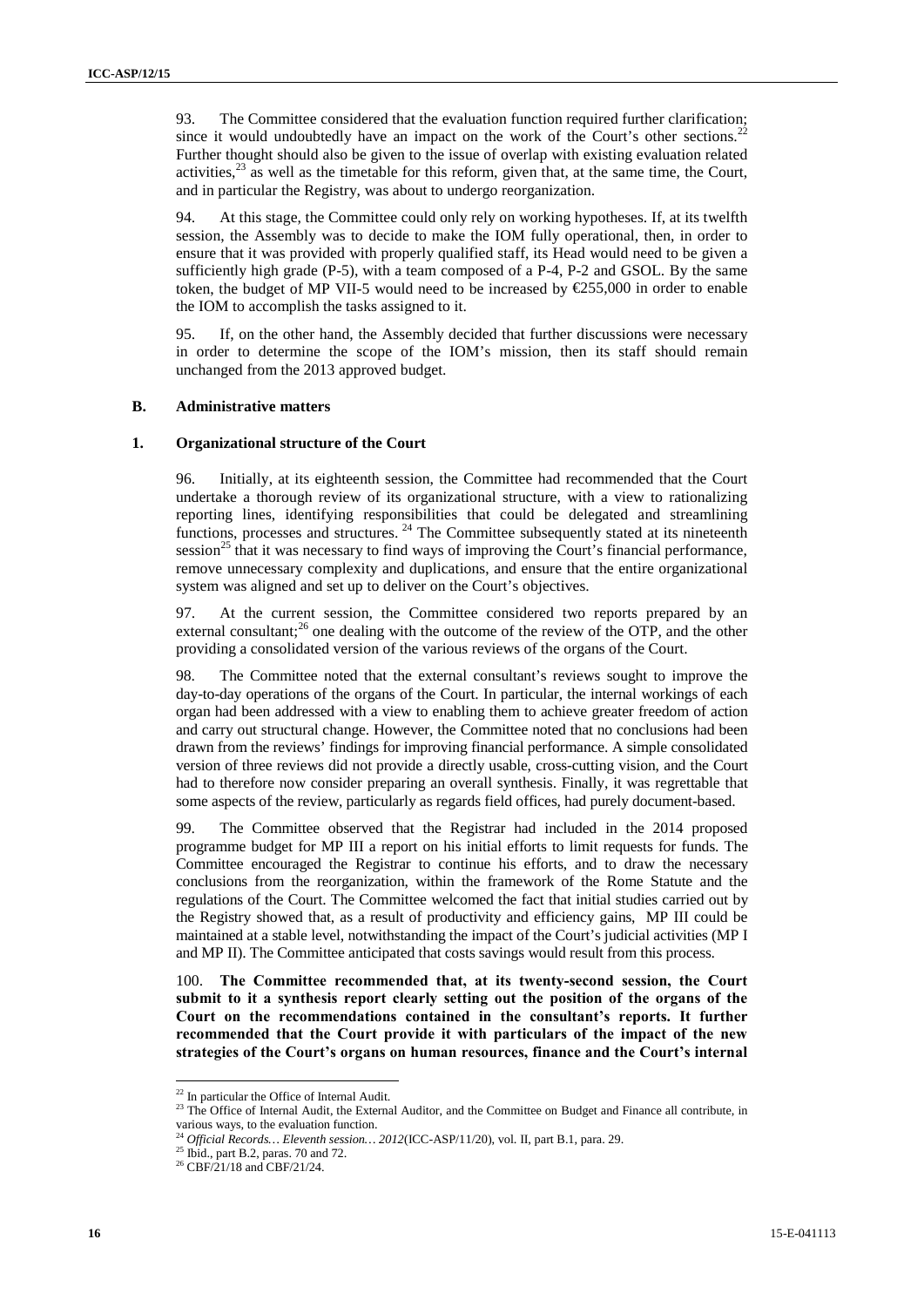93. The Committee considered that the evaluation function required further clarification; since it would undoubtedly have an impact on the work of the Court's other sections.[22] Further thought should also be given to the issue of overlap with existing evaluation related activities,[23] as well as the timetable for this reform, given that, at the same time, the Court, and in particular the Registry, was about to undergo reorganization.

94. At this stage, the Committee could only rely on working hypotheses. If, at its twelfth session, the Assembly was to decide to make the IOM fully operational, then, in order to ensure that it was provided with properly qualified staff, its Head would need to be given a sufficiently high grade (P-5), with a team composed of a P-4, P-2 and GSOL. By the same token, the budget of MP VII-5 would need to be increased by €255,000 in order to enable the IOM to accomplish the tasks assigned to it.

95. If, on the other hand, the Assembly decided that further discussions were necessary in order to determine the scope of the IOM's mission, then its staff should remain unchanged from the 2013 approved budget.

### B. Administrative matters

#### 1. Organizational structure of the Court

96. Initially, at its eighteenth session, the Committee had recommended that the Court undertake a thorough review of its organizational structure, with a view to rationalizing reporting lines, identifying responsibilities that could be delegated and streamlining functions, processes and structures. [24] The Committee subsequently stated at its nineteenth session[25] that it was necessary to find ways of improving the Court's financial performance, remove unnecessary complexity and duplications, and ensure that the entire organizational system was aligned and set up to deliver on the Court's objectives.

97. At the current session, the Committee considered two reports prepared by an external consultant;[26] one dealing with the outcome of the review of the OTP, and the other providing a consolidated version of the various reviews of the organs of the Court.

98. The Committee noted that the external consultant's reviews sought to improve the day-to-day operations of the organs of the Court. In particular, the internal workings of each organ had been addressed with a view to enabling them to achieve greater freedom of action and carry out structural change. However, the Committee noted that no conclusions had been drawn from the reviews' findings for improving financial performance. A simple consolidated version of three reviews did not provide a directly usable, cross-cutting vision, and the Court had to therefore now consider preparing an overall synthesis. Finally, it was regrettable that some aspects of the review, particularly as regards field offices, had purely document-based.

99. The Committee observed that the Registrar had included in the 2014 proposed programme budget for MP III a report on his initial efforts to limit requests for funds. The Committee encouraged the Registrar to continue his efforts, and to draw the necessary conclusions from the reorganization, within the framework of the Rome Statute and the regulations of the Court. The Committee welcomed the fact that initial studies carried out by the Registry showed that, as a result of productivity and efficiency gains, MP III could be maintained at a stable level, notwithstanding the impact of the Court's judicial activities (MP I and MP II). The Committee anticipated that costs savings would result from this process.

100. **The Committee recommended that, at its twenty-second session, the Court submit to it a synthesis report clearly setting out the position of the organs of the Court on the recommendations contained in the consultant's reports. It further recommended that the Court provide it with particulars of the impact of the new strategies of the Court's organs on human resources, finance and the Court's internal**

---

[22] In particular the Office of Internal Audit.

[23] The Office of Internal Audit, the External Auditor, and the Committee on Budget and Finance all contribute, in various ways, to the evaluation function.

[24] *Official Records… Eleventh session… 2012*(ICC-ASP/11/20), vol. II, part B.1, para. 29.

[25] Ibid., part B.2, paras. 70 and 72.

[26] CBF/21/18 and CBF/21/24.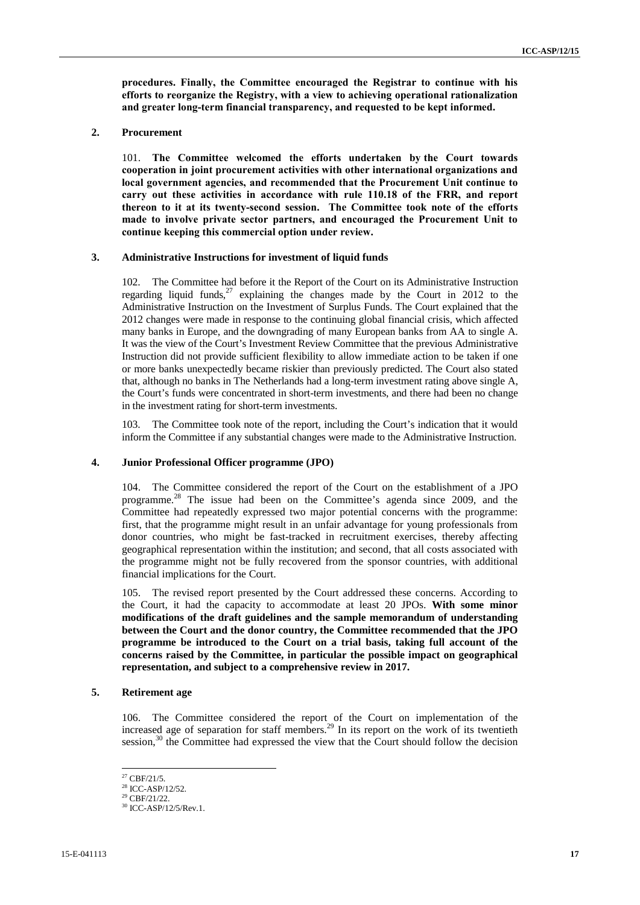**procedures. Finally, the Committee encouraged the Registrar to continue with his efforts to reorganize the Registry, with a view to achieving operational rationalization and greater long-term financial transparency, and requested to be kept informed.**

### 2. Procurement

101. **The Committee welcomed the efforts undertaken by the Court towards cooperation in joint procurement activities with other international organizations and local government agencies, and recommended that the Procurement Unit continue to carry out these activities in accordance with rule 110.18 of the FRR, and report thereon to it at its twenty-second session. The Committee took note of the efforts made to involve private sector partners, and encouraged the Procurement Unit to continue keeping this commercial option under review.**

### 3. Administrative Instructions for investment of liquid funds

102. The Committee had before it the Report of the Court on its Administrative Instruction regarding liquid funds,[27] explaining the changes made by the Court in 2012 to the Administrative Instruction on the Investment of Surplus Funds. The Court explained that the 2012 changes were made in response to the continuing global financial crisis, which affected many banks in Europe, and the downgrading of many European banks from AA to single A. It was the view of the Court's Investment Review Committee that the previous Administrative Instruction did not provide sufficient flexibility to allow immediate action to be taken if one or more banks unexpectedly became riskier than previously predicted. The Court also stated that, although no banks in The Netherlands had a long-term investment rating above single A, the Court's funds were concentrated in short-term investments, and there had been no change in the investment rating for short-term investments.

103. The Committee took note of the report, including the Court's indication that it would inform the Committee if any substantial changes were made to the Administrative Instruction.

### 4. Junior Professional Officer programme (JPO)

104. The Committee considered the report of the Court on the establishment of a JPO programme.[28] The issue had been on the Committee's agenda since 2009, and the Committee had repeatedly expressed two major potential concerns with the programme: first, that the programme might result in an unfair advantage for young professionals from donor countries, who might be fast-tracked in recruitment exercises, thereby affecting geographical representation within the institution; and second, that all costs associated with the programme might not be fully recovered from the sponsor countries, with additional financial implications for the Court.

105. The revised report presented by the Court addressed these concerns. According to the Court, it had the capacity to accommodate at least 20 JPOs. **With some minor modifications of the draft guidelines and the sample memorandum of understanding between the Court and the donor country, the Committee recommended that the JPO programme be introduced to the Court on a trial basis, taking full account of the concerns raised by the Committee, in particular the possible impact on geographical representation, and subject to a comprehensive review in 2017.**

### 5. Retirement age

106. The Committee considered the report of the Court on implementation of the increased age of separation for staff members.[29] In its report on the work of its twentieth session,[30] the Committee had expressed the view that the Court should follow the decision

---

[27] CBF/21/5.
[28] ICC-ASP/12/52.
[29] CBF/21/22.
[30] ICC-ASP/12/5/Rev.1.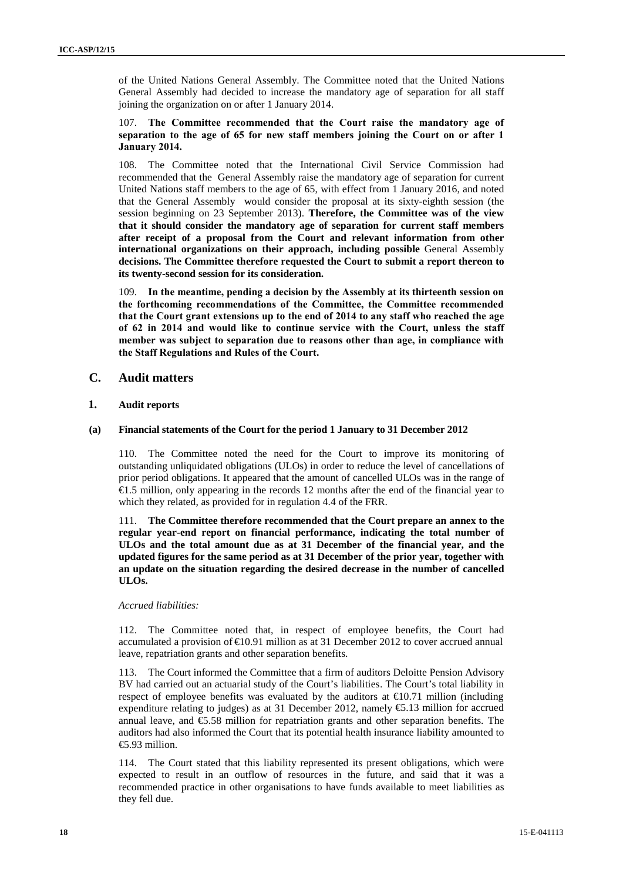of the United Nations General Assembly. The Committee noted that the United Nations General Assembly had decided to increase the mandatory age of separation for all staff joining the organization on or after 1 January 2014.

107. **The Committee recommended that the Court raise the mandatory age of separation to the age of 65 for new staff members joining the Court on or after 1 January 2014.**

108. The Committee noted that the International Civil Service Commission had recommended that the General Assembly raise the mandatory age of separation for current United Nations staff members to the age of 65, with effect from 1 January 2016, and noted that the General Assembly would consider the proposal at its sixty-eighth session (the session beginning on 23 September 2013). **Therefore, the Committee was of the view that it should consider the mandatory age of separation for current staff members after receipt of a proposal from the Court and relevant information from other international organizations on their approach, including possible** General Assembly **decisions. The Committee therefore requested the Court to submit a report thereon to its twenty-second session for its consideration.**

109. **In the meantime, pending a decision by the Assembly at its thirteenth session on the forthcoming recommendations of the Committee, the Committee recommended that the Court grant extensions up to the end of 2014 to any staff who reached the age of 62 in 2014 and would like to continue service with the Court, unless the staff member was subject to separation due to reasons other than age, in compliance with the Staff Regulations and Rules of the Court.**

## C. Audit matters

### 1. Audit reports

#### (a) Financial statements of the Court for the period 1 January to 31 December 2012

110. The Committee noted the need for the Court to improve its monitoring of outstanding unliquidated obligations (ULOs) in order to reduce the level of cancellations of prior period obligations. It appeared that the amount of cancelled ULOs was in the range of €1.5 million, only appearing in the records 12 months after the end of the financial year to which they related, as provided for in regulation 4.4 of the FRR.

111. **The Committee therefore recommended that the Court prepare an annex to the regular year-end report on financial performance, indicating the total number of ULOs and the total amount due as at 31 December of the financial year, and the updated figures for the same period as at 31 December of the prior year, together with an update on the situation regarding the desired decrease in the number of cancelled ULOs.**

*Accrued liabilities:*

112. The Committee noted that, in respect of employee benefits, the Court had accumulated a provision of €10.91 million as at 31 December 2012 to cover accrued annual leave, repatriation grants and other separation benefits.

113. The Court informed the Committee that a firm of auditors Deloitte Pension Advisory BV had carried out an actuarial study of the Court's liabilities. The Court's total liability in respect of employee benefits was evaluated by the auditors at €10.71 million (including expenditure relating to judges) as at 31 December 2012, namely €5.13 million for accrued annual leave, and €5.58 million for repatriation grants and other separation benefits. The auditors had also informed the Court that its potential health insurance liability amounted to €5.93 million.

114. The Court stated that this liability represented its present obligations, which were expected to result in an outflow of resources in the future, and said that it was a recommended practice in other organisations to have funds available to meet liabilities as they fell due.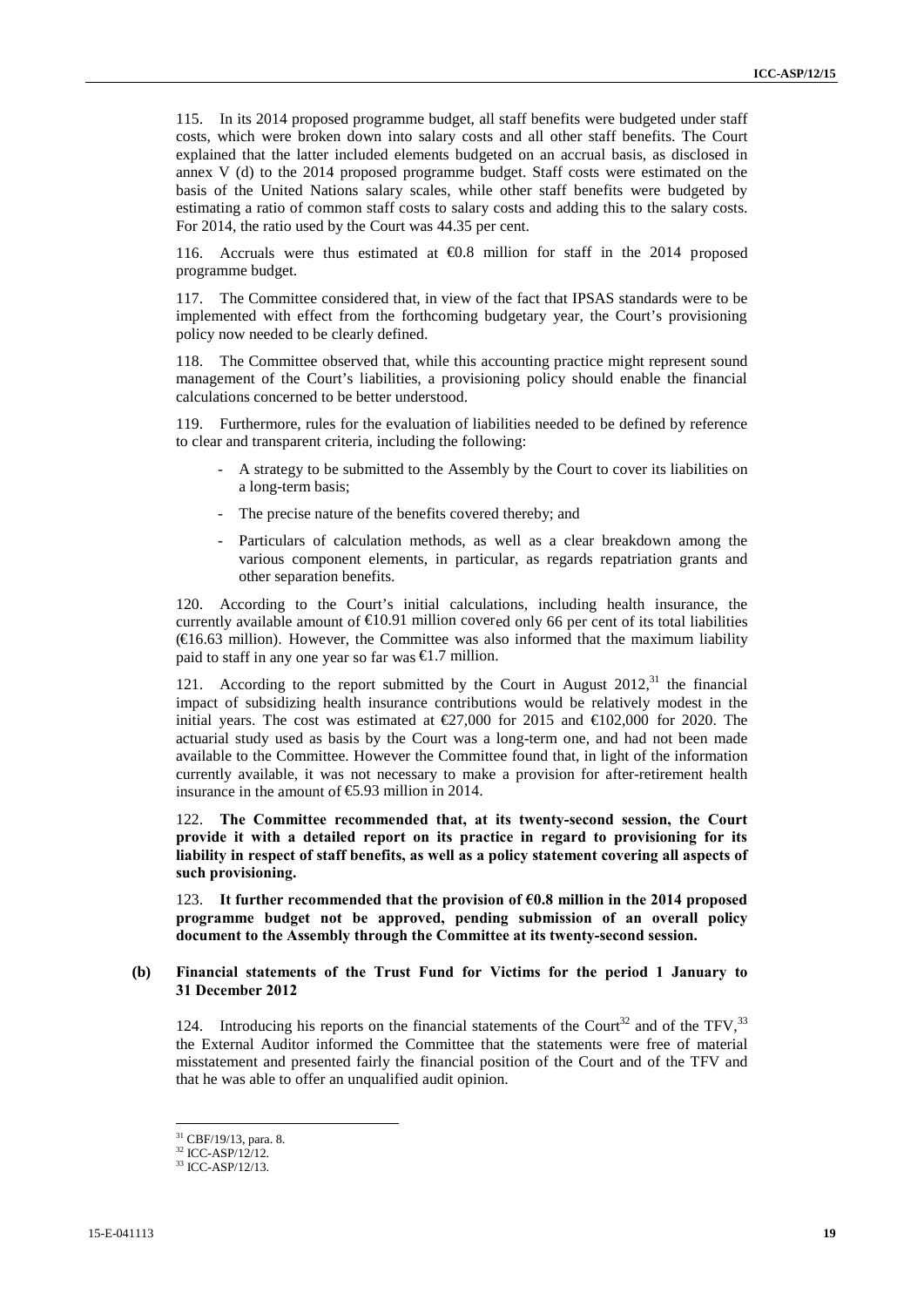115. In its 2014 proposed programme budget, all staff benefits were budgeted under staff costs, which were broken down into salary costs and all other staff benefits. The Court explained that the latter included elements budgeted on an accrual basis, as disclosed in annex V (d) to the 2014 proposed programme budget. Staff costs were estimated on the basis of the United Nations salary scales, while other staff benefits were budgeted by estimating a ratio of common staff costs to salary costs and adding this to the salary costs. For 2014, the ratio used by the Court was 44.35 per cent.

116. Accruals were thus estimated at €0.8 million for staff in the 2014 proposed programme budget.

117. The Committee considered that, in view of the fact that IPSAS standards were to be implemented with effect from the forthcoming budgetary year, the Court's provisioning policy now needed to be clearly defined.

118. The Committee observed that, while this accounting practice might represent sound management of the Court's liabilities, a provisioning policy should enable the financial calculations concerned to be better understood.

119. Furthermore, rules for the evaluation of liabilities needed to be defined by reference to clear and transparent criteria, including the following:

- A strategy to be submitted to the Assembly by the Court to cover its liabilities on a long-term basis;
- The precise nature of the benefits covered thereby; and
- Particulars of calculation methods, as well as a clear breakdown among the various component elements, in particular, as regards repatriation grants and other separation benefits.

120. According to the Court's initial calculations, including health insurance, the currently available amount of €10.91 million covered only 66 per cent of its total liabilities (€16.63 million). However, the Committee was also informed that the maximum liability paid to staff in any one year so far was €1.7 million.

121. According to the report submitted by the Court in August 2012,[31] the financial impact of subsidizing health insurance contributions would be relatively modest in the initial years. The cost was estimated at €27,000 for 2015 and €102,000 for 2020. The actuarial study used as basis by the Court was a long-term one, and had not been made available to the Committee. However the Committee found that, in light of the information currently available, it was not necessary to make a provision for after-retirement health insurance in the amount of €5.93 million in 2014.

122. **The Committee recommended that, at its twenty-second session, the Court provide it with a detailed report on its practice in regard to provisioning for its liability in respect of staff benefits, as well as a policy statement covering all aspects of such provisioning.**

123. **It further recommended that the provision of €0.8 million in the 2014 proposed programme budget not be approved, pending submission of an overall policy document to the Assembly through the Committee at its twenty-second session.**

### (b) Financial statements of the Trust Fund for Victims for the period 1 January to 31 December 2012

124. Introducing his reports on the financial statements of the Court[32] and of the TFV,[33] the External Auditor informed the Committee that the statements were free of material misstatement and presented fairly the financial position of the Court and of the TFV and that he was able to offer an unqualified audit opinion.

[31] CBF/19/13, para. 8.
[32] ICC-ASP/12/12.
[33] ICC-ASP/12/13.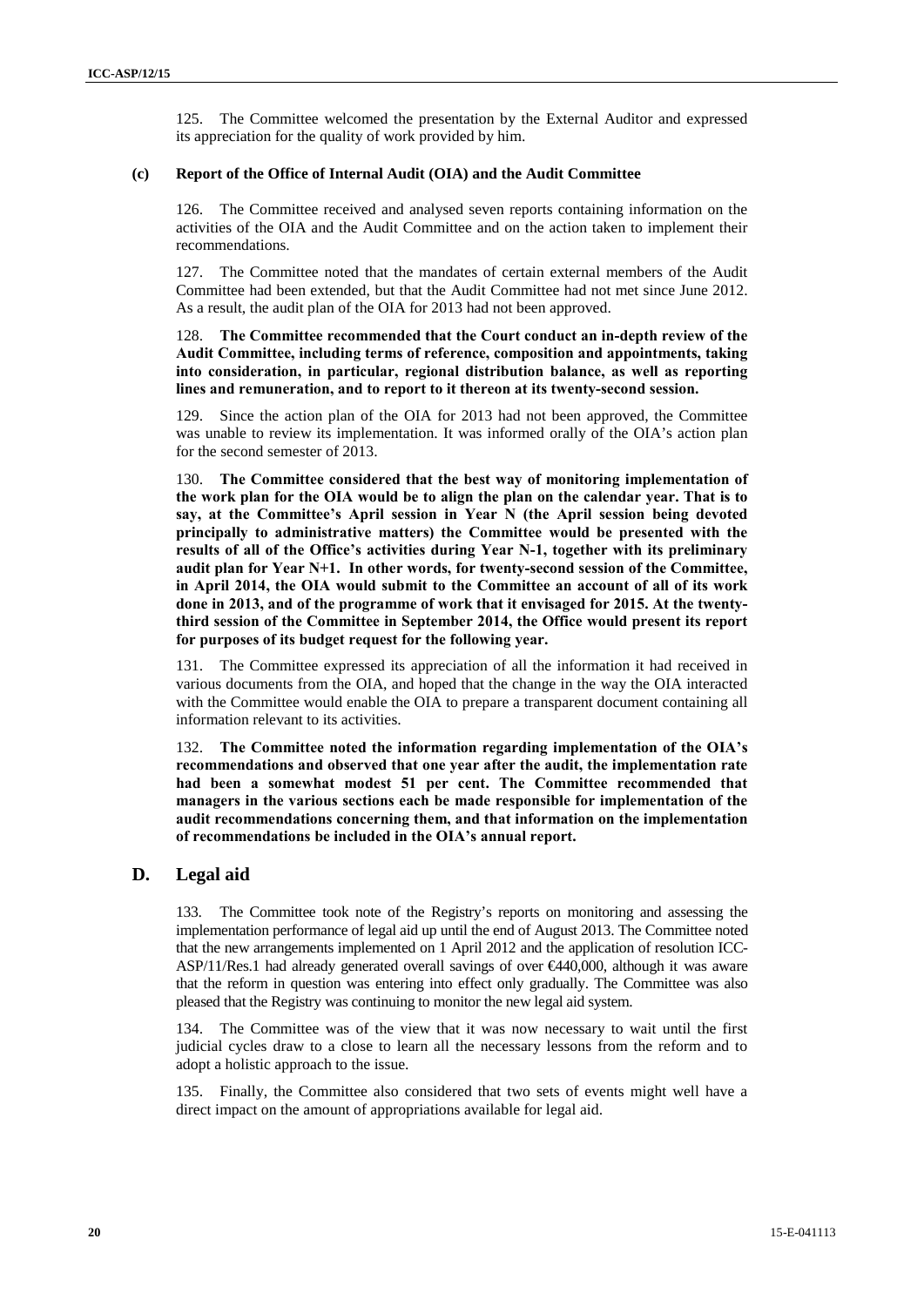125. The Committee welcomed the presentation by the External Auditor and expressed its appreciation for the quality of work provided by him.

#### (c) Report of the Office of Internal Audit (OIA) and the Audit Committee

126. The Committee received and analysed seven reports containing information on the activities of the OIA and the Audit Committee and on the action taken to implement their recommendations.

127. The Committee noted that the mandates of certain external members of the Audit Committee had been extended, but that the Audit Committee had not met since June 2012. As a result, the audit plan of the OIA for 2013 had not been approved.

128. **The Committee recommended that the Court conduct an in-depth review of the Audit Committee, including terms of reference, composition and appointments, taking into consideration, in particular, regional distribution balance, as well as reporting lines and remuneration, and to report to it thereon at its twenty-second session.**

129. Since the action plan of the OIA for 2013 had not been approved, the Committee was unable to review its implementation. It was informed orally of the OIA's action plan for the second semester of 2013.

130. **The Committee considered that the best way of monitoring implementation of the work plan for the OIA would be to align the plan on the calendar year. That is to say, at the Committee's April session in Year N (the April session being devoted principally to administrative matters) the Committee would be presented with the results of all of the Office's activities during Year N-1, together with its preliminary audit plan for Year N+1. In other words, for twenty-second session of the Committee, in April 2014, the OIA would submit to the Committee an account of all of its work done in 2013, and of the programme of work that it envisaged for 2015. At the twenty-third session of the Committee in September 2014, the Office would present its report for purposes of its budget request for the following year.**

131. The Committee expressed its appreciation of all the information it had received in various documents from the OIA, and hoped that the change in the way the OIA interacted with the Committee would enable the OIA to prepare a transparent document containing all information relevant to its activities.

132. **The Committee noted the information regarding implementation of the OIA's recommendations and observed that one year after the audit, the implementation rate had been a somewhat modest 51 per cent. The Committee recommended that managers in the various sections each be made responsible for implementation of the audit recommendations concerning them, and that information on the implementation of recommendations be included in the OIA's annual report.**

## D. Legal aid

133. The Committee took note of the Registry's reports on monitoring and assessing the implementation performance of legal aid up until the end of August 2013. The Committee noted that the new arrangements implemented on 1 April 2012 and the application of resolution ICC-ASP/11/Res.1 had already generated overall savings of over €440,000, although it was aware that the reform in question was entering into effect only gradually. The Committee was also pleased that the Registry was continuing to monitor the new legal aid system.

134. The Committee was of the view that it was now necessary to wait until the first judicial cycles draw to a close to learn all the necessary lessons from the reform and to adopt a holistic approach to the issue.

135. Finally, the Committee also considered that two sets of events might well have a direct impact on the amount of appropriations available for legal aid.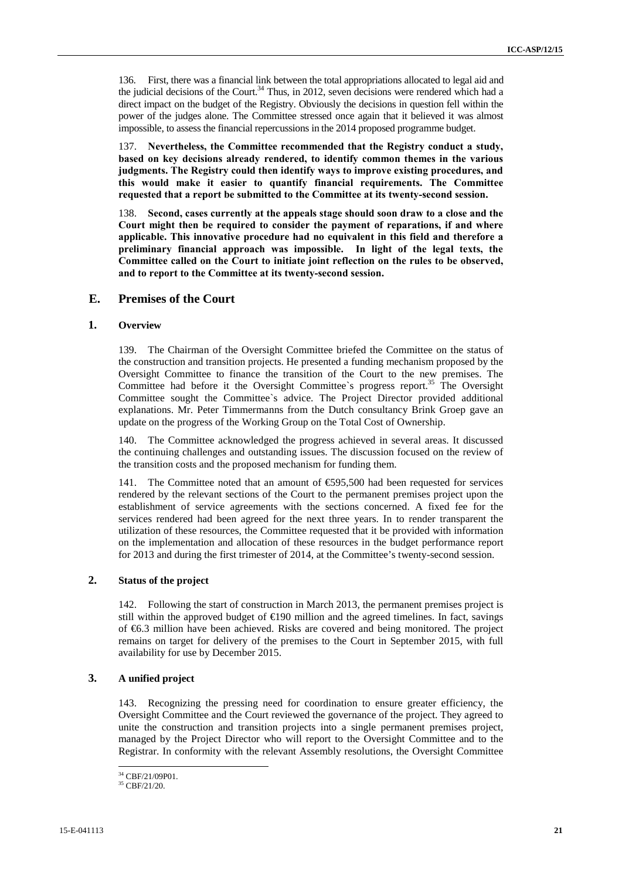136. First, there was a financial link between the total appropriations allocated to legal aid and the judicial decisions of the Court.[34] Thus, in 2012, seven decisions were rendered which had a direct impact on the budget of the Registry. Obviously the decisions in question fell within the power of the judges alone. The Committee stressed once again that it believed it was almost impossible, to assess the financial repercussions in the 2014 proposed programme budget.

137. **Nevertheless, the Committee recommended that the Registry conduct a study, based on key decisions already rendered, to identify common themes in the various judgments. The Registry could then identify ways to improve existing procedures, and this would make it easier to quantify financial requirements. The Committee requested that a report be submitted to the Committee at its twenty-second session.**

138. **Second, cases currently at the appeals stage should soon draw to a close and the Court might then be required to consider the payment of reparations, if and where applicable. This innovative procedure had no equivalent in this field and therefore a preliminary financial approach was impossible. In light of the legal texts, the Committee called on the Court to initiate joint reflection on the rules to be observed, and to report to the Committee at its twenty-second session.**

## E. Premises of the Court

### 1. Overview

139. The Chairman of the Oversight Committee briefed the Committee on the status of the construction and transition projects. He presented a funding mechanism proposed by the Oversight Committee to finance the transition of the Court to the new premises. The Committee had before it the Oversight Committee`s progress report.[35] The Oversight Committee sought the Committee`s advice. The Project Director provided additional explanations. Mr. Peter Timmermanns from the Dutch consultancy Brink Groep gave an update on the progress of the Working Group on the Total Cost of Ownership.

140. The Committee acknowledged the progress achieved in several areas. It discussed the continuing challenges and outstanding issues. The discussion focused on the review of the transition costs and the proposed mechanism for funding them.

141. The Committee noted that an amount of €595,500 had been requested for services rendered by the relevant sections of the Court to the permanent premises project upon the establishment of service agreements with the sections concerned. A fixed fee for the services rendered had been agreed for the next three years. In to render transparent the utilization of these resources, the Committee requested that it be provided with information on the implementation and allocation of these resources in the budget performance report for 2013 and during the first trimester of 2014, at the Committee's twenty-second session.

### 2. Status of the project

142. Following the start of construction in March 2013, the permanent premises project is still within the approved budget of €190 million and the agreed timelines. In fact, savings of €6.3 million have been achieved. Risks are covered and being monitored. The project remains on target for delivery of the premises to the Court in September 2015, with full availability for use by December 2015.

### 3. A unified project

143. Recognizing the pressing need for coordination to ensure greater efficiency, the Oversight Committee and the Court reviewed the governance of the project. They agreed to unite the construction and transition projects into a single permanent premises project, managed by the Project Director who will report to the Oversight Committee and to the Registrar. In conformity with the relevant Assembly resolutions, the Oversight Committee

---

[34] CBF/21/09P01.

[35] CBF/21/20.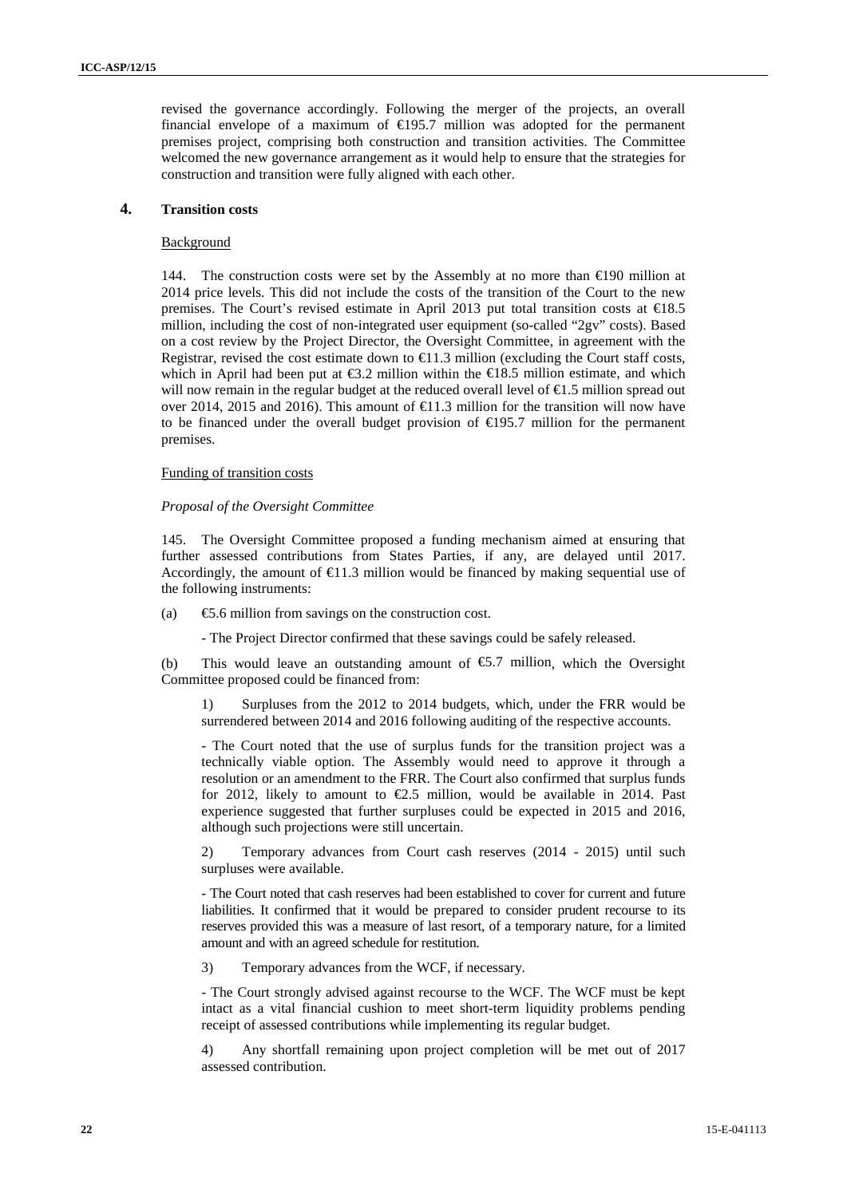revised the governance accordingly. Following the merger of the projects, an overall financial envelope of a maximum of €195.7 million was adopted for the permanent premises project, comprising both construction and transition activities. The Committee welcomed the new governance arrangement as it would help to ensure that the strategies for construction and transition were fully aligned with each other.

## 4. Transition costs

Background

144. The construction costs were set by the Assembly at no more than €190 million at 2014 price levels. This did not include the costs of the transition of the Court to the new premises. The Court's revised estimate in April 2013 put total transition costs at €18.5 million, including the cost of non-integrated user equipment (so-called "2gv" costs). Based on a cost review by the Project Director, the Oversight Committee, in agreement with the Registrar, revised the cost estimate down to €11.3 million (excluding the Court staff costs, which in April had been put at €3.2 million within the €18.5 million estimate, and which will now remain in the regular budget at the reduced overall level of €1.5 million spread out over 2014, 2015 and 2016). This amount of €11.3 million for the transition will now have to be financed under the overall budget provision of €195.7 million for the permanent premises.

Funding of transition costs

*Proposal of the Oversight Committee*

145. The Oversight Committee proposed a funding mechanism aimed at ensuring that further assessed contributions from States Parties, if any, are delayed until 2017. Accordingly, the amount of €11.3 million would be financed by making sequential use of the following instruments:

(a) €5.6 million from savings on the construction cost.

- The Project Director confirmed that these savings could be safely released.

(b) This would leave an outstanding amount of €5.7 million, which the Oversight Committee proposed could be financed from:

1) Surpluses from the 2012 to 2014 budgets, which, under the FRR would be surrendered between 2014 and 2016 following auditing of the respective accounts.

- The Court noted that the use of surplus funds for the transition project was a technically viable option. The Assembly would need to approve it through a resolution or an amendment to the FRR. The Court also confirmed that surplus funds for 2012, likely to amount to €2.5 million, would be available in 2014. Past experience suggested that further surpluses could be expected in 2015 and 2016, although such projections were still uncertain.

2) Temporary advances from Court cash reserves (2014 - 2015) until such surpluses were available.

- The Court noted that cash reserves had been established to cover for current and future liabilities. It confirmed that it would be prepared to consider prudent recourse to its reserves provided this was a measure of last resort, of a temporary nature, for a limited amount and with an agreed schedule for restitution.

3) Temporary advances from the WCF, if necessary.

- The Court strongly advised against recourse to the WCF. The WCF must be kept intact as a vital financial cushion to meet short-term liquidity problems pending receipt of assessed contributions while implementing its regular budget.

4) Any shortfall remaining upon project completion will be met out of 2017 assessed contribution.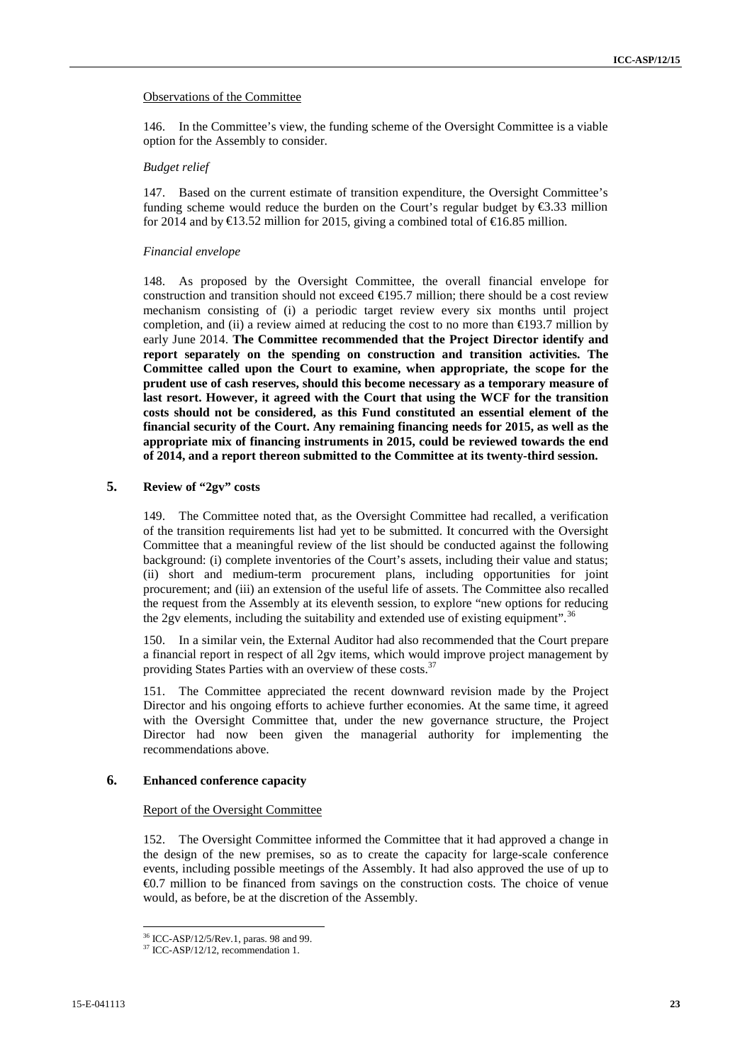Observations of the Committee

146. In the Committee's view, the funding scheme of the Oversight Committee is a viable option for the Assembly to consider.

*Budget relief*

147. Based on the current estimate of transition expenditure, the Oversight Committee's funding scheme would reduce the burden on the Court's regular budget by €3.33 million for 2014 and by €13.52 million for 2015, giving a combined total of €16.85 million.

*Financial envelope*

148. As proposed by the Oversight Committee, the overall financial envelope for construction and transition should not exceed €195.7 million; there should be a cost review mechanism consisting of (i) a periodic target review every six months until project completion, and (ii) a review aimed at reducing the cost to no more than €193.7 million by early June 2014. **The Committee recommended that the Project Director identify and report separately on the spending on construction and transition activities. The Committee called upon the Court to examine, when appropriate, the scope for the prudent use of cash reserves, should this become necessary as a temporary measure of last resort. However, it agreed with the Court that using the WCF for the transition costs should not be considered, as this Fund constituted an essential element of the financial security of the Court. Any remaining financing needs for 2015, as well as the appropriate mix of financing instruments in 2015, could be reviewed towards the end of 2014, and a report thereon submitted to the Committee at its twenty-third session.**

## 5. Review of "2gv" costs

149. The Committee noted that, as the Oversight Committee had recalled, a verification of the transition requirements list had yet to be submitted. It concurred with the Oversight Committee that a meaningful review of the list should be conducted against the following background: (i) complete inventories of the Court's assets, including their value and status; (ii) short and medium-term procurement plans, including opportunities for joint procurement; and (iii) an extension of the useful life of assets. The Committee also recalled the request from the Assembly at its eleventh session, to explore "new options for reducing the 2gv elements, including the suitability and extended use of existing equipment".[36]

150. In a similar vein, the External Auditor had also recommended that the Court prepare a financial report in respect of all 2gv items, which would improve project management by providing States Parties with an overview of these costs.[37]

151. The Committee appreciated the recent downward revision made by the Project Director and his ongoing efforts to achieve further economies. At the same time, it agreed with the Oversight Committee that, under the new governance structure, the Project Director had now been given the managerial authority for implementing the recommendations above.

## 6. Enhanced conference capacity

Report of the Oversight Committee

152. The Oversight Committee informed the Committee that it had approved a change in the design of the new premises, so as to create the capacity for large-scale conference events, including possible meetings of the Assembly. It had also approved the use of up to €0.7 million to be financed from savings on the construction costs. The choice of venue would, as before, be at the discretion of the Assembly.

[36] ICC-ASP/12/5/Rev.1, paras. 98 and 99.

[37] ICC-ASP/12/12, recommendation 1.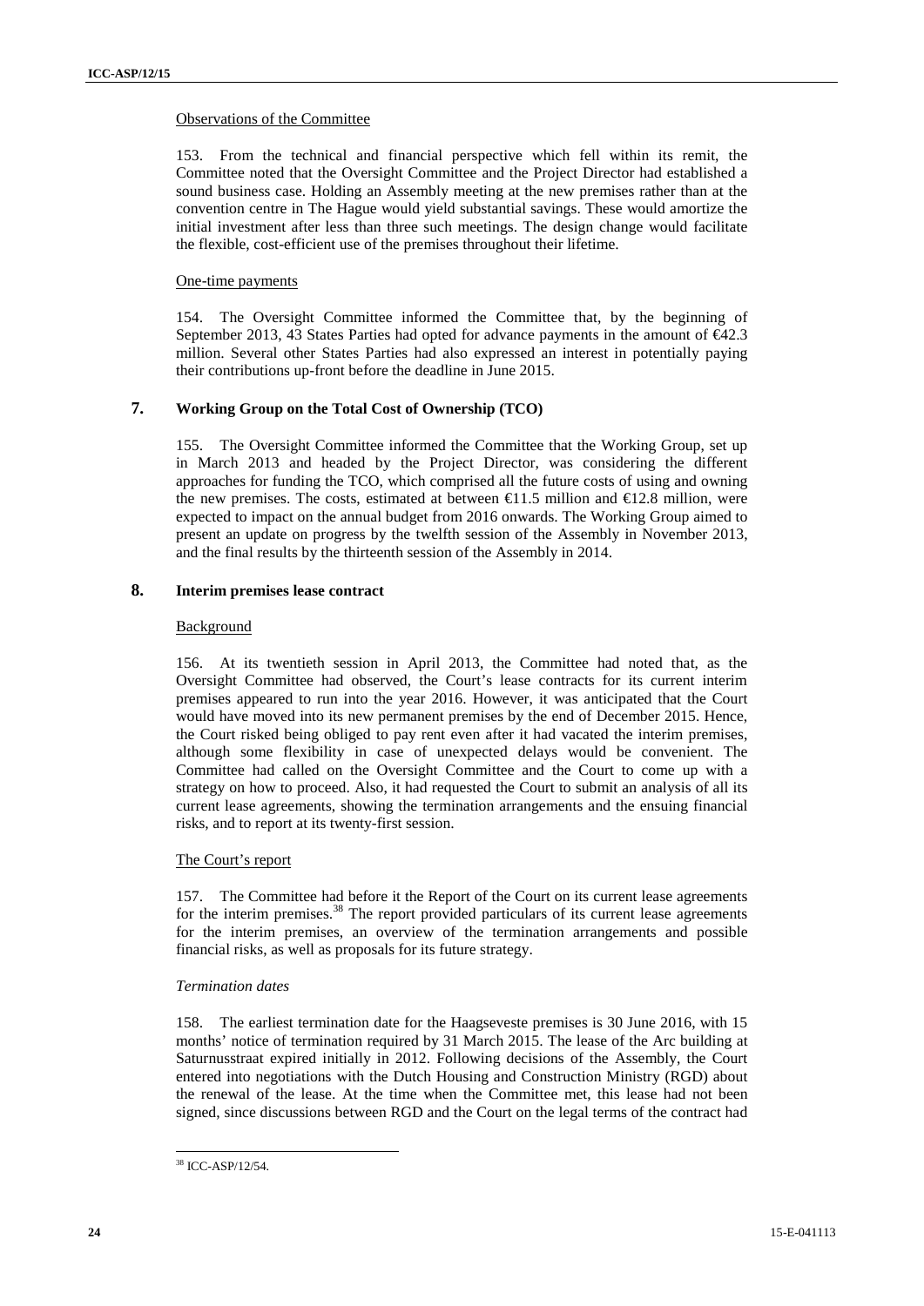Observations of the Committee

153. From the technical and financial perspective which fell within its remit, the Committee noted that the Oversight Committee and the Project Director had established a sound business case. Holding an Assembly meeting at the new premises rather than at the convention centre in The Hague would yield substantial savings. These would amortize the initial investment after less than three such meetings. The design change would facilitate the flexible, cost-efficient use of the premises throughout their lifetime.

One-time payments

154. The Oversight Committee informed the Committee that, by the beginning of September 2013, 43 States Parties had opted for advance payments in the amount of €42.3 million. Several other States Parties had also expressed an interest in potentially paying their contributions up-front before the deadline in June 2015.

## 7. Working Group on the Total Cost of Ownership (TCO)

155. The Oversight Committee informed the Committee that the Working Group, set up in March 2013 and headed by the Project Director, was considering the different approaches for funding the TCO, which comprised all the future costs of using and owning the new premises. The costs, estimated at between €11.5 million and €12.8 million, were expected to impact on the annual budget from 2016 onwards. The Working Group aimed to present an update on progress by the twelfth session of the Assembly in November 2013, and the final results by the thirteenth session of the Assembly in 2014.

## 8. Interim premises lease contract

Background

156. At its twentieth session in April 2013, the Committee had noted that, as the Oversight Committee had observed, the Court's lease contracts for its current interim premises appeared to run into the year 2016. However, it was anticipated that the Court would have moved into its new permanent premises by the end of December 2015. Hence, the Court risked being obliged to pay rent even after it had vacated the interim premises, although some flexibility in case of unexpected delays would be convenient. The Committee had called on the Oversight Committee and the Court to come up with a strategy on how to proceed. Also, it had requested the Court to submit an analysis of all its current lease agreements, showing the termination arrangements and the ensuing financial risks, and to report at its twenty-first session.

The Court's report

157. The Committee had before it the Report of the Court on its current lease agreements for the interim premises.[38] The report provided particulars of its current lease agreements for the interim premises, an overview of the termination arrangements and possible financial risks, as well as proposals for its future strategy.

*Termination dates*

158. The earliest termination date for the Haagseveste premises is 30 June 2016, with 15 months' notice of termination required by 31 March 2015. The lease of the Arc building at Saturnusstraat expired initially in 2012. Following decisions of the Assembly, the Court entered into negotiations with the Dutch Housing and Construction Ministry (RGD) about the renewal of the lease. At the time when the Committee met, this lease had not been signed, since discussions between RGD and the Court on the legal terms of the contract had

[38] ICC-ASP/12/54.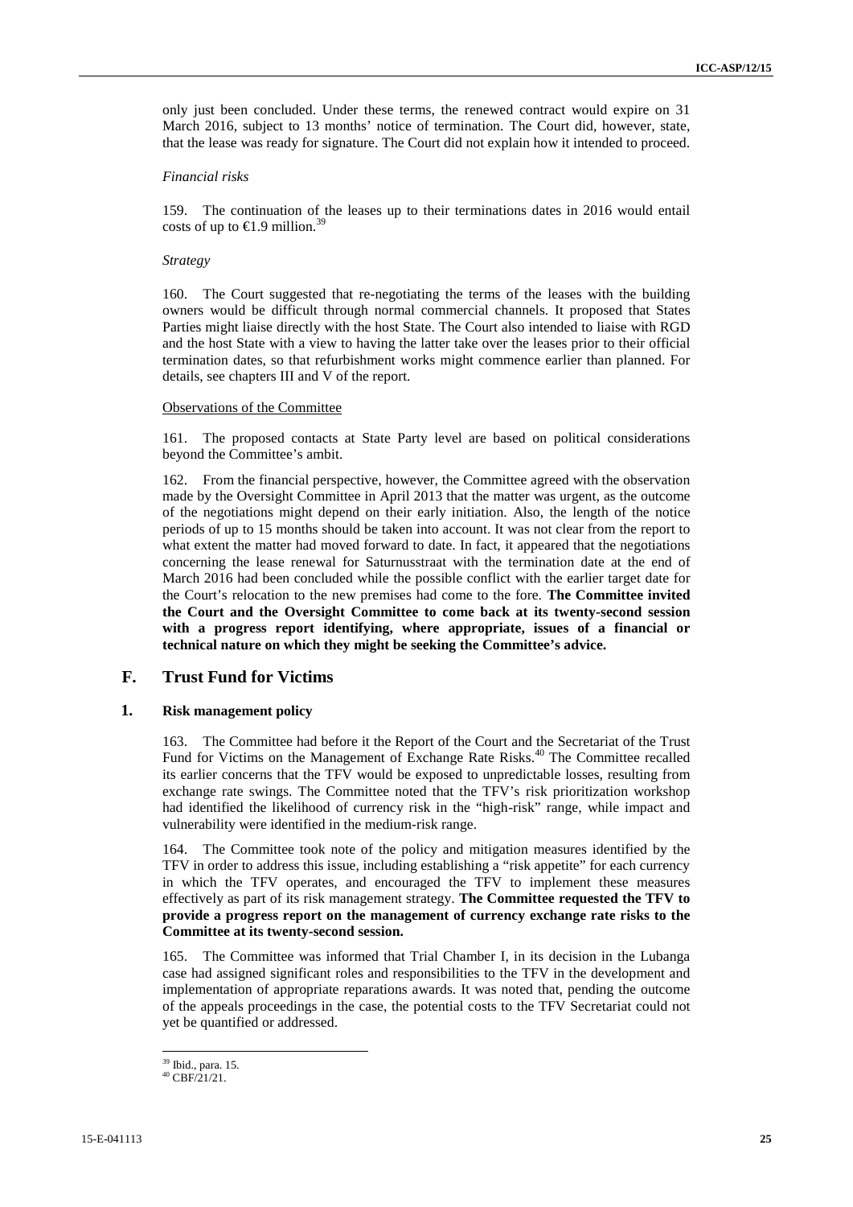only just been concluded. Under these terms, the renewed contract would expire on 31 March 2016, subject to 13 months' notice of termination. The Court did, however, state, that the lease was ready for signature. The Court did not explain how it intended to proceed.

*Financial risks*

159. The continuation of the leases up to their terminations dates in 2016 would entail costs of up to €1.9 million.[39]

*Strategy*

160. The Court suggested that re-negotiating the terms of the leases with the building owners would be difficult through normal commercial channels. It proposed that States Parties might liaise directly with the host State. The Court also intended to liaise with RGD and the host State with a view to having the latter take over the leases prior to their official termination dates, so that refurbishment works might commence earlier than planned. For details, see chapters III and V of the report.

Observations of the Committee

161. The proposed contacts at State Party level are based on political considerations beyond the Committee's ambit.

162. From the financial perspective, however, the Committee agreed with the observation made by the Oversight Committee in April 2013 that the matter was urgent, as the outcome of the negotiations might depend on their early initiation. Also, the length of the notice periods of up to 15 months should be taken into account. It was not clear from the report to what extent the matter had moved forward to date. In fact, it appeared that the negotiations concerning the lease renewal for Saturnusstraat with the termination date at the end of March 2016 had been concluded while the possible conflict with the earlier target date for the Court's relocation to the new premises had come to the fore. **The Committee invited the Court and the Oversight Committee to come back at its twenty-second session with a progress report identifying, where appropriate, issues of a financial or technical nature on which they might be seeking the Committee's advice.**

## F. Trust Fund for Victims

### 1. Risk management policy

163. The Committee had before it the Report of the Court and the Secretariat of the Trust Fund for Victims on the Management of Exchange Rate Risks.[40] The Committee recalled its earlier concerns that the TFV would be exposed to unpredictable losses, resulting from exchange rate swings. The Committee noted that the TFV's risk prioritization workshop had identified the likelihood of currency risk in the "high-risk" range, while impact and vulnerability were identified in the medium-risk range.

164. The Committee took note of the policy and mitigation measures identified by the TFV in order to address this issue, including establishing a "risk appetite" for each currency in which the TFV operates, and encouraged the TFV to implement these measures effectively as part of its risk management strategy. **The Committee requested the TFV to provide a progress report on the management of currency exchange rate risks to the Committee at its twenty-second session.**

165. The Committee was informed that Trial Chamber I, in its decision in the Lubanga case had assigned significant roles and responsibilities to the TFV in the development and implementation of appropriate reparations awards. It was noted that, pending the outcome of the appeals proceedings in the case, the potential costs to the TFV Secretariat could not yet be quantified or addressed.

---

[39] Ibid., para. 15.

[40] CBF/21/21.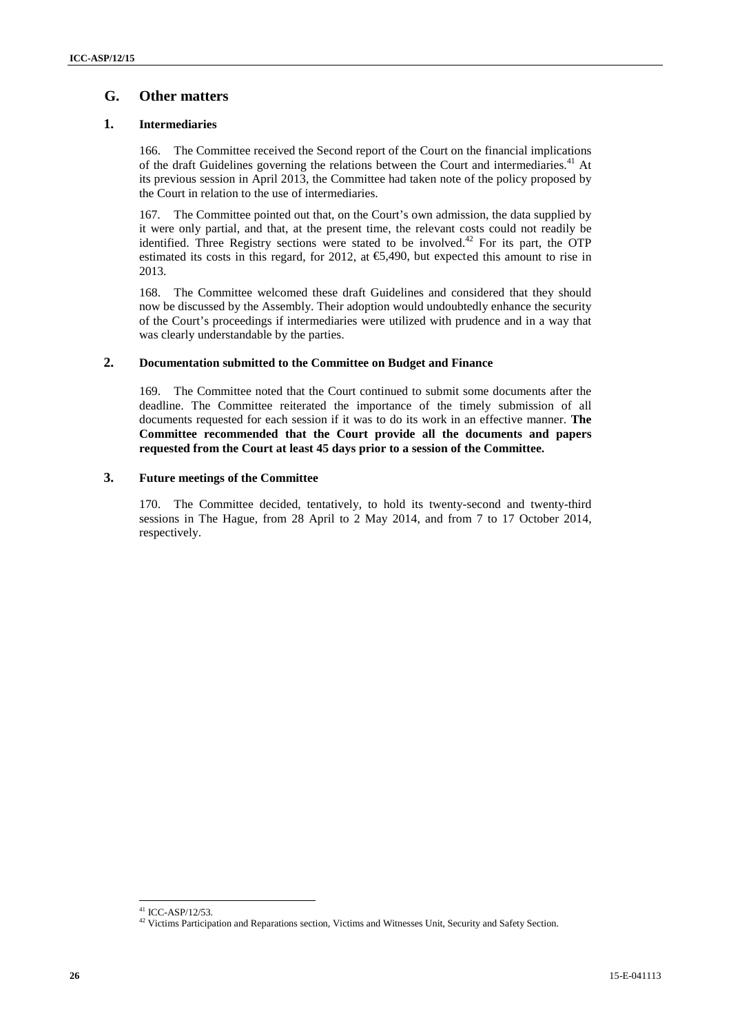## G. Other matters

### 1. Intermediaries

166. The Committee received the Second report of the Court on the financial implications of the draft Guidelines governing the relations between the Court and intermediaries.[41] At its previous session in April 2013, the Committee had taken note of the policy proposed by the Court in relation to the use of intermediaries.

167. The Committee pointed out that, on the Court's own admission, the data supplied by it were only partial, and that, at the present time, the relevant costs could not readily be identified. Three Registry sections were stated to be involved.[42] For its part, the OTP estimated its costs in this regard, for 2012, at €5,490, but expected this amount to rise in 2013.

168. The Committee welcomed these draft Guidelines and considered that they should now be discussed by the Assembly. Their adoption would undoubtedly enhance the security of the Court's proceedings if intermediaries were utilized with prudence and in a way that was clearly understandable by the parties.

### 2. Documentation submitted to the Committee on Budget and Finance

169. The Committee noted that the Court continued to submit some documents after the deadline. The Committee reiterated the importance of the timely submission of all documents requested for each session if it was to do its work in an effective manner. **The Committee recommended that the Court provide all the documents and papers requested from the Court at least 45 days prior to a session of the Committee.**

### 3. Future meetings of the Committee

170. The Committee decided, tentatively, to hold its twenty-second and twenty-third sessions in The Hague, from 28 April to 2 May 2014, and from 7 to 17 October 2014, respectively.

---

[41] ICC-ASP/12/53.

[42] Victims Participation and Reparations section, Victims and Witnesses Unit, Security and Safety Section.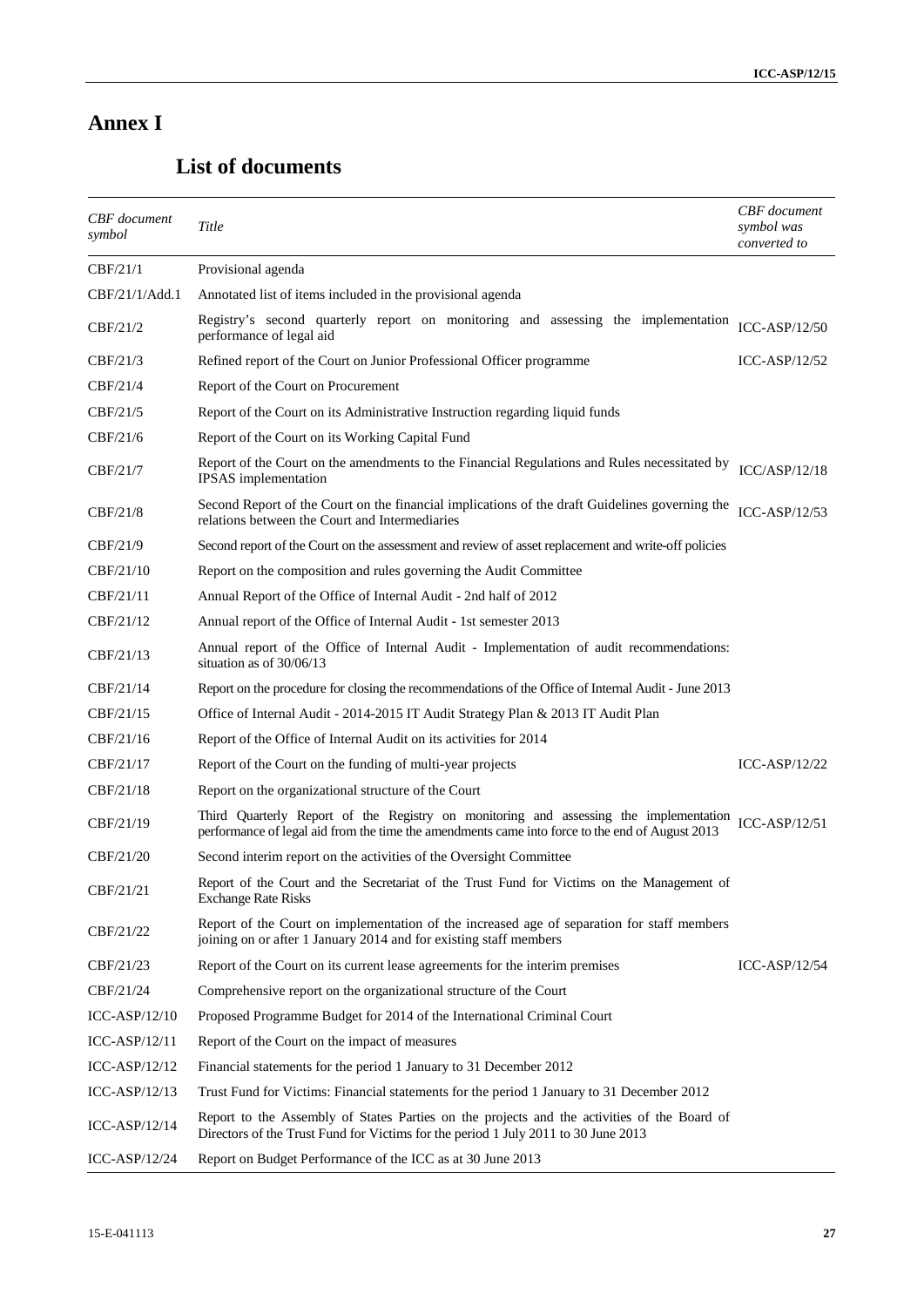# Annex I

## List of documents

| *CBF document symbol* | *Title* | *CBF document symbol was converted to* |
|---|---|---|
| CBF/21/1 | Provisional agenda | |
| CBF/21/1/Add.1 | Annotated list of items included in the provisional agenda | |
| CBF/21/2 | Registry's second quarterly report on monitoring and assessing the implementation performance of legal aid | ICC-ASP/12/50 |
| CBF/21/3 | Refined report of the Court on Junior Professional Officer programme | ICC-ASP/12/52 |
| CBF/21/4 | Report of the Court on Procurement | |
| CBF/21/5 | Report of the Court on its Administrative Instruction regarding liquid funds | |
| CBF/21/6 | Report of the Court on its Working Capital Fund | |
| CBF/21/7 | Report of the Court on the amendments to the Financial Regulations and Rules necessitated by IPSAS implementation | ICC/ASP/12/18 |
| CBF/21/8 | Second Report of the Court on the financial implications of the draft Guidelines governing the relations between the Court and Intermediaries | ICC-ASP/12/53 |
| CBF/21/9 | Second report of the Court on the assessment and review of asset replacement and write-off policies | |
| CBF/21/10 | Report on the composition and rules governing the Audit Committee | |
| CBF/21/11 | Annual Report of the Office of Internal Audit - 2nd half of 2012 | |
| CBF/21/12 | Annual report of the Office of Internal Audit - 1st semester 2013 | |
| CBF/21/13 | Annual report of the Office of Internal Audit - Implementation of audit recommendations: situation as of 30/06/13 | |
| CBF/21/14 | Report on the procedure for closing the recommendations of the Office of Internal Audit - June 2013 | |
| CBF/21/15 | Office of Internal Audit - 2014-2015 IT Audit Strategy Plan & 2013 IT Audit Plan | |
| CBF/21/16 | Report of the Office of Internal Audit on its activities for 2014 | |
| CBF/21/17 | Report of the Court on the funding of multi-year projects | ICC-ASP/12/22 |
| CBF/21/18 | Report on the organizational structure of the Court | |
| CBF/21/19 | Third Quarterly Report of the Registry on monitoring and assessing the implementation performance of legal aid from the time the amendments came into force to the end of August 2013 | ICC-ASP/12/51 |
| CBF/21/20 | Second interim report on the activities of the Oversight Committee | |
| CBF/21/21 | Report of the Court and the Secretariat of the Trust Fund for Victims on the Management of Exchange Rate Risks | |
| CBF/21/22 | Report of the Court on implementation of the increased age of separation for staff members joining on or after 1 January 2014 and for existing staff members | |
| CBF/21/23 | Report of the Court on its current lease agreements for the interim premises | ICC-ASP/12/54 |
| CBF/21/24 | Comprehensive report on the organizational structure of the Court | |
| ICC-ASP/12/10 | Proposed Programme Budget for 2014 of the International Criminal Court | |
| ICC-ASP/12/11 | Report of the Court on the impact of measures | |
| ICC-ASP/12/12 | Financial statements for the period 1 January to 31 December 2012 | |
| ICC-ASP/12/13 | Trust Fund for Victims: Financial statements for the period 1 January to 31 December 2012 | |
| ICC-ASP/12/14 | Report to the Assembly of States Parties on the projects and the activities of the Board of Directors of the Trust Fund for Victims for the period 1 July 2011 to 30 June 2013 | |
| ICC-ASP/12/24 | Report on Budget Performance of the ICC as at 30 June 2013 | |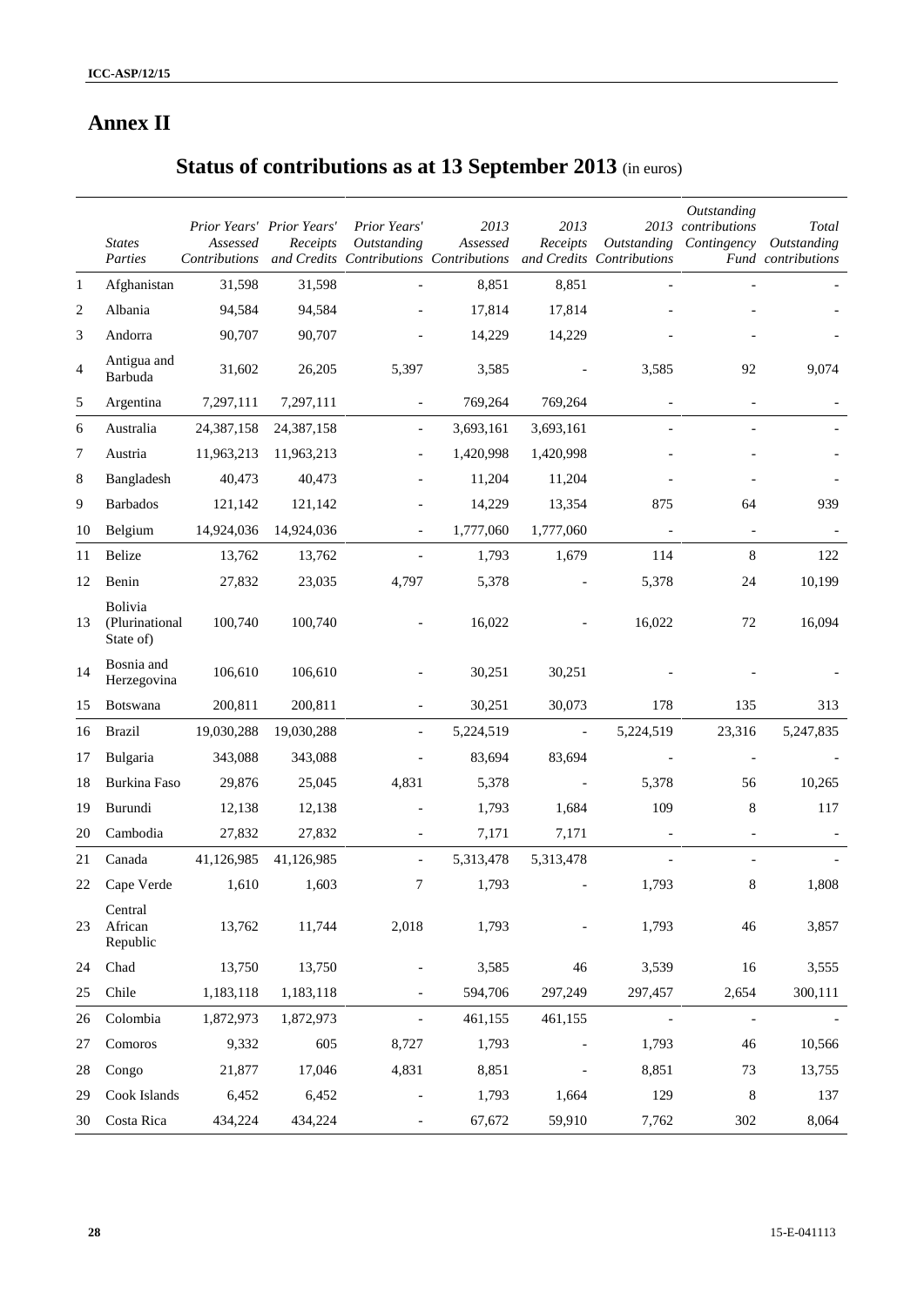# Annex II

## Status of contributions as at 13 September 2013 (in euros)

| | *States Parties* | *Prior Years' Assessed Contributions* | *Prior Years' Receipts and Credits* | *Prior Years' Outstanding Contributions* | *2013 Assessed Contributions* | *2013 Receipts and Credits* | *2013 Outstanding Contributions* | *Outstanding contributions Contingency Fund* | *Total Outstanding contributions* |
|---|---|---|---|---|---|---|---|---|---|
| 1 | Afghanistan | 31,598 | 31,598 | - | 8,851 | 8,851 | - | - | - |
| 2 | Albania | 94,584 | 94,584 | - | 17,814 | 17,814 | - | - | - |
| 3 | Andorra | 90,707 | 90,707 | - | 14,229 | 14,229 | - | - | - |
| 4 | Antigua and Barbuda | 31,602 | 26,205 | 5,397 | 3,585 | - | 3,585 | 92 | 9,074 |
| 5 | Argentina | 7,297,111 | 7,297,111 | - | 769,264 | 769,264 | - | - | - |
| 6 | Australia | 24,387,158 | 24,387,158 | - | 3,693,161 | 3,693,161 | - | - | - |
| 7 | Austria | 11,963,213 | 11,963,213 | - | 1,420,998 | 1,420,998 | - | - | - |
| 8 | Bangladesh | 40,473 | 40,473 | - | 11,204 | 11,204 | - | - | - |
| 9 | Barbados | 121,142 | 121,142 | - | 14,229 | 13,354 | 875 | 64 | 939 |
| 10 | Belgium | 14,924,036 | 14,924,036 | - | 1,777,060 | 1,777,060 | - | - | - |
| 11 | Belize | 13,762 | 13,762 | - | 1,793 | 1,679 | 114 | 8 | 122 |
| 12 | Benin | 27,832 | 23,035 | 4,797 | 5,378 | - | 5,378 | 24 | 10,199 |
| 13 | Bolivia (Plurinational State of) | 100,740 | 100,740 | - | 16,022 | - | 16,022 | 72 | 16,094 |
| 14 | Bosnia and Herzegovina | 106,610 | 106,610 | - | 30,251 | 30,251 | - | - | - |
| 15 | Botswana | 200,811 | 200,811 | - | 30,251 | 30,073 | 178 | 135 | 313 |
| 16 | Brazil | 19,030,288 | 19,030,288 | - | 5,224,519 | - | 5,224,519 | 23,316 | 5,247,835 |
| 17 | Bulgaria | 343,088 | 343,088 | - | 83,694 | 83,694 | - | - | - |
| 18 | Burkina Faso | 29,876 | 25,045 | 4,831 | 5,378 | - | 5,378 | 56 | 10,265 |
| 19 | Burundi | 12,138 | 12,138 | - | 1,793 | 1,684 | 109 | 8 | 117 |
| 20 | Cambodia | 27,832 | 27,832 | - | 7,171 | 7,171 | - | - | - |
| 21 | Canada | 41,126,985 | 41,126,985 | - | 5,313,478 | 5,313,478 | - | - | - |
| 22 | Cape Verde | 1,610 | 1,603 | 7 | 1,793 | - | 1,793 | 8 | 1,808 |
| 23 | Central African Republic | 13,762 | 11,744 | 2,018 | 1,793 | - | 1,793 | 46 | 3,857 |
| 24 | Chad | 13,750 | 13,750 | - | 3,585 | 46 | 3,539 | 16 | 3,555 |
| 25 | Chile | 1,183,118 | 1,183,118 | - | 594,706 | 297,249 | 297,457 | 2,654 | 300,111 |
| 26 | Colombia | 1,872,973 | 1,872,973 | - | 461,155 | 461,155 | - | - | - |
| 27 | Comoros | 9,332 | 605 | 8,727 | 1,793 | - | 1,793 | 46 | 10,566 |
| 28 | Congo | 21,877 | 17,046 | 4,831 | 8,851 | - | 8,851 | 73 | 13,755 |
| 29 | Cook Islands | 6,452 | 6,452 | - | 1,793 | 1,664 | 129 | 8 | 137 |
| 30 | Costa Rica | 434,224 | 434,224 | - | 67,672 | 59,910 | 7,762 | 302 | 8,064 |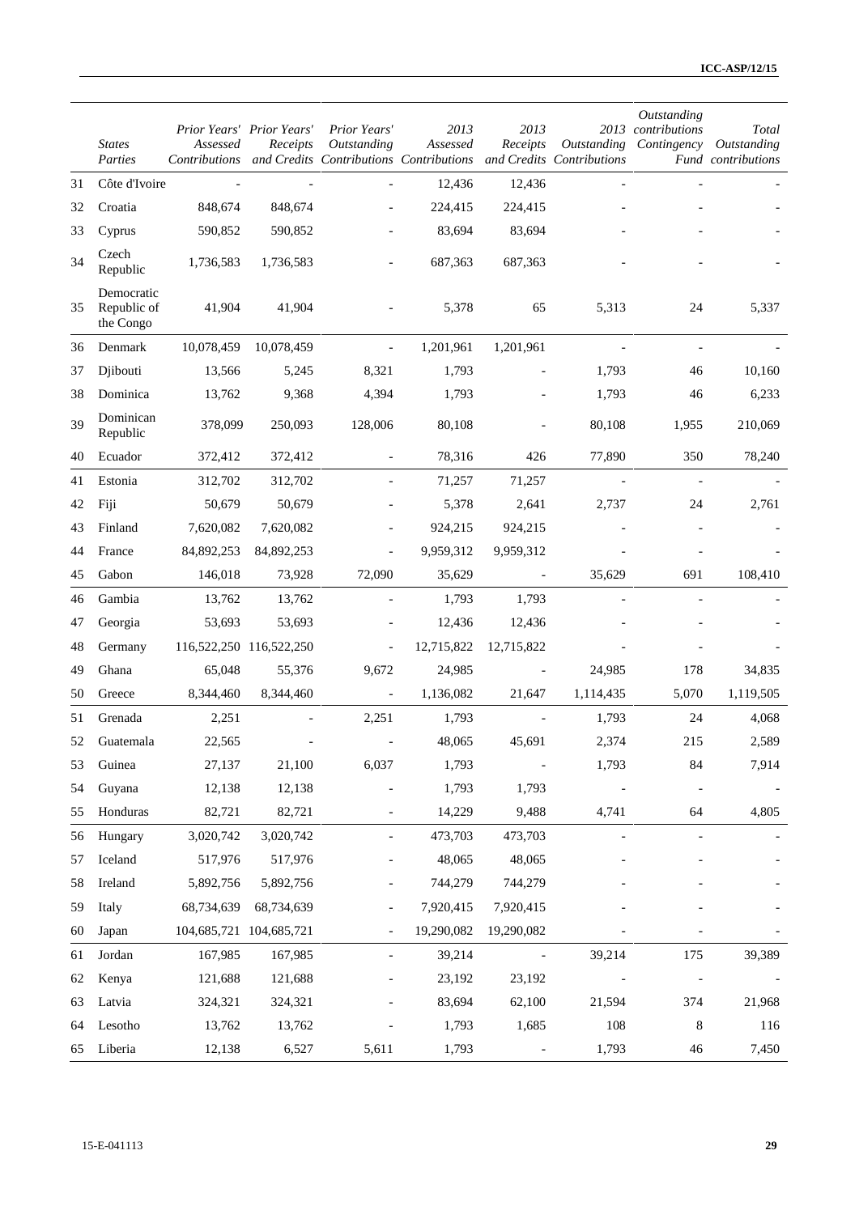| | *States Parties* | *Prior Years' Assessed Contributions* | *Prior Years' Receipts and Credits* | *Prior Years' Outstanding Contributions* | *2013 Assessed Contributions* | *2013 Receipts and Credits* | *2013 Outstanding Contributions* | *Outstanding contributions Contingency Fund* | *Total Outstanding contributions* |
|---|---|---|---|---|---|---|---|---|---|
| 31 | Côte d'Ivoire | - | - | - | 12,436 | 12,436 | - | - | - |
| 32 | Croatia | 848,674 | 848,674 | - | 224,415 | 224,415 | - | - | - |
| 33 | Cyprus | 590,852 | 590,852 | - | 83,694 | 83,694 | - | - | - |
| 34 | Czech Republic | 1,736,583 | 1,736,583 | - | 687,363 | 687,363 | - | - | - |
| 35 | Democratic Republic of the Congo | 41,904 | 41,904 | - | 5,378 | 65 | 5,313 | 24 | 5,337 |
| 36 | Denmark | 10,078,459 | 10,078,459 | - | 1,201,961 | 1,201,961 | - | - | - |
| 37 | Djibouti | 13,566 | 5,245 | 8,321 | 1,793 | - | 1,793 | 46 | 10,160 |
| 38 | Dominica | 13,762 | 9,368 | 4,394 | 1,793 | - | 1,793 | 46 | 6,233 |
| 39 | Dominican Republic | 378,099 | 250,093 | 128,006 | 80,108 | - | 80,108 | 1,955 | 210,069 |
| 40 | Ecuador | 372,412 | 372,412 | - | 78,316 | 426 | 77,890 | 350 | 78,240 |
| 41 | Estonia | 312,702 | 312,702 | - | 71,257 | 71,257 | - | - | - |
| 42 | Fiji | 50,679 | 50,679 | - | 5,378 | 2,641 | 2,737 | 24 | 2,761 |
| 43 | Finland | 7,620,082 | 7,620,082 | - | 924,215 | 924,215 | - | - | - |
| 44 | France | 84,892,253 | 84,892,253 | - | 9,959,312 | 9,959,312 | - | - | - |
| 45 | Gabon | 146,018 | 73,928 | 72,090 | 35,629 | - | 35,629 | 691 | 108,410 |
| 46 | Gambia | 13,762 | 13,762 | - | 1,793 | 1,793 | - | - | - |
| 47 | Georgia | 53,693 | 53,693 | - | 12,436 | 12,436 | - | - | - |
| 48 | Germany | 116,522,250 | 116,522,250 | - | 12,715,822 | 12,715,822 | - | - | - |
| 49 | Ghana | 65,048 | 55,376 | 9,672 | 24,985 | - | 24,985 | 178 | 34,835 |
| 50 | Greece | 8,344,460 | 8,344,460 | - | 1,136,082 | 21,647 | 1,114,435 | 5,070 | 1,119,505 |
| 51 | Grenada | 2,251 | - | 2,251 | 1,793 | - | 1,793 | 24 | 4,068 |
| 52 | Guatemala | 22,565 | - | - | 48,065 | 45,691 | 2,374 | 215 | 2,589 |
| 53 | Guinea | 27,137 | 21,100 | 6,037 | 1,793 | - | 1,793 | 84 | 7,914 |
| 54 | Guyana | 12,138 | 12,138 | - | 1,793 | 1,793 | - | - | - |
| 55 | Honduras | 82,721 | 82,721 | - | 14,229 | 9,488 | 4,741 | 64 | 4,805 |
| 56 | Hungary | 3,020,742 | 3,020,742 | - | 473,703 | 473,703 | - | - | - |
| 57 | Iceland | 517,976 | 517,976 | - | 48,065 | 48,065 | - | - | - |
| 58 | Ireland | 5,892,756 | 5,892,756 | - | 744,279 | 744,279 | - | - | - |
| 59 | Italy | 68,734,639 | 68,734,639 | - | 7,920,415 | 7,920,415 | - | - | - |
| 60 | Japan | 104,685,721 | 104,685,721 | - | 19,290,082 | 19,290,082 | - | - | - |
| 61 | Jordan | 167,985 | 167,985 | - | 39,214 | - | 39,214 | 175 | 39,389 |
| 62 | Kenya | 121,688 | 121,688 | - | 23,192 | 23,192 | - | - | - |
| 63 | Latvia | 324,321 | 324,321 | - | 83,694 | 62,100 | 21,594 | 374 | 21,968 |
| 64 | Lesotho | 13,762 | 13,762 | - | 1,793 | 1,685 | 108 | 8 | 116 |
| 65 | Liberia | 12,138 | 6,527 | 5,611 | 1,793 | - | 1,793 | 46 | 7,450 |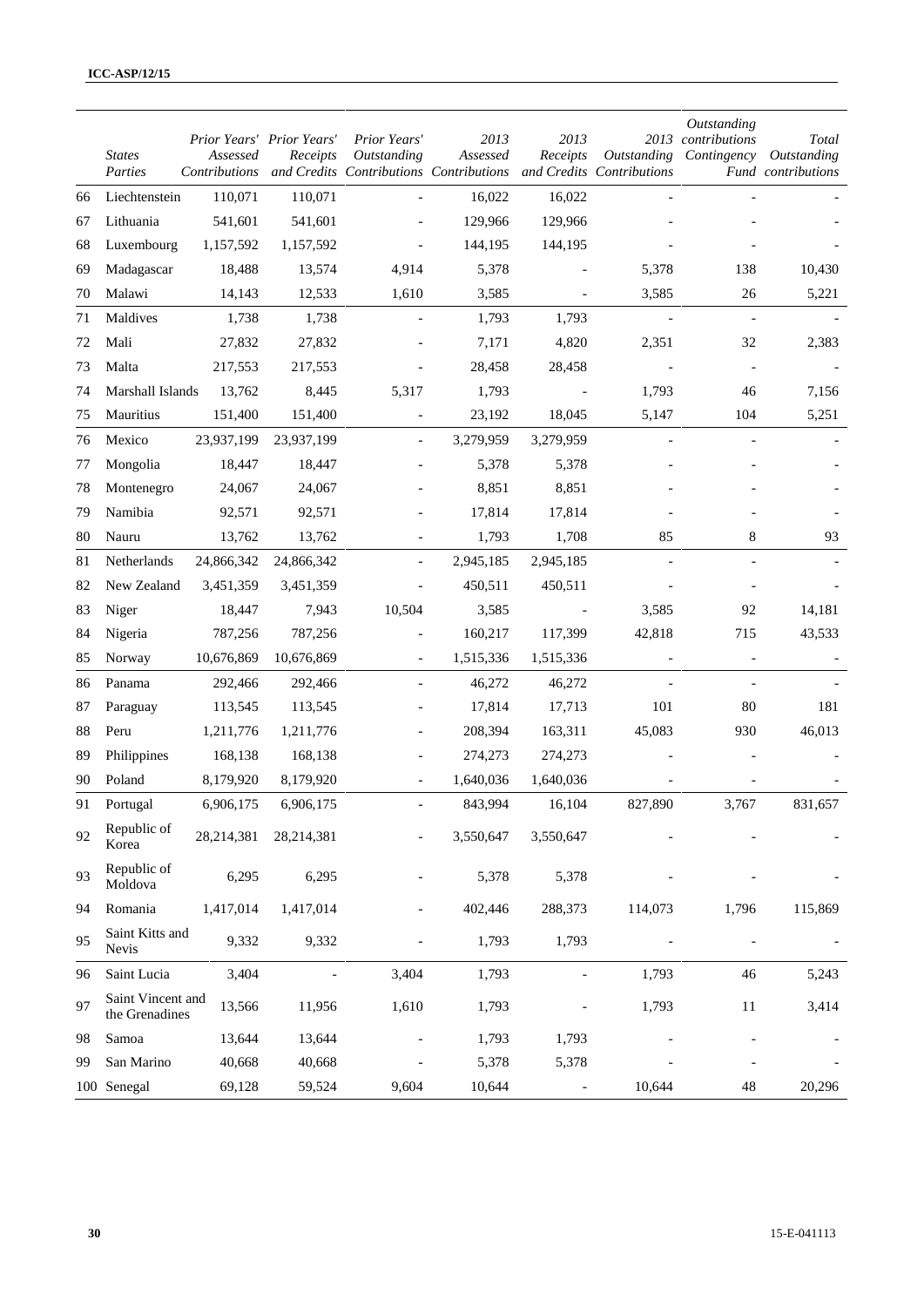| | States Parties | Prior Years' Assessed Contributions | Prior Years' Receipts and Credits | Prior Years' Outstanding Contributions | 2013 Assessed Contributions | 2013 Receipts and Credits | 2013 Outstanding Contributions | Outstanding contributions Contingency Fund | Total Outstanding contributions |
|---|---|---|---|---|---|---|---|---|---|
| 66 | Liechtenstein | 110,071 | 110,071 | - | 16,022 | 16,022 | - | - | - |
| 67 | Lithuania | 541,601 | 541,601 | - | 129,966 | 129,966 | - | - | - |
| 68 | Luxembourg | 1,157,592 | 1,157,592 | - | 144,195 | 144,195 | - | - | - |
| 69 | Madagascar | 18,488 | 13,574 | 4,914 | 5,378 | - | 5,378 | 138 | 10,430 |
| 70 | Malawi | 14,143 | 12,533 | 1,610 | 3,585 | - | 3,585 | 26 | 5,221 |
| 71 | Maldives | 1,738 | 1,738 | - | 1,793 | 1,793 | - | - | - |
| 72 | Mali | 27,832 | 27,832 | - | 7,171 | 4,820 | 2,351 | 32 | 2,383 |
| 73 | Malta | 217,553 | 217,553 | - | 28,458 | 28,458 | - | - | - |
| 74 | Marshall Islands | 13,762 | 8,445 | 5,317 | 1,793 | - | 1,793 | 46 | 7,156 |
| 75 | Mauritius | 151,400 | 151,400 | - | 23,192 | 18,045 | 5,147 | 104 | 5,251 |
| 76 | Mexico | 23,937,199 | 23,937,199 | - | 3,279,959 | 3,279,959 | - | - | - |
| 77 | Mongolia | 18,447 | 18,447 | - | 5,378 | 5,378 | - | - | - |
| 78 | Montenegro | 24,067 | 24,067 | - | 8,851 | 8,851 | - | - | - |
| 79 | Namibia | 92,571 | 92,571 | - | 17,814 | 17,814 | - | - | - |
| 80 | Nauru | 13,762 | 13,762 | - | 1,793 | 1,708 | 85 | 8 | 93 |
| 81 | Netherlands | 24,866,342 | 24,866,342 | - | 2,945,185 | 2,945,185 | - | - | - |
| 82 | New Zealand | 3,451,359 | 3,451,359 | - | 450,511 | 450,511 | - | - | - |
| 83 | Niger | 18,447 | 7,943 | 10,504 | 3,585 | - | 3,585 | 92 | 14,181 |
| 84 | Nigeria | 787,256 | 787,256 | - | 160,217 | 117,399 | 42,818 | 715 | 43,533 |
| 85 | Norway | 10,676,869 | 10,676,869 | - | 1,515,336 | 1,515,336 | - | - | - |
| 86 | Panama | 292,466 | 292,466 | - | 46,272 | 46,272 | - | - | - |
| 87 | Paraguay | 113,545 | 113,545 | - | 17,814 | 17,713 | 101 | 80 | 181 |
| 88 | Peru | 1,211,776 | 1,211,776 | - | 208,394 | 163,311 | 45,083 | 930 | 46,013 |
| 89 | Philippines | 168,138 | 168,138 | - | 274,273 | 274,273 | - | - | - |
| 90 | Poland | 8,179,920 | 8,179,920 | - | 1,640,036 | 1,640,036 | - | - | - |
| 91 | Portugal | 6,906,175 | 6,906,175 | - | 843,994 | 16,104 | 827,890 | 3,767 | 831,657 |
| 92 | Republic of Korea | 28,214,381 | 28,214,381 | - | 3,550,647 | 3,550,647 | - | - | - |
| 93 | Republic of Moldova | 6,295 | 6,295 | - | 5,378 | 5,378 | - | - | - |
| 94 | Romania | 1,417,014 | 1,417,014 | - | 402,446 | 288,373 | 114,073 | 1,796 | 115,869 |
| 95 | Saint Kitts and Nevis | 9,332 | 9,332 | - | 1,793 | 1,793 | - | - | - |
| 96 | Saint Lucia | 3,404 | - | 3,404 | 1,793 | - | 1,793 | 46 | 5,243 |
| 97 | Saint Vincent and the Grenadines | 13,566 | 11,956 | 1,610 | 1,793 | - | 1,793 | 11 | 3,414 |
| 98 | Samoa | 13,644 | 13,644 | - | 1,793 | 1,793 | - | - | - |
| 99 | San Marino | 40,668 | 40,668 | - | 5,378 | 5,378 | - | - | - |
| 100 | Senegal | 69,128 | 59,524 | 9,604 | 10,644 | - | 10,644 | 48 | 20,296 |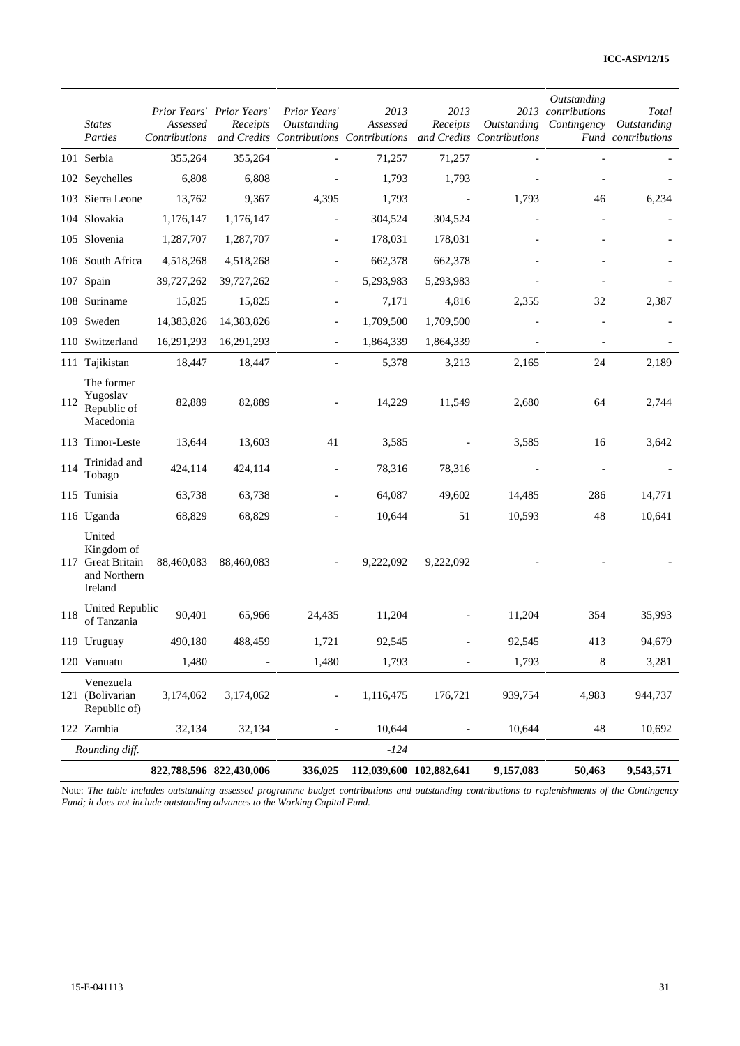| | *States Parties* | *Prior Years' Assessed Contributions* | *Prior Years' Receipts and Credits* | *Prior Years' Outstanding Contributions* | *2013 Assessed Contributions* | *2013 Receipts and Credits* | *2013 Outstanding Contributions* | *Outstanding contributions Contingency Fund* | *Total Outstanding contributions* |
|---|---|---|---|---|---|---|---|---|---|
| 101 | Serbia | 355,264 | 355,264 | - | 71,257 | 71,257 | - | - | - |
| 102 | Seychelles | 6,808 | 6,808 | - | 1,793 | 1,793 | - | - | - |
| 103 | Sierra Leone | 13,762 | 9,367 | 4,395 | 1,793 | - | 1,793 | 46 | 6,234 |
| 104 | Slovakia | 1,176,147 | 1,176,147 | - | 304,524 | 304,524 | - | - | - |
| 105 | Slovenia | 1,287,707 | 1,287,707 | - | 178,031 | 178,031 | - | - | - |
| 106 | South Africa | 4,518,268 | 4,518,268 | - | 662,378 | 662,378 | - | - | - |
| 107 | Spain | 39,727,262 | 39,727,262 | - | 5,293,983 | 5,293,983 | - | - | - |
| 108 | Suriname | 15,825 | 15,825 | - | 7,171 | 4,816 | 2,355 | 32 | 2,387 |
| 109 | Sweden | 14,383,826 | 14,383,826 | - | 1,709,500 | 1,709,500 | - | - | - |
| 110 | Switzerland | 16,291,293 | 16,291,293 | - | 1,864,339 | 1,864,339 | - | - | - |
| 111 | Tajikistan | 18,447 | 18,447 | - | 5,378 | 3,213 | 2,165 | 24 | 2,189 |
| 112 | The former Yugoslav Republic of Macedonia | 82,889 | 82,889 | - | 14,229 | 11,549 | 2,680 | 64 | 2,744 |
| 113 | Timor-Leste | 13,644 | 13,603 | 41 | 3,585 | - | 3,585 | 16 | 3,642 |
| 114 | Trinidad and Tobago | 424,114 | 424,114 | - | 78,316 | 78,316 | - | - | - |
| 115 | Tunisia | 63,738 | 63,738 | - | 64,087 | 49,602 | 14,485 | 286 | 14,771 |
| 116 | Uganda | 68,829 | 68,829 | - | 10,644 | 51 | 10,593 | 48 | 10,641 |
| 117 | United Kingdom of Great Britain and Northern Ireland | 88,460,083 | 88,460,083 | - | 9,222,092 | 9,222,092 | - | - | - |
| 118 | United Republic of Tanzania | 90,401 | 65,966 | 24,435 | 11,204 | - | 11,204 | 354 | 35,993 |
| 119 | Uruguay | 490,180 | 488,459 | 1,721 | 92,545 | - | 92,545 | 413 | 94,679 |
| 120 | Vanuatu | 1,480 | - | 1,480 | 1,793 | - | 1,793 | 8 | 3,281 |
| 121 | Venezuela (Bolivarian Republic of) | 3,174,062 | 3,174,062 | - | 1,116,475 | 176,721 | 939,754 | 4,983 | 944,737 |
| 122 | Zambia | 32,134 | 32,134 | - | 10,644 | - | 10,644 | 48 | 10,692 |
| | *Rounding diff.* | | | | *-124* | | | | |
| | | **822,788,596** | **822,430,006** | **336,025** | **112,039,600** | **102,882,641** | **9,157,083** | **50,463** | **9,543,571** |

Note: *The table includes outstanding assessed programme budget contributions and outstanding contributions to replenishments of the Contingency Fund; it does not include outstanding advances to the Working Capital Fund.*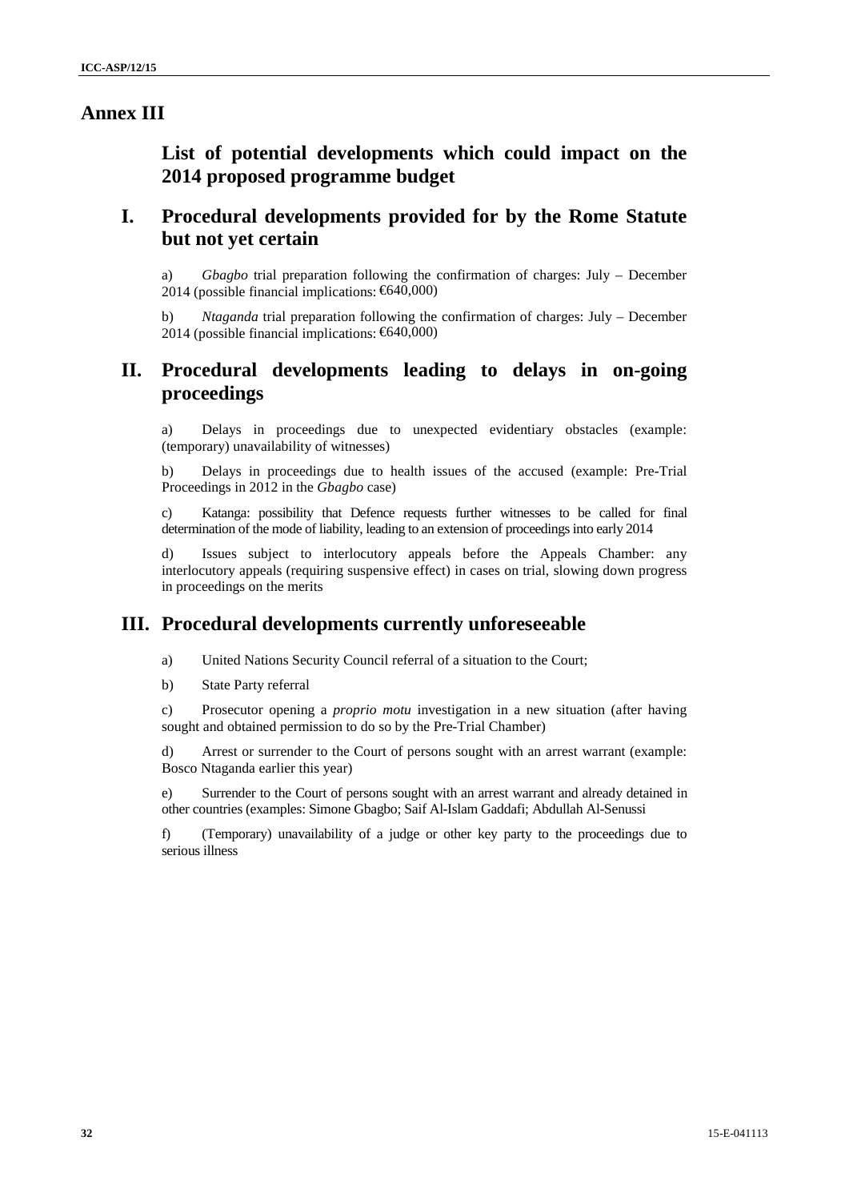# Annex III

## List of potential developments which could impact on the 2014 proposed programme budget

## I. Procedural developments provided for by the Rome Statute but not yet certain

a) *Gbagbo* trial preparation following the confirmation of charges: July – December 2014 (possible financial implications: €640,000)

b) *Ntaganda* trial preparation following the confirmation of charges: July – December 2014 (possible financial implications: €640,000)

## II. Procedural developments leading to delays in on-going proceedings

a) Delays in proceedings due to unexpected evidentiary obstacles (example: (temporary) unavailability of witnesses)

b) Delays in proceedings due to health issues of the accused (example: Pre-Trial Proceedings in 2012 in the *Gbagbo* case)

c) Katanga: possibility that Defence requests further witnesses to be called for final determination of the mode of liability, leading to an extension of proceedings into early 2014

d) Issues subject to interlocutory appeals before the Appeals Chamber: any interlocutory appeals (requiring suspensive effect) in cases on trial, slowing down progress in proceedings on the merits

## III. Procedural developments currently unforeseeable

a) United Nations Security Council referral of a situation to the Court;

b) State Party referral

c) Prosecutor opening a *proprio motu* investigation in a new situation (after having sought and obtained permission to do so by the Pre-Trial Chamber)

d) Arrest or surrender to the Court of persons sought with an arrest warrant (example: Bosco Ntaganda earlier this year)

e) Surrender to the Court of persons sought with an arrest warrant and already detained in other countries (examples: Simone Gbagbo; Saif Al-Islam Gaddafi; Abdullah Al-Senussi

f) (Temporary) unavailability of a judge or other key party to the proceedings due to serious illness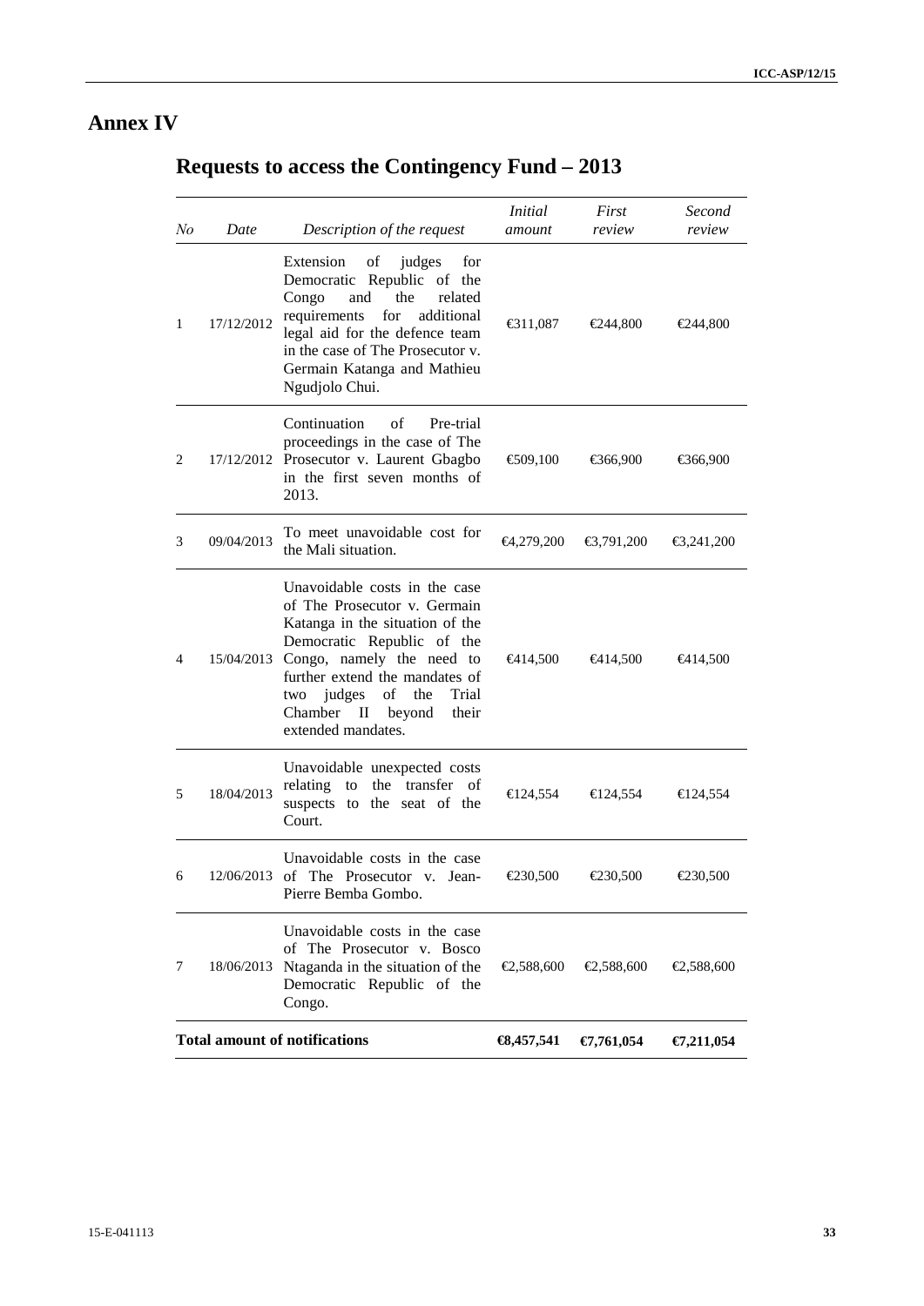# Annex IV

## Requests to access the Contingency Fund – 2013

| *No* | *Date* | *Description of the request* | *Initial amount* | *First review* | *Second review* |
|---|---|---|---|---|---|
| 1 | 17/12/2012 | Extension of judges for Democratic Republic of the Congo and the related requirements for additional legal aid for the defence team in the case of The Prosecutor v. Germain Katanga and Mathieu Ngudjolo Chui. | €311,087 | €244,800 | €244,800 |
| 2 | 17/12/2012 | Continuation of Pre-trial proceedings in the case of The Prosecutor v. Laurent Gbagbo in the first seven months of 2013. | €509,100 | €366,900 | €366,900 |
| 3 | 09/04/2013 | To meet unavoidable cost for the Mali situation. | €4,279,200 | €3,791,200 | €3,241,200 |
| 4 | 15/04/2013 | Unavoidable costs in the case of The Prosecutor v. Germain Katanga in the situation of the Democratic Republic of the Congo, namely the need to further extend the mandates of two judges of the Trial Chamber II beyond their extended mandates. | €414,500 | €414,500 | €414,500 |
| 5 | 18/04/2013 | Unavoidable unexpected costs relating to the transfer of suspects to the seat of the Court. | €124,554 | €124,554 | €124,554 |
| 6 | 12/06/2013 | Unavoidable costs in the case of The Prosecutor v. Jean-Pierre Bemba Gombo. | €230,500 | €230,500 | €230,500 |
| 7 | 18/06/2013 | Unavoidable costs in the case of The Prosecutor v. Bosco Ntaganda in the situation of the Democratic Republic of the Congo. | €2,588,600 | €2,588,600 | €2,588,600 |
| **Total amount of notifications** | | | **€8,457,541** | **€7,761,054** | **€7,211,054** |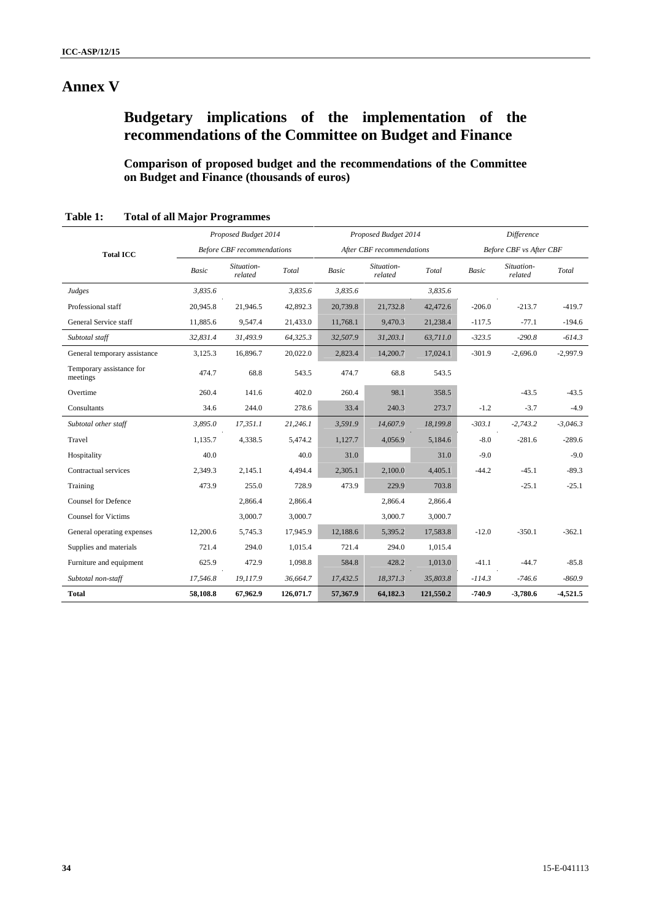# Annex V

## Budgetary implications of the implementation of the recommendations of the Committee on Budget and Finance

### Comparison of proposed budget and the recommendations of the Committee on Budget and Finance (thousands of euros)

**Table 1: Total of all Major Programmes**

| Total ICC | Proposed Budget 2014 Before CBF recommendations | | | Proposed Budget 2014 After CBF recommendations | | | Difference Before CBF vs After CBF | | |
|---|---|---|---|---|---|---|---|---|---|
| | *Basic* | *Situation-related* | *Total* | *Basic* | *Situation-related* | *Total* | *Basic* | *Situation-related* | *Total* |
| *Judges* | *3,835.6* | | *3,835.6* | *3,835.6* | | *3,835.6* | | | |
| Professional staff | 20,945.8 | 21,946.5 | 42,892.3 | 20,739.8 | 21,732.8 | 42,472.6 | -206.0 | -213.7 | -419.7 |
| General Service staff | 11,885.6 | 9,547.4 | 21,433.0 | 11,768.1 | 9,470.3 | 21,238.4 | -117.5 | -77.1 | -194.6 |
| *Subtotal staff* | *32,831.4* | *31,493.9* | *64,325.3* | *32,507.9* | *31,203.1* | *63,711.0* | *-323.5* | *-290.8* | *-614.3* |
| General temporary assistance | 3,125.3 | 16,896.7 | 20,022.0 | 2,823.4 | 14,200.7 | 17,024.1 | -301.9 | -2,696.0 | -2,997.9 |
| Temporary assistance for meetings | 474.7 | 68.8 | 543.5 | 474.7 | 68.8 | 543.5 | | | |
| Overtime | 260.4 | 141.6 | 402.0 | 260.4 | 98.1 | 358.5 | | -43.5 | -43.5 |
| Consultants | 34.6 | 244.0 | 278.6 | 33.4 | 240.3 | 273.7 | -1.2 | -3.7 | -4.9 |
| *Subtotal other staff* | *3,895.0* | *17,351.1* | *21,246.1* | *3,591.9* | *14,607.9* | *18,199.8* | *-303.1* | *-2,743.2* | *-3,046.3* |
| Travel | 1,135.7 | 4,338.5 | 5,474.2 | 1,127.7 | 4,056.9 | 5,184.6 | -8.0 | -281.6 | -289.6 |
| Hospitality | 40.0 | | 40.0 | 31.0 | | 31.0 | -9.0 | | -9.0 |
| Contractual services | 2,349.3 | 2,145.1 | 4,494.4 | 2,305.1 | 2,100.0 | 4,405.1 | -44.2 | -45.1 | -89.3 |
| Training | 473.9 | 255.0 | 728.9 | 473.9 | 229.9 | 703.8 | | -25.1 | -25.1 |
| Counsel for Defence | | 2,866.4 | 2,866.4 | | 2,866.4 | 2,866.4 | | | |
| Counsel for Victims | | 3,000.7 | 3,000.7 | | 3,000.7 | 3,000.7 | | | |
| General operating expenses | 12,200.6 | 5,745.3 | 17,945.9 | 12,188.6 | 5,395.2 | 17,583.8 | -12.0 | -350.1 | -362.1 |
| Supplies and materials | 721.4 | 294.0 | 1,015.4 | 721.4 | 294.0 | 1,015.4 | | | |
| Furniture and equipment | 625.9 | 472.9 | 1,098.8 | 584.8 | 428.2 | 1,013.0 | -41.1 | -44.7 | -85.8 |
| *Subtotal non-staff* | *17,546.8* | *19,117.9* | *36,664.7* | *17,432.5* | *18,371.3* | *35,803.8* | *-114.3* | *-746.6* | *-860.9* |
| **Total** | **58,108.8** | **67,962.9** | **126,071.7** | **57,367.9** | **64,182.3** | **121,550.2** | **-740.9** | **-3,780.6** | **-4,521.5** |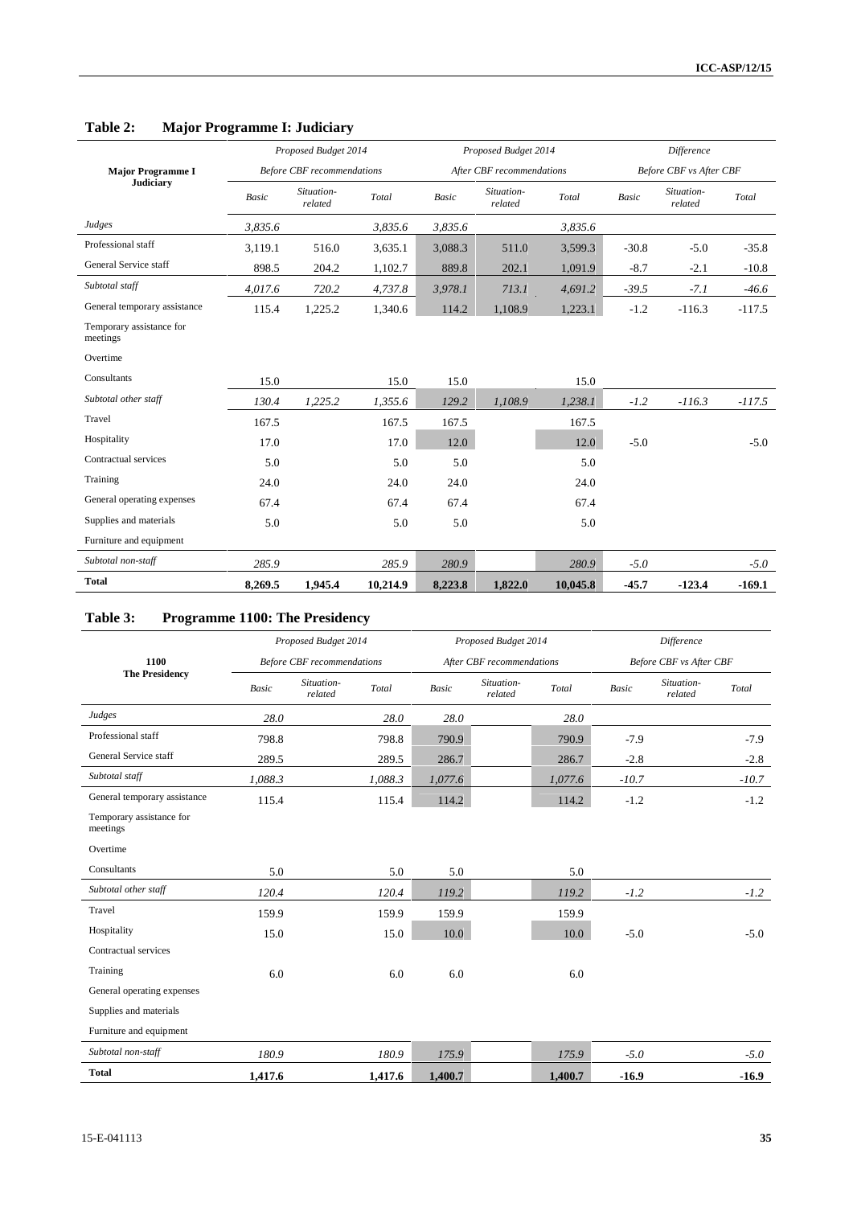## Table 2: Major Programme I: Judiciary

| Major Programme I Judiciary | Proposed Budget 2014 Before CBF recommendations | | | Proposed Budget 2014 After CBF recommendations | | | Difference Before CBF vs After CBF | | |
|---|---|---|---|---|---|---|---|---|---|
| | Basic | Situation-related | Total | Basic | Situation-related | Total | Basic | Situation-related | Total |
| *Judges* | *3,835.6* | | *3,835.6* | *3,835.6* | | *3,835.6* | | | |
| Professional staff | 3,119.1 | 516.0 | 3,635.1 | 3,088.3 | 511.0 | 3,599.3 | -30.8 | -5.0 | -35.8 |
| General Service staff | 898.5 | 204.2 | 1,102.7 | 889.8 | 202.1 | 1,091.9 | -8.7 | -2.1 | -10.8 |
| *Subtotal staff* | *4,017.6* | *720.2* | *4,737.8* | *3,978.1* | *713.1* | *4,691.2* | *-39.5* | *-7.1* | *-46.6* |
| General temporary assistance | 115.4 | 1,225.2 | 1,340.6 | 114.2 | 1,108.9 | 1,223.1 | -1.2 | -116.3 | -117.5 |
| Temporary assistance for meetings | | | | | | | | | |
| Overtime | | | | | | | | | |
| Consultants | 15.0 | | 15.0 | 15.0 | | 15.0 | | | |
| *Subtotal other staff* | *130.4* | *1,225.2* | *1,355.6* | *129.2* | *1,108.9* | *1,238.1* | *-1.2* | *-116.3* | *-117.5* |
| Travel | 167.5 | | 167.5 | 167.5 | | 167.5 | | | |
| Hospitality | 17.0 | | 17.0 | 12.0 | | 12.0 | -5.0 | | -5.0 |
| Contractual services | 5.0 | | 5.0 | 5.0 | | 5.0 | | | |
| Training | 24.0 | | 24.0 | 24.0 | | 24.0 | | | |
| General operating expenses | 67.4 | | 67.4 | 67.4 | | 67.4 | | | |
| Supplies and materials | 5.0 | | 5.0 | 5.0 | | 5.0 | | | |
| Furniture and equipment | | | | | | | | | |
| *Subtotal non-staff* | *285.9* | | *285.9* | *280.9* | | *280.9* | *-5.0* | | *-5.0* |
| **Total** | **8,269.5** | **1,945.4** | **10,214.9** | **8,223.8** | **1,822.0** | **10,045.8** | **-45.7** | **-123.4** | **-169.1** |

## Table 3: Programme 1100: The Presidency

| 1100 The Presidency | Proposed Budget 2014 Before CBF recommendations | | | Proposed Budget 2014 After CBF recommendations | | | Difference Before CBF vs After CBF | | |
|---|---|---|---|---|---|---|---|---|---|
| | Basic | Situation-related | Total | Basic | Situation-related | Total | Basic | Situation-related | Total |
| *Judges* | *28.0* | | *28.0* | *28.0* | | *28.0* | | | |
| Professional staff | 798.8 | | 798.8 | 790.9 | | 790.9 | -7.9 | | -7.9 |
| General Service staff | 289.5 | | 289.5 | 286.7 | | 286.7 | -2.8 | | -2.8 |
| *Subtotal staff* | *1,088.3* | | *1,088.3* | *1,077.6* | | *1,077.6* | *-10.7* | | *-10.7* |
| General temporary assistance | 115.4 | | 115.4 | 114.2 | | 114.2 | -1.2 | | -1.2 |
| Temporary assistance for meetings | | | | | | | | | |
| Overtime | | | | | | | | | |
| Consultants | 5.0 | | 5.0 | 5.0 | | 5.0 | | | |
| *Subtotal other staff* | *120.4* | | *120.4* | *119.2* | | *119.2* | *-1.2* | | *-1.2* |
| Travel | 159.9 | | 159.9 | 159.9 | | 159.9 | | | |
| Hospitality | 15.0 | | 15.0 | 10.0 | | 10.0 | -5.0 | | -5.0 |
| Contractual services | | | | | | | | | |
| Training | 6.0 | | 6.0 | 6.0 | | 6.0 | | | |
| General operating expenses | | | | | | | | | |
| Supplies and materials | | | | | | | | | |
| Furniture and equipment | | | | | | | | | |
| *Subtotal non-staff* | *180.9* | | *180.9* | *175.9* | | *175.9* | *-5.0* | | *-5.0* |
| **Total** | **1,417.6** | | **1,417.6** | **1,400.7** | | **1,400.7** | **-16.9** | | **-16.9** |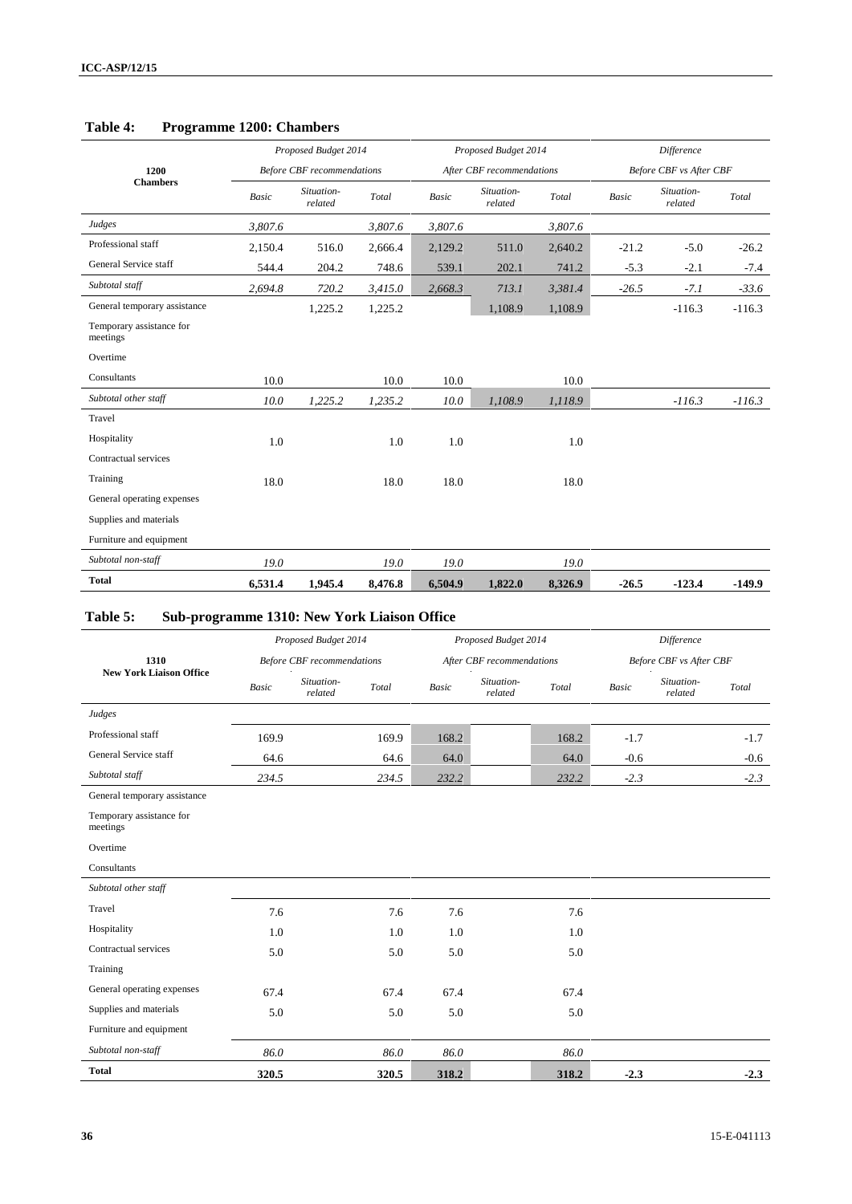## Table 4: Programme 1200: Chambers

| 1200 Chambers | Proposed Budget 2014 Before CBF recommendations | | | Proposed Budget 2014 After CBF recommendations | | | Difference Before CBF vs After CBF | | |
|---|---|---|---|---|---|---|---|---|---|
| | Basic | Situation-related | Total | Basic | Situation-related | Total | Basic | Situation-related | Total |
| *Judges* | *3,807.6* | | *3,807.6* | *3,807.6* | | *3,807.6* | | | |
| Professional staff | 2,150.4 | 516.0 | 2,666.4 | 2,129.2 | 511.0 | 2,640.2 | -21.2 | -5.0 | -26.2 |
| General Service staff | 544.4 | 204.2 | 748.6 | 539.1 | 202.1 | 741.2 | -5.3 | -2.1 | -7.4 |
| *Subtotal staff* | *2,694.8* | *720.2* | *3,415.0* | *2,668.3* | *713.1* | *3,381.4* | *-26.5* | *-7.1* | *-33.6* |
| General temporary assistance | | 1,225.2 | 1,225.2 | | 1,108.9 | 1,108.9 | | -116.3 | -116.3 |
| Temporary assistance for meetings | | | | | | | | | |
| Overtime | | | | | | | | | |
| Consultants | 10.0 | | 10.0 | 10.0 | | 10.0 | | | |
| *Subtotal other staff* | *10.0* | *1,225.2* | *1,235.2* | *10.0* | *1,108.9* | *1,118.9* | | *-116.3* | *-116.3* |
| Travel | | | | | | | | | |
| Hospitality | 1.0 | | 1.0 | 1.0 | | 1.0 | | | |
| Contractual services | | | | | | | | | |
| Training | 18.0 | | 18.0 | 18.0 | | 18.0 | | | |
| General operating expenses | | | | | | | | | |
| Supplies and materials | | | | | | | | | |
| Furniture and equipment | | | | | | | | | |
| *Subtotal non-staff* | *19.0* | | *19.0* | *19.0* | | *19.0* | | | |
| **Total** | **6,531.4** | **1,945.4** | **8,476.8** | **6,504.9** | **1,822.0** | **8,326.9** | **-26.5** | **-123.4** | **-149.9** |

## Table 5: Sub-programme 1310: New York Liaison Office

| 1310 New York Liaison Office | Proposed Budget 2014 Before CBF recommendations | | | Proposed Budget 2014 After CBF recommendations | | | Difference Before CBF vs After CBF | | |
|---|---|---|---|---|---|---|---|---|---|
| | Basic | Situation-related | Total | Basic | Situation-related | Total | Basic | Situation-related | Total |
| *Judges* | | | | | | | | | |
| Professional staff | 169.9 | | 169.9 | 168.2 | | 168.2 | -1.7 | | -1.7 |
| General Service staff | 64.6 | | 64.6 | 64.0 | | 64.0 | -0.6 | | -0.6 |
| *Subtotal staff* | *234.5* | | *234.5* | *232.2* | | *232.2* | *-2.3* | | *-2.3* |
| General temporary assistance | | | | | | | | | |
| Temporary assistance for meetings | | | | | | | | | |
| Overtime | | | | | | | | | |
| Consultants | | | | | | | | | |
| *Subtotal other staff* | | | | | | | | | |
| Travel | 7.6 | | 7.6 | 7.6 | | 7.6 | | | |
| Hospitality | 1.0 | | 1.0 | 1.0 | | 1.0 | | | |
| Contractual services | 5.0 | | 5.0 | 5.0 | | 5.0 | | | |
| Training | | | | | | | | | |
| General operating expenses | 67.4 | | 67.4 | 67.4 | | 67.4 | | | |
| Supplies and materials | 5.0 | | 5.0 | 5.0 | | 5.0 | | | |
| Furniture and equipment | | | | | | | | | |
| *Subtotal non-staff* | *86.0* | | *86.0* | *86.0* | | *86.0* | | | |
| **Total** | **320.5** | | **320.5** | **318.2** | | **318.2** | **-2.3** | | **-2.3** |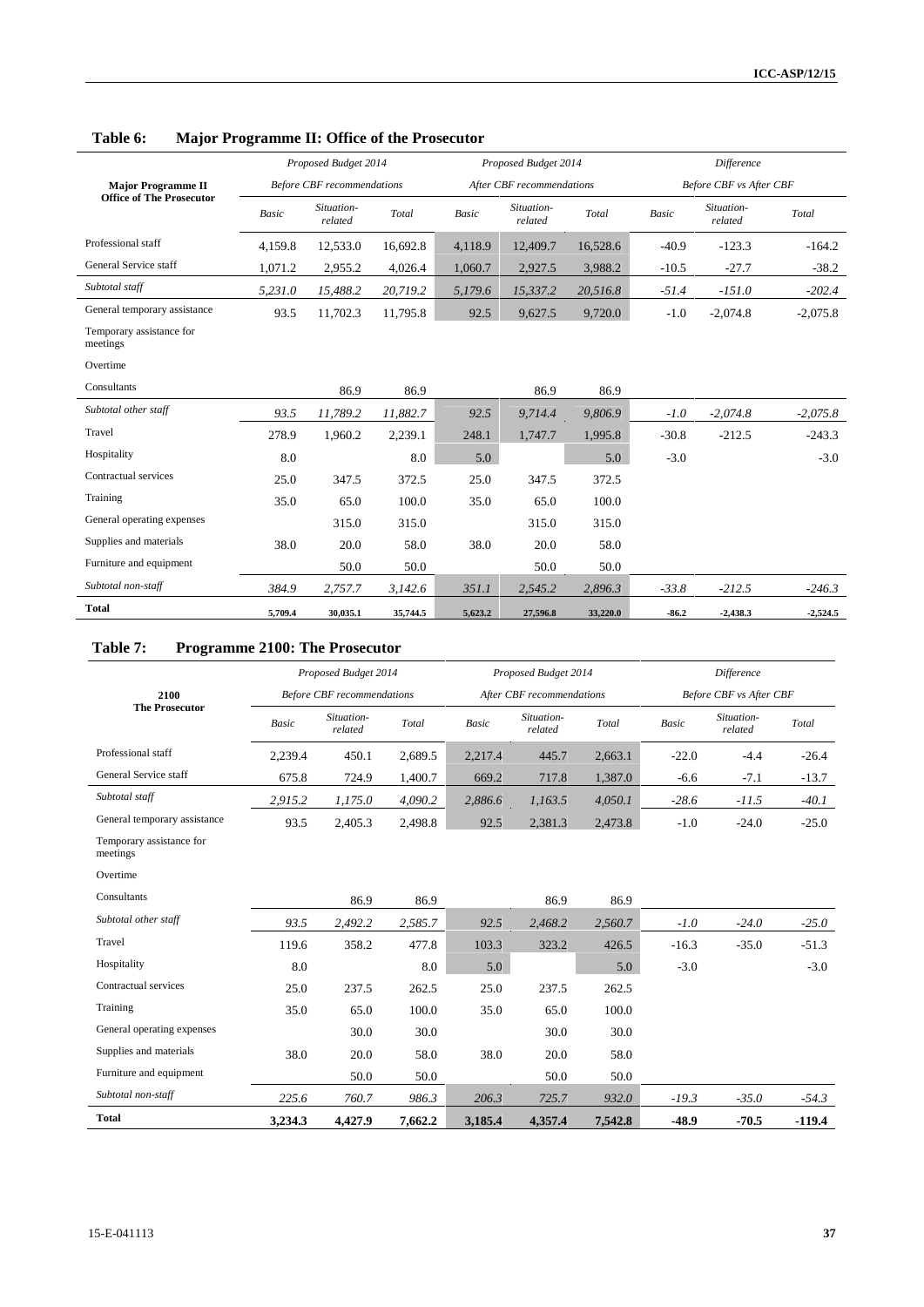## Table 6: Major Programme II: Office of the Prosecutor

| Major Programme II Office of The Prosecutor | Proposed Budget 2014 Before CBF recommendations | | | Proposed Budget 2014 After CBF recommendations | | | Difference Before CBF vs After CBF | | |
|---|---|---|---|---|---|---|---|---|---|
| | *Basic* | *Situation-related* | *Total* | *Basic* | *Situation-related* | *Total* | *Basic* | *Situation-related* | *Total* |
| Professional staff | 4,159.8 | 12,533.0 | 16,692.8 | 4,118.9 | 12,409.7 | 16,528.6 | -40.9 | -123.3 | -164.2 |
| General Service staff | 1,071.2 | 2,955.2 | 4,026.4 | 1,060.7 | 2,927.5 | 3,988.2 | -10.5 | -27.7 | -38.2 |
| *Subtotal staff* | *5,231.0* | *15,488.2* | *20,719.2* | *5,179.6* | *15,337.2* | *20,516.8* | *-51.4* | *-151.0* | *-202.4* |
| General temporary assistance | 93.5 | 11,702.3 | 11,795.8 | 92.5 | 9,627.5 | 9,720.0 | -1.0 | -2,074.8 | -2,075.8 |
| Temporary assistance for meetings | | | | | | | | | |
| Overtime | | | | | | | | | |
| Consultants | | 86.9 | 86.9 | | 86.9 | 86.9 | | | |
| *Subtotal other staff* | *93.5* | *11,789.2* | *11,882.7* | *92.5* | *9,714.4* | *9,806.9* | *-1.0* | *-2,074.8* | *-2,075.8* |
| Travel | 278.9 | 1,960.2 | 2,239.1 | 248.1 | 1,747.7 | 1,995.8 | -30.8 | -212.5 | -243.3 |
| Hospitality | 8.0 | | 8.0 | 5.0 | | 5.0 | -3.0 | | -3.0 |
| Contractual services | 25.0 | 347.5 | 372.5 | 25.0 | 347.5 | 372.5 | | | |
| Training | 35.0 | 65.0 | 100.0 | 35.0 | 65.0 | 100.0 | | | |
| General operating expenses | | 315.0 | 315.0 | | 315.0 | 315.0 | | | |
| Supplies and materials | 38.0 | 20.0 | 58.0 | 38.0 | 20.0 | 58.0 | | | |
| Furniture and equipment | | 50.0 | 50.0 | | 50.0 | 50.0 | | | |
| *Subtotal non-staff* | *384.9* | *2,757.7* | *3,142.6* | *351.1* | *2,545.2* | *2,896.3* | *-33.8* | *-212.5* | *-246.3* |
| **Total** | **5,709.4** | **30,035.1** | **35,744.5** | **5,623.2** | **27,596.8** | **33,220.0** | **-86.2** | **-2,438.3** | **-2,524.5** |

## Table 7: Programme 2100: The Prosecutor

| 2100 The Prosecutor | Proposed Budget 2014 Before CBF recommendations | | | Proposed Budget 2014 After CBF recommendations | | | Difference Before CBF vs After CBF | | |
|---|---|---|---|---|---|---|---|---|---|
| | *Basic* | *Situation-related* | *Total* | *Basic* | *Situation-related* | *Total* | *Basic* | *Situation-related* | *Total* |
| Professional staff | 2,239.4 | 450.1 | 2,689.5 | 2,217.4 | 445.7 | 2,663.1 | -22.0 | -4.4 | -26.4 |
| General Service staff | 675.8 | 724.9 | 1,400.7 | 669.2 | 717.8 | 1,387.0 | -6.6 | -7.1 | -13.7 |
| *Subtotal staff* | *2,915.2* | *1,175.0* | *4,090.2* | *2,886.6* | *1,163.5* | *4,050.1* | *-28.6* | *-11.5* | *-40.1* |
| General temporary assistance | 93.5 | 2,405.3 | 2,498.8 | 92.5 | 2,381.3 | 2,473.8 | -1.0 | -24.0 | -25.0 |
| Temporary assistance for meetings | | | | | | | | | |
| Overtime | | | | | | | | | |
| Consultants | | 86.9 | 86.9 | | 86.9 | 86.9 | | | |
| *Subtotal other staff* | *93.5* | *2,492.2* | *2,585.7* | *92.5* | *2,468.2* | *2,560.7* | *-1.0* | *-24.0* | *-25.0* |
| Travel | 119.6 | 358.2 | 477.8 | 103.3 | 323.2 | 426.5 | -16.3 | -35.0 | -51.3 |
| Hospitality | 8.0 | | 8.0 | 5.0 | | 5.0 | -3.0 | | -3.0 |
| Contractual services | 25.0 | 237.5 | 262.5 | 25.0 | 237.5 | 262.5 | | | |
| Training | 35.0 | 65.0 | 100.0 | 35.0 | 65.0 | 100.0 | | | |
| General operating expenses | | 30.0 | 30.0 | | 30.0 | 30.0 | | | |
| Supplies and materials | 38.0 | 20.0 | 58.0 | 38.0 | 20.0 | 58.0 | | | |
| Furniture and equipment | | 50.0 | 50.0 | | 50.0 | 50.0 | | | |
| *Subtotal non-staff* | *225.6* | *760.7* | *986.3* | *206.3* | *725.7* | *932.0* | *-19.3* | *-35.0* | *-54.3* |
| **Total** | **3,234.3** | **4,427.9** | **7,662.2** | **3,185.4** | **4,357.4** | **7,542.8** | **-48.9** | **-70.5** | **-119.4** |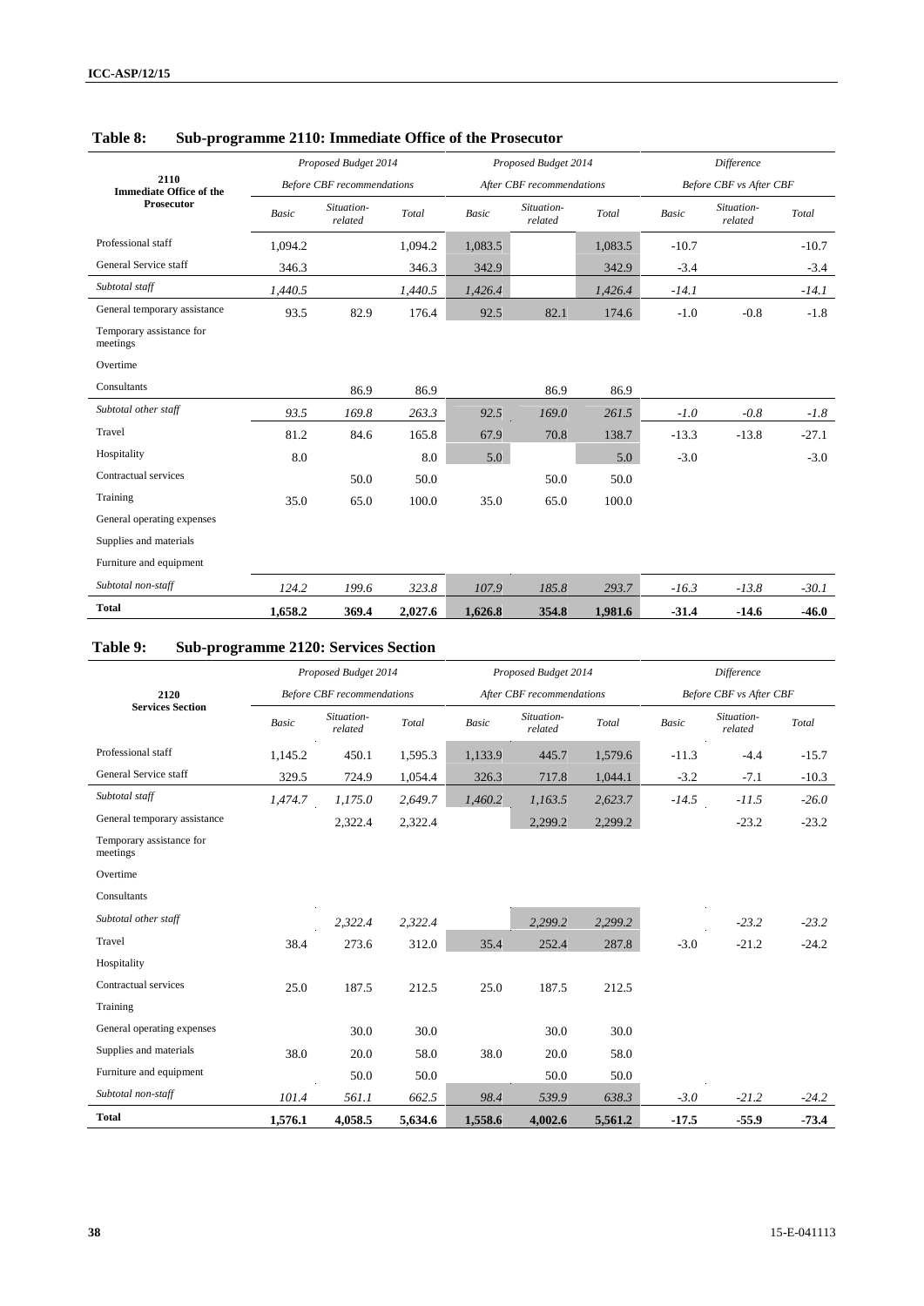### Table 8: Sub-programme 2110: Immediate Office of the Prosecutor

| 2110 Immediate Office of the Prosecutor | *Proposed Budget 2014 Before CBF recommendations* | | | *Proposed Budget 2014 After CBF recommendations* | | | *Difference Before CBF vs After CBF* | | |
|---|---|---|---|---|---|---|---|---|---|
| | *Basic* | *Situation-related* | *Total* | *Basic* | *Situation-related* | *Total* | *Basic* | *Situation-related* | *Total* |
| Professional staff | 1,094.2 | | 1,094.2 | 1,083.5 | | 1,083.5 | -10.7 | | -10.7 |
| General Service staff | 346.3 | | 346.3 | 342.9 | | 342.9 | -3.4 | | -3.4 |
| *Subtotal staff* | *1,440.5* | | *1,440.5* | *1,426.4* | | *1,426.4* | *-14.1* | | *-14.1* |
| General temporary assistance | 93.5 | 82.9 | 176.4 | 92.5 | 82.1 | 174.6 | -1.0 | -0.8 | -1.8 |
| Temporary assistance for meetings | | | | | | | | | |
| Overtime | | | | | | | | | |
| Consultants | | 86.9 | 86.9 | | 86.9 | 86.9 | | | |
| *Subtotal other staff* | *93.5* | *169.8* | *263.3* | *92.5* | *169.0* | *261.5* | *-1.0* | *-0.8* | *-1.8* |
| Travel | 81.2 | 84.6 | 165.8 | 67.9 | 70.8 | 138.7 | -13.3 | -13.8 | -27.1 |
| Hospitality | 8.0 | | 8.0 | 5.0 | | 5.0 | -3.0 | | -3.0 |
| Contractual services | | 50.0 | 50.0 | | 50.0 | 50.0 | | | |
| Training | 35.0 | 65.0 | 100.0 | 35.0 | 65.0 | 100.0 | | | |
| General operating expenses | | | | | | | | | |
| Supplies and materials | | | | | | | | | |
| Furniture and equipment | | | | | | | | | |
| *Subtotal non-staff* | *124.2* | *199.6* | *323.8* | *107.9* | *185.8* | *293.7* | *-16.3* | *-13.8* | *-30.1* |
| **Total** | **1,658.2** | **369.4** | **2,027.6** | **1,626.8** | **354.8** | **1,981.6** | **-31.4** | **-14.6** | **-46.0** |

### Table 9: Sub-programme 2120: Services Section

| 2120 Services Section | *Proposed Budget 2014 Before CBF recommendations* | | | *Proposed Budget 2014 After CBF recommendations* | | | *Difference Before CBF vs After CBF* | | |
|---|---|---|---|---|---|---|---|---|---|
| | *Basic* | *Situation-related* | *Total* | *Basic* | *Situation-related* | *Total* | *Basic* | *Situation-related* | *Total* |
| Professional staff | 1,145.2 | 450.1 | 1,595.3 | 1,133.9 | 445.7 | 1,579.6 | -11.3 | -4.4 | -15.7 |
| General Service staff | 329.5 | 724.9 | 1,054.4 | 326.3 | 717.8 | 1,044.1 | -3.2 | -7.1 | -10.3 |
| *Subtotal staff* | *1,474.7* | *1,175.0* | *2,649.7* | *1,460.2* | *1,163.5* | *2,623.7* | *-14.5* | *-11.5* | *-26.0* |
| General temporary assistance | | 2,322.4 | 2,322.4 | | 2,299.2 | 2,299.2 | | -23.2 | -23.2 |
| Temporary assistance for meetings | | | | | | | | | |
| Overtime | | | | | | | | | |
| Consultants | | | | | | | | | |
| *Subtotal other staff* | | *2,322.4* | *2,322.4* | | *2,299.2* | *2,299.2* | | *-23.2* | *-23.2* |
| Travel | 38.4 | 273.6 | 312.0 | 35.4 | 252.4 | 287.8 | -3.0 | -21.2 | -24.2 |
| Hospitality | | | | | | | | | |
| Contractual services | 25.0 | 187.5 | 212.5 | 25.0 | 187.5 | 212.5 | | | |
| Training | | | | | | | | | |
| General operating expenses | | 30.0 | 30.0 | | 30.0 | 30.0 | | | |
| Supplies and materials | 38.0 | 20.0 | 58.0 | 38.0 | 20.0 | 58.0 | | | |
| Furniture and equipment | | 50.0 | 50.0 | | 50.0 | 50.0 | | | |
| *Subtotal non-staff* | *101.4* | *561.1* | *662.5* | *98.4* | *539.9* | *638.3* | *-3.0* | *-21.2* | *-24.2* |
| **Total** | **1,576.1** | **4,058.5** | **5,634.6** | **1,558.6** | **4,002.6** | **5,561.2** | **-17.5** | **-55.9** | **-73.4** |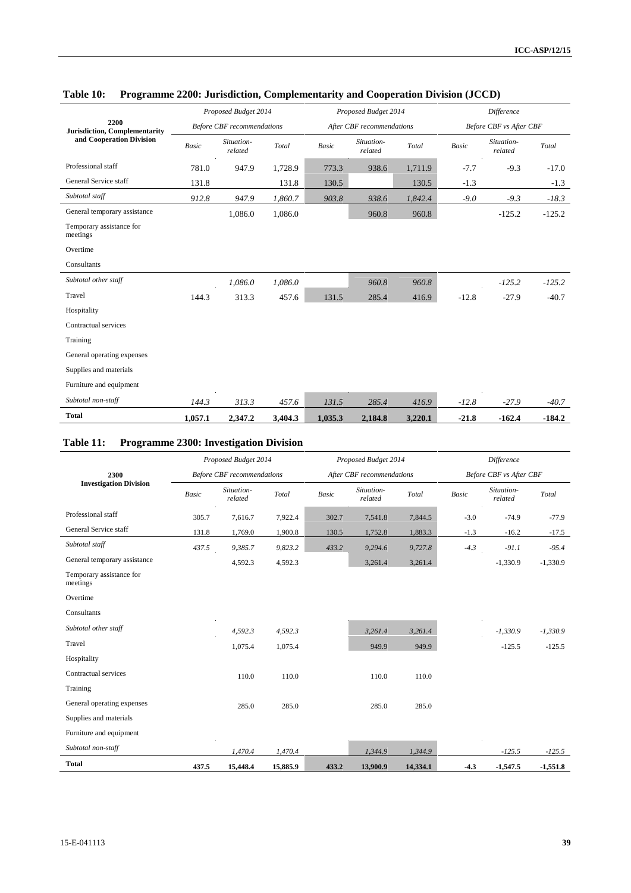## Table 10: Programme 2200: Jurisdiction, Complementarity and Cooperation Division (JCCD)

| 2200 Jurisdiction, Complementarity and Cooperation Division | Proposed Budget 2014 Before CBF recommendations | | | Proposed Budget 2014 After CBF recommendations | | | Difference Before CBF vs After CBF | | |
|---|---|---|---|---|---|---|---|---|---|
| | Basic | Situation-related | Total | Basic | Situation-related | Total | Basic | Situation-related | Total |
| Professional staff | 781.0 | 947.9 | 1,728.9 | 773.3 | 938.6 | 1,711.9 | -7.7 | -9.3 | -17.0 |
| General Service staff | 131.8 | | 131.8 | 130.5 | | 130.5 | -1.3 | | -1.3 |
| *Subtotal staff* | *912.8* | *947.9* | *1,860.7* | *903.8* | *938.6* | *1,842.4* | *-9.0* | *-9.3* | *-18.3* |
| General temporary assistance | | 1,086.0 | 1,086.0 | | 960.8 | 960.8 | | -125.2 | -125.2 |
| Temporary assistance for meetings | | | | | | | | | |
| Overtime | | | | | | | | | |
| Consultants | | | | | | | | | |
| *Subtotal other staff* | | *1,086.0* | *1,086.0* | | *960.8* | *960.8* | | *-125.2* | *-125.2* |
| Travel | 144.3 | 313.3 | 457.6 | 131.5 | 285.4 | 416.9 | -12.8 | -27.9 | -40.7 |
| Hospitality | | | | | | | | | |
| Contractual services | | | | | | | | | |
| Training | | | | | | | | | |
| General operating expenses | | | | | | | | | |
| Supplies and materials | | | | | | | | | |
| Furniture and equipment | | | | | | | | | |
| *Subtotal non-staff* | *144.3* | *313.3* | *457.6* | *131.5* | *285.4* | *416.9* | *-12.8* | *-27.9* | *-40.7* |
| **Total** | **1,057.1** | **2,347.2** | **3,404.3** | **1,035.3** | **2,184.8** | **3,220.1** | **-21.8** | **-162.4** | **-184.2** |

## Table 11: Programme 2300: Investigation Division

| 2300 Investigation Division | Proposed Budget 2014 Before CBF recommendations | | | Proposed Budget 2014 After CBF recommendations | | | Difference Before CBF vs After CBF | | |
|---|---|---|---|---|---|---|---|---|---|
| | Basic | Situation-related | Total | Basic | Situation-related | Total | Basic | Situation-related | Total |
| Professional staff | 305.7 | 7,616.7 | 7,922.4 | 302.7 | 7,541.8 | 7,844.5 | -3.0 | -74.9 | -77.9 |
| General Service staff | 131.8 | 1,769.0 | 1,900.8 | 130.5 | 1,752.8 | 1,883.3 | -1.3 | -16.2 | -17.5 |
| *Subtotal staff* | *437.5* | *9,385.7* | *9,823.2* | *433.2* | *9,294.6* | *9,727.8* | *-4.3* | *-91.1* | *-95.4* |
| General temporary assistance | | 4,592.3 | 4,592.3 | | 3,261.4 | 3,261.4 | | -1,330.9 | -1,330.9 |
| Temporary assistance for meetings | | | | | | | | | |
| Overtime | | | | | | | | | |
| Consultants | | | | | | | | | |
| *Subtotal other staff* | | *4,592.3* | *4,592.3* | | *3,261.4* | *3,261.4* | | *-1,330.9* | *-1,330.9* |
| Travel | | 1,075.4 | 1,075.4 | | 949.9 | 949.9 | | -125.5 | -125.5 |
| Hospitality | | | | | | | | | |
| Contractual services | | 110.0 | 110.0 | | 110.0 | 110.0 | | | |
| Training | | | | | | | | | |
| General operating expenses | | 285.0 | 285.0 | | 285.0 | 285.0 | | | |
| Supplies and materials | | | | | | | | | |
| Furniture and equipment | | | | | | | | | |
| *Subtotal non-staff* | | *1,470.4* | *1,470.4* | | *1,344.9* | *1,344.9* | | *-125.5* | *-125.5* |
| **Total** | **437.5** | **15,448.4** | **15,885.9** | **433.2** | **13,900.9** | **14,334.1** | **-4.3** | **-1,547.5** | **-1,551.8** |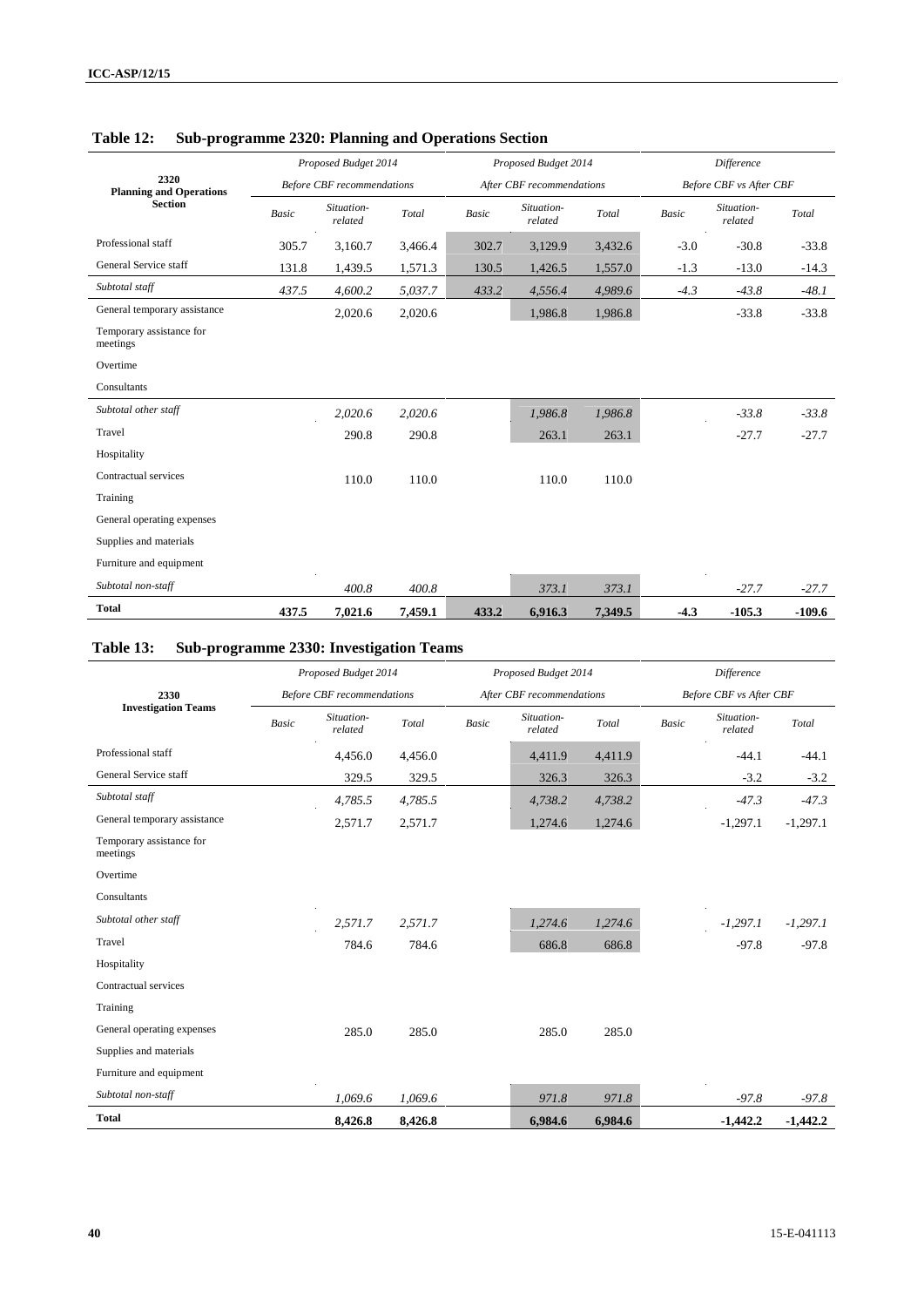## Table 12: Sub-programme 2320: Planning and Operations Section

| 2320 Planning and Operations Section | Proposed Budget 2014 | | | Proposed Budget 2014 | | | Difference | | |
|---|---|---|---|---|---|---|---|---|---|
| | Before CBF recommendations | | | After CBF recommendations | | | Before CBF vs After CBF | | |
| | Basic | Situation-related | Total | Basic | Situation-related | Total | Basic | Situation-related | Total |
| Professional staff | 305.7 | 3,160.7 | 3,466.4 | 302.7 | 3,129.9 | 3,432.6 | -3.0 | -30.8 | -33.8 |
| General Service staff | 131.8 | 1,439.5 | 1,571.3 | 130.5 | 1,426.5 | 1,557.0 | -1.3 | -13.0 | -14.3 |
| *Subtotal staff* | *437.5* | *4,600.2* | *5,037.7* | *433.2* | *4,556.4* | *4,989.6* | *-4.3* | *-43.8* | *-48.1* |
| General temporary assistance | | 2,020.6 | 2,020.6 | | 1,986.8 | 1,986.8 | | -33.8 | -33.8 |
| Temporary assistance for meetings | | | | | | | | | |
| Overtime | | | | | | | | | |
| Consultants | | | | | | | | | |
| *Subtotal other staff* | | *2,020.6* | *2,020.6* | | *1,986.8* | *1,986.8* | | *-33.8* | *-33.8* |
| Travel | | 290.8 | 290.8 | | 263.1 | 263.1 | | -27.7 | -27.7 |
| Hospitality | | | | | | | | | |
| Contractual services | | 110.0 | 110.0 | | 110.0 | 110.0 | | | |
| Training | | | | | | | | | |
| General operating expenses | | | | | | | | | |
| Supplies and materials | | | | | | | | | |
| Furniture and equipment | | | | | | | | | |
| *Subtotal non-staff* | | *400.8* | *400.8* | | *373.1* | *373.1* | | *-27.7* | *-27.7* |
| **Total** | **437.5** | **7,021.6** | **7,459.1** | **433.2** | **6,916.3** | **7,349.5** | **-4.3** | **-105.3** | **-109.6** |

## Table 13: Sub-programme 2330: Investigation Teams

| 2330 Investigation Teams | Proposed Budget 2014 | | | Proposed Budget 2014 | | | Difference | | |
|---|---|---|---|---|---|---|---|---|---|
| | Before CBF recommendations | | | After CBF recommendations | | | Before CBF vs After CBF | | |
| | Basic | Situation-related | Total | Basic | Situation-related | Total | Basic | Situation-related | Total |
| Professional staff | | 4,456.0 | 4,456.0 | | 4,411.9 | 4,411.9 | | -44.1 | -44.1 |
| General Service staff | | 329.5 | 329.5 | | 326.3 | 326.3 | | -3.2 | -3.2 |
| *Subtotal staff* | | *4,785.5* | *4,785.5* | | *4,738.2* | *4,738.2* | | *-47.3* | *-47.3* |
| General temporary assistance | | 2,571.7 | 2,571.7 | | 1,274.6 | 1,274.6 | | -1,297.1 | -1,297.1 |
| Temporary assistance for meetings | | | | | | | | | |
| Overtime | | | | | | | | | |
| Consultants | | | | | | | | | |
| *Subtotal other staff* | | *2,571.7* | *2,571.7* | | *1,274.6* | *1,274.6* | | *-1,297.1* | *-1,297.1* |
| Travel | | 784.6 | 784.6 | | 686.8 | 686.8 | | -97.8 | -97.8 |
| Hospitality | | | | | | | | | |
| Contractual services | | | | | | | | | |
| Training | | | | | | | | | |
| General operating expenses | | 285.0 | 285.0 | | 285.0 | 285.0 | | | |
| Supplies and materials | | | | | | | | | |
| Furniture and equipment | | | | | | | | | |
| *Subtotal non-staff* | | *1,069.6* | *1,069.6* | | *971.8* | *971.8* | | *-97.8* | *-97.8* |
| **Total** | | **8,426.8** | **8,426.8** | | **6,984.6** | **6,984.6** | | **-1,442.2** | **-1,442.2** |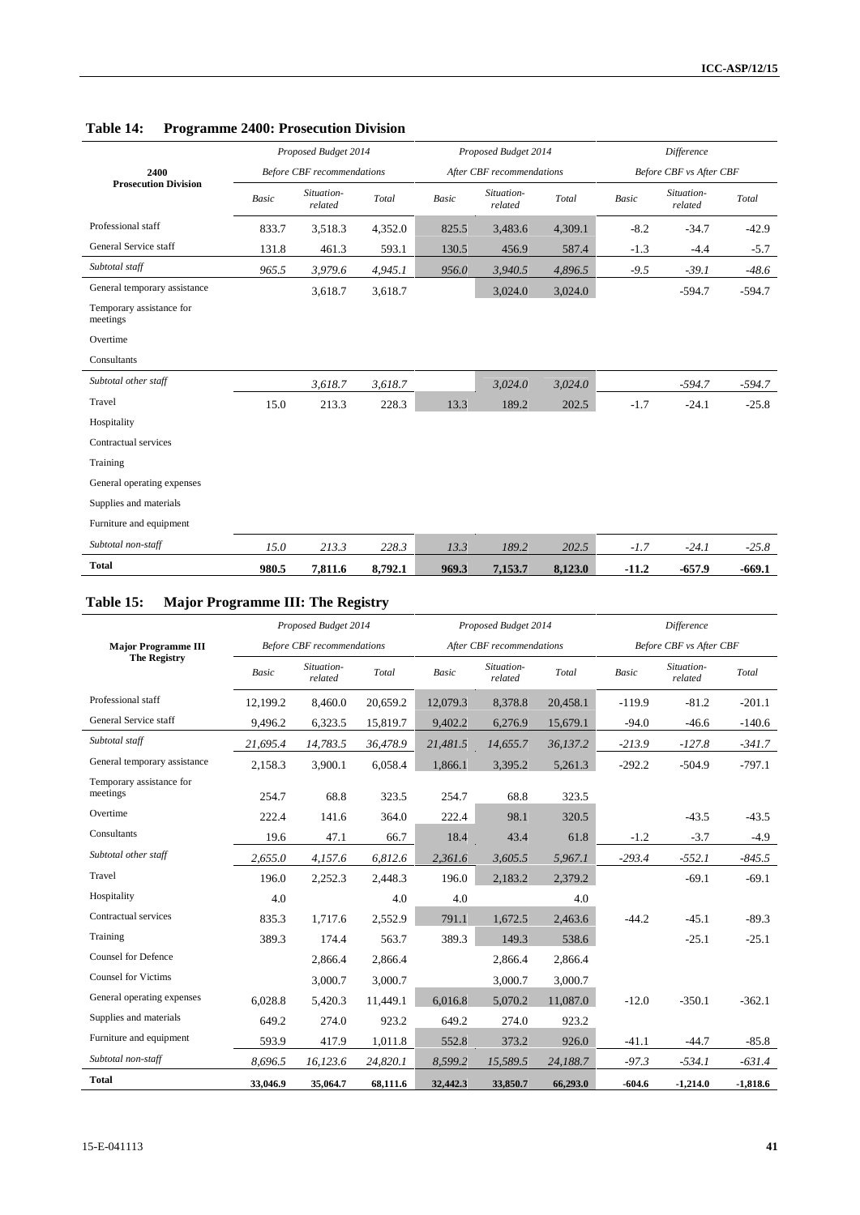### Table 14: Programme 2400: Prosecution Division

| 2400 Prosecution Division | Proposed Budget 2014 Before CBF recommendations | | | Proposed Budget 2014 After CBF recommendations | | | Difference Before CBF vs After CBF | | |
|---|---|---|---|---|---|---|---|---|---|
| | Basic | Situation-related | Total | Basic | Situation-related | Total | Basic | Situation-related | Total |
| Professional staff | 833.7 | 3,518.3 | 4,352.0 | 825.5 | 3,483.6 | 4,309.1 | -8.2 | -34.7 | -42.9 |
| General Service staff | 131.8 | 461.3 | 593.1 | 130.5 | 456.9 | 587.4 | -1.3 | -4.4 | -5.7 |
| *Subtotal staff* | *965.5* | *3,979.6* | *4,945.1* | *956.0* | *3,940.5* | *4,896.5* | *-9.5* | *-39.1* | *-48.6* |
| General temporary assistance | | 3,618.7 | 3,618.7 | | 3,024.0 | 3,024.0 | | -594.7 | -594.7 |
| Temporary assistance for meetings | | | | | | | | | |
| Overtime | | | | | | | | | |
| Consultants | | | | | | | | | |
| *Subtotal other staff* | | *3,618.7* | *3,618.7* | | *3,024.0* | *3,024.0* | | *-594.7* | *-594.7* |
| Travel | 15.0 | 213.3 | 228.3 | 13.3 | 189.2 | 202.5 | -1.7 | -24.1 | -25.8 |
| Hospitality | | | | | | | | | |
| Contractual services | | | | | | | | | |
| Training | | | | | | | | | |
| General operating expenses | | | | | | | | | |
| Supplies and materials | | | | | | | | | |
| Furniture and equipment | | | | | | | | | |
| *Subtotal non-staff* | *15.0* | *213.3* | *228.3* | *13.3* | *189.2* | *202.5* | *-1.7* | *-24.1* | *-25.8* |
| **Total** | **980.5** | **7,811.6** | **8,792.1** | **969.3** | **7,153.7** | **8,123.0** | **-11.2** | **-657.9** | **-669.1** |

### Table 15: Major Programme III: The Registry

| Major Programme III The Registry | Proposed Budget 2014 Before CBF recommendations | | | Proposed Budget 2014 After CBF recommendations | | | Difference Before CBF vs After CBF | | |
|---|---|---|---|---|---|---|---|---|---|
| | Basic | Situation-related | Total | Basic | Situation-related | Total | Basic | Situation-related | Total |
| Professional staff | 12,199.2 | 8,460.0 | 20,659.2 | 12,079.3 | 8,378.8 | 20,458.1 | -119.9 | -81.2 | -201.1 |
| General Service staff | 9,496.2 | 6,323.5 | 15,819.7 | 9,402.2 | 6,276.9 | 15,679.1 | -94.0 | -46.6 | -140.6 |
| *Subtotal staff* | *21,695.4* | *14,783.5* | *36,478.9* | *21,481.5* | *14,655.7* | *36,137.2* | *-213.9* | *-127.8* | *-341.7* |
| General temporary assistance | 2,158.3 | 3,900.1 | 6,058.4 | 1,866.1 | 3,395.2 | 5,261.3 | -292.2 | -504.9 | -797.1 |
| Temporary assistance for meetings | 254.7 | 68.8 | 323.5 | 254.7 | 68.8 | 323.5 | | | |
| Overtime | 222.4 | 141.6 | 364.0 | 222.4 | 98.1 | 320.5 | | -43.5 | -43.5 |
| Consultants | 19.6 | 47.1 | 66.7 | 18.4 | 43.4 | 61.8 | -1.2 | -3.7 | -4.9 |
| *Subtotal other staff* | *2,655.0* | *4,157.6* | *6,812.6* | *2,361.6* | *3,605.5* | *5,967.1* | *-293.4* | *-552.1* | *-845.5* |
| Travel | 196.0 | 2,252.3 | 2,448.3 | 196.0 | 2,183.2 | 2,379.2 | | -69.1 | -69.1 |
| Hospitality | 4.0 | | 4.0 | 4.0 | | 4.0 | | | |
| Contractual services | 835.3 | 1,717.6 | 2,552.9 | 791.1 | 1,672.5 | 2,463.6 | -44.2 | -45.1 | -89.3 |
| Training | 389.3 | 174.4 | 563.7 | 389.3 | 149.3 | 538.6 | | -25.1 | -25.1 |
| Counsel for Defence | | 2,866.4 | 2,866.4 | | 2,866.4 | 2,866.4 | | | |
| Counsel for Victims | | 3,000.7 | 3,000.7 | | 3,000.7 | 3,000.7 | | | |
| General operating expenses | 6,028.8 | 5,420.3 | 11,449.1 | 6,016.8 | 5,070.2 | 11,087.0 | -12.0 | -350.1 | -362.1 |
| Supplies and materials | 649.2 | 274.0 | 923.2 | 649.2 | 274.0 | 923.2 | | | |
| Furniture and equipment | 593.9 | 417.9 | 1,011.8 | 552.8 | 373.2 | 926.0 | -41.1 | -44.7 | -85.8 |
| *Subtotal non-staff* | *8,696.5* | *16,123.6* | *24,820.1* | *8,599.2* | *15,589.5* | *24,188.7* | *-97.3* | *-534.1* | *-631.4* |
| **Total** | **33,046.9** | **35,064.7** | **68,111.6** | **32,442.3** | **33,850.7** | **66,293.0** | **-604.6** | **-1,214.0** | **-1,818.6** |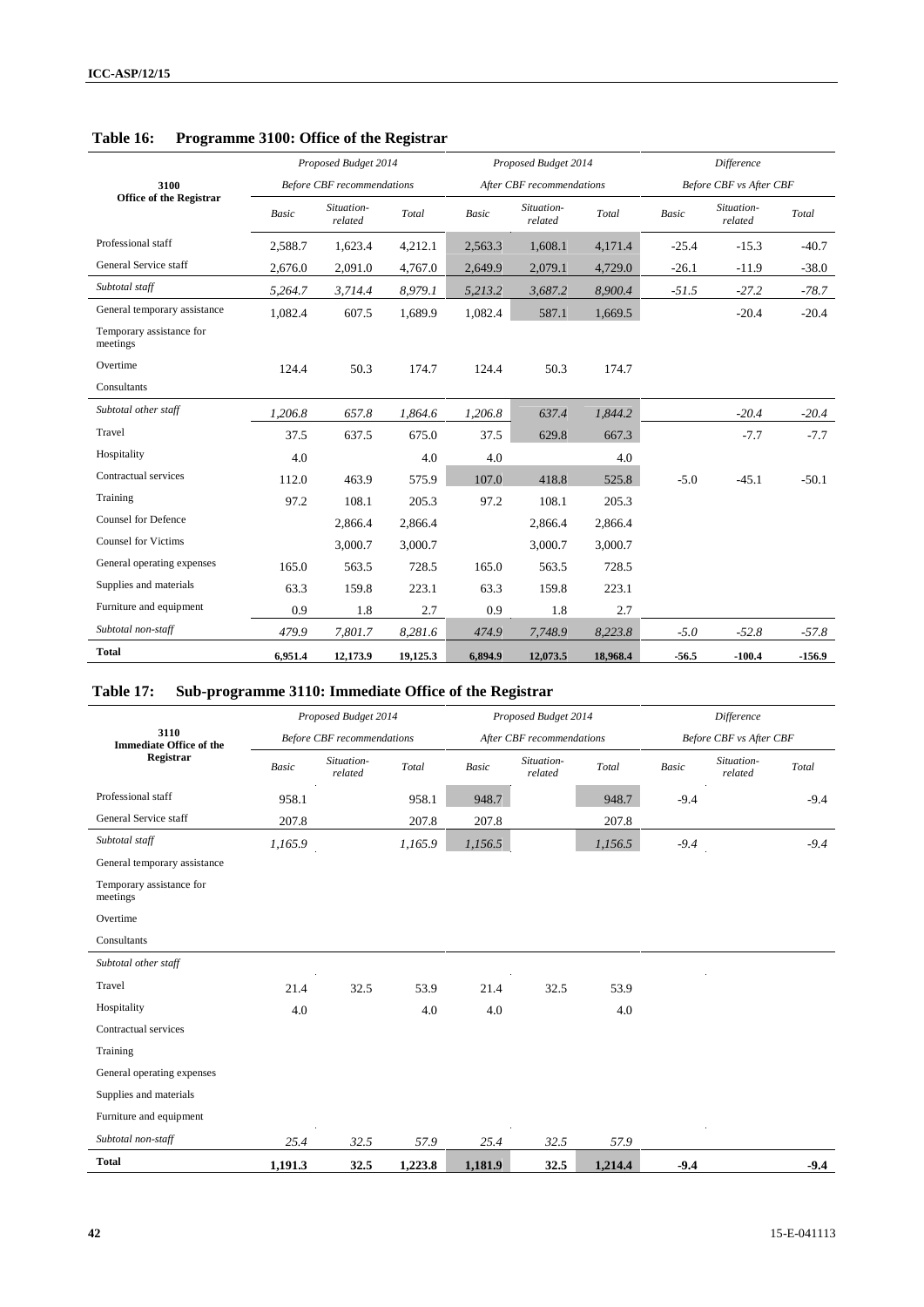## Table 16: Programme 3100: Office of the Registrar

| 3100 Office of the Registrar | Proposed Budget 2014 Before CBF recommendations | | | Proposed Budget 2014 After CBF recommendations | | | Difference Before CBF vs After CBF | | |
|---|---|---|---|---|---|---|---|---|---|
| | *Basic* | *Situation-related* | *Total* | *Basic* | *Situation-related* | *Total* | *Basic* | *Situation-related* | *Total* |
| Professional staff | 2,588.7 | 1,623.4 | 4,212.1 | 2,563.3 | 1,608.1 | 4,171.4 | -25.4 | -15.3 | -40.7 |
| General Service staff | 2,676.0 | 2,091.0 | 4,767.0 | 2,649.9 | 2,079.1 | 4,729.0 | -26.1 | -11.9 | -38.0 |
| *Subtotal staff* | *5,264.7* | *3,714.4* | *8,979.1* | *5,213.2* | *3,687.2* | *8,900.4* | *-51.5* | *-27.2* | *-78.7* |
| General temporary assistance | 1,082.4 | 607.5 | 1,689.9 | 1,082.4 | 587.1 | 1,669.5 | | -20.4 | -20.4 |
| Temporary assistance for meetings | | | | | | | | | |
| Overtime | 124.4 | 50.3 | 174.7 | 124.4 | 50.3 | 174.7 | | | |
| Consultants | | | | | | | | | |
| *Subtotal other staff* | *1,206.8* | *657.8* | *1,864.6* | *1,206.8* | *637.4* | *1,844.2* | | *-20.4* | *-20.4* |
| Travel | 37.5 | 637.5 | 675.0 | 37.5 | 629.8 | 667.3 | | -7.7 | -7.7 |
| Hospitality | 4.0 | | 4.0 | 4.0 | | 4.0 | | | |
| Contractual services | 112.0 | 463.9 | 575.9 | 107.0 | 418.8 | 525.8 | -5.0 | -45.1 | -50.1 |
| Training | 97.2 | 108.1 | 205.3 | 97.2 | 108.1 | 205.3 | | | |
| Counsel for Defence | | 2,866.4 | 2,866.4 | | 2,866.4 | 2,866.4 | | | |
| Counsel for Victims | | 3,000.7 | 3,000.7 | | 3,000.7 | 3,000.7 | | | |
| General operating expenses | 165.0 | 563.5 | 728.5 | 165.0 | 563.5 | 728.5 | | | |
| Supplies and materials | 63.3 | 159.8 | 223.1 | 63.3 | 159.8 | 223.1 | | | |
| Furniture and equipment | 0.9 | 1.8 | 2.7 | 0.9 | 1.8 | 2.7 | | | |
| *Subtotal non-staff* | *479.9* | *7,801.7* | *8,281.6* | *474.9* | *7,748.9* | *8,223.8* | *-5.0* | *-52.8* | *-57.8* |
| **Total** | **6,951.4** | **12,173.9** | **19,125.3** | **6,894.9** | **12,073.5** | **18,968.4** | **-56.5** | **-100.4** | **-156.9** |

## Table 17: Sub-programme 3110: Immediate Office of the Registrar

| 3110 Immediate Office of the Registrar | Proposed Budget 2014 Before CBF recommendations | | | Proposed Budget 2014 After CBF recommendations | | | Difference Before CBF vs After CBF | | |
|---|---|---|---|---|---|---|---|---|---|
| | *Basic* | *Situation-related* | *Total* | *Basic* | *Situation-related* | *Total* | *Basic* | *Situation-related* | *Total* |
| Professional staff | 958.1 | | 958.1 | 948.7 | | 948.7 | -9.4 | | -9.4 |
| General Service staff | 207.8 | | 207.8 | 207.8 | | 207.8 | | | |
| *Subtotal staff* | *1,165.9* | | *1,165.9* | *1,156.5* | | *1,156.5* | *-9.4* | | *-9.4* |
| General temporary assistance | | | | | | | | | |
| Temporary assistance for meetings | | | | | | | | | |
| Overtime | | | | | | | | | |
| Consultants | | | | | | | | | |
| *Subtotal other staff* | | | | | | | | | |
| Travel | 21.4 | 32.5 | 53.9 | 21.4 | 32.5 | 53.9 | | | |
| Hospitality | 4.0 | | 4.0 | 4.0 | | 4.0 | | | |
| Contractual services | | | | | | | | | |
| Training | | | | | | | | | |
| General operating expenses | | | | | | | | | |
| Supplies and materials | | | | | | | | | |
| Furniture and equipment | | | | | | | | | |
| *Subtotal non-staff* | *25.4* | *32.5* | *57.9* | *25.4* | *32.5* | *57.9* | | | |
| **Total** | **1,191.3** | **32.5** | **1,223.8** | **1,181.9** | **32.5** | **1,214.4** | **-9.4** | | **-9.4** |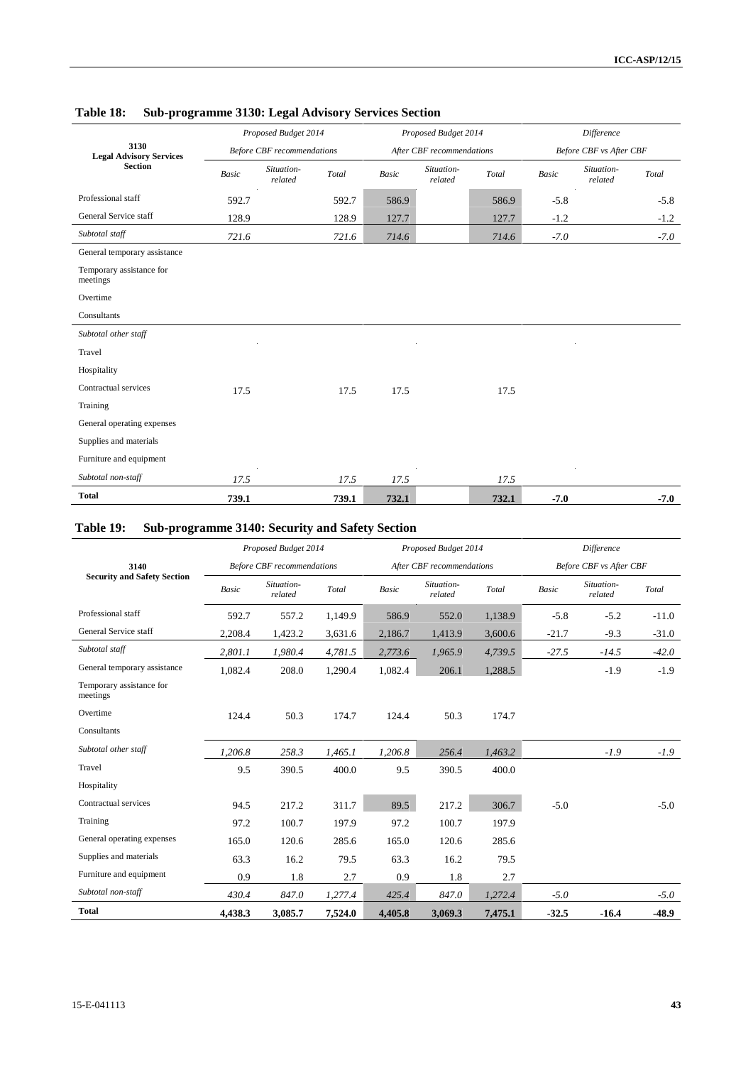## Table 18: Sub-programme 3130: Legal Advisory Services Section

| 3130 Legal Advisory Services Section | Proposed Budget 2014 Before CBF recommendations | | | Proposed Budget 2014 After CBF recommendations | | | Difference Before CBF vs After CBF | | |
|---|---|---|---|---|---|---|---|---|---|
| | Basic | Situation-related | Total | Basic | Situation-related | Total | Basic | Situation-related | Total |
| Professional staff | 592.7 | | 592.7 | 586.9 | | 586.9 | -5.8 | | -5.8 |
| General Service staff | 128.9 | | 128.9 | 127.7 | | 127.7 | -1.2 | | -1.2 |
| *Subtotal staff* | *721.6* | | *721.6* | *714.6* | | *714.6* | *-7.0* | | *-7.0* |
| General temporary assistance | | | | | | | | | |
| Temporary assistance for meetings | | | | | | | | | |
| Overtime | | | | | | | | | |
| Consultants | | | | | | | | | |
| *Subtotal other staff* | | | | | | | | | |
| Travel | | | | | | | | | |
| Hospitality | | | | | | | | | |
| Contractual services | 17.5 | | 17.5 | 17.5 | | 17.5 | | | |
| Training | | | | | | | | | |
| General operating expenses | | | | | | | | | |
| Supplies and materials | | | | | | | | | |
| Furniture and equipment | | | | | | | | | |
| *Subtotal non-staff* | *17.5* | | *17.5* | *17.5* | | *17.5* | | | |
| **Total** | **739.1** | | **739.1** | **732.1** | | **732.1** | **-7.0** | | **-7.0** |

## Table 19: Sub-programme 3140: Security and Safety Section

| 3140 Security and Safety Section | Proposed Budget 2014 Before CBF recommendations | | | Proposed Budget 2014 After CBF recommendations | | | Difference Before CBF vs After CBF | | |
|---|---|---|---|---|---|---|---|---|---|
| | Basic | Situation-related | Total | Basic | Situation-related | Total | Basic | Situation-related | Total |
| Professional staff | 592.7 | 557.2 | 1,149.9 | 586.9 | 552.0 | 1,138.9 | -5.8 | -5.2 | -11.0 |
| General Service staff | 2,208.4 | 1,423.2 | 3,631.6 | 2,186.7 | 1,413.9 | 3,600.6 | -21.7 | -9.3 | -31.0 |
| *Subtotal staff* | *2,801.1* | *1,980.4* | *4,781.5* | *2,773.6* | *1,965.9* | *4,739.5* | *-27.5* | *-14.5* | *-42.0* |
| General temporary assistance | 1,082.4 | 208.0 | 1,290.4 | 1,082.4 | 206.1 | 1,288.5 | | -1.9 | -1.9 |
| Temporary assistance for meetings | | | | | | | | | |
| Overtime | 124.4 | 50.3 | 174.7 | 124.4 | 50.3 | 174.7 | | | |
| Consultants | | | | | | | | | |
| *Subtotal other staff* | *1,206.8* | *258.3* | *1,465.1* | *1,206.8* | *256.4* | *1,463.2* | | *-1.9* | *-1.9* |
| Travel | 9.5 | 390.5 | 400.0 | 9.5 | 390.5 | 400.0 | | | |
| Hospitality | | | | | | | | | |
| Contractual services | 94.5 | 217.2 | 311.7 | 89.5 | 217.2 | 306.7 | -5.0 | | -5.0 |
| Training | 97.2 | 100.7 | 197.9 | 97.2 | 100.7 | 197.9 | | | |
| General operating expenses | 165.0 | 120.6 | 285.6 | 165.0 | 120.6 | 285.6 | | | |
| Supplies and materials | 63.3 | 16.2 | 79.5 | 63.3 | 16.2 | 79.5 | | | |
| Furniture and equipment | 0.9 | 1.8 | 2.7 | 0.9 | 1.8 | 2.7 | | | |
| *Subtotal non-staff* | *430.4* | *847.0* | *1,277.4* | *425.4* | *847.0* | *1,272.4* | *-5.0* | | *-5.0* |
| **Total** | **4,438.3** | **3,085.7** | **7,524.0** | **4,405.8** | **3,069.3** | **7,475.1** | **-32.5** | **-16.4** | **-48.9** |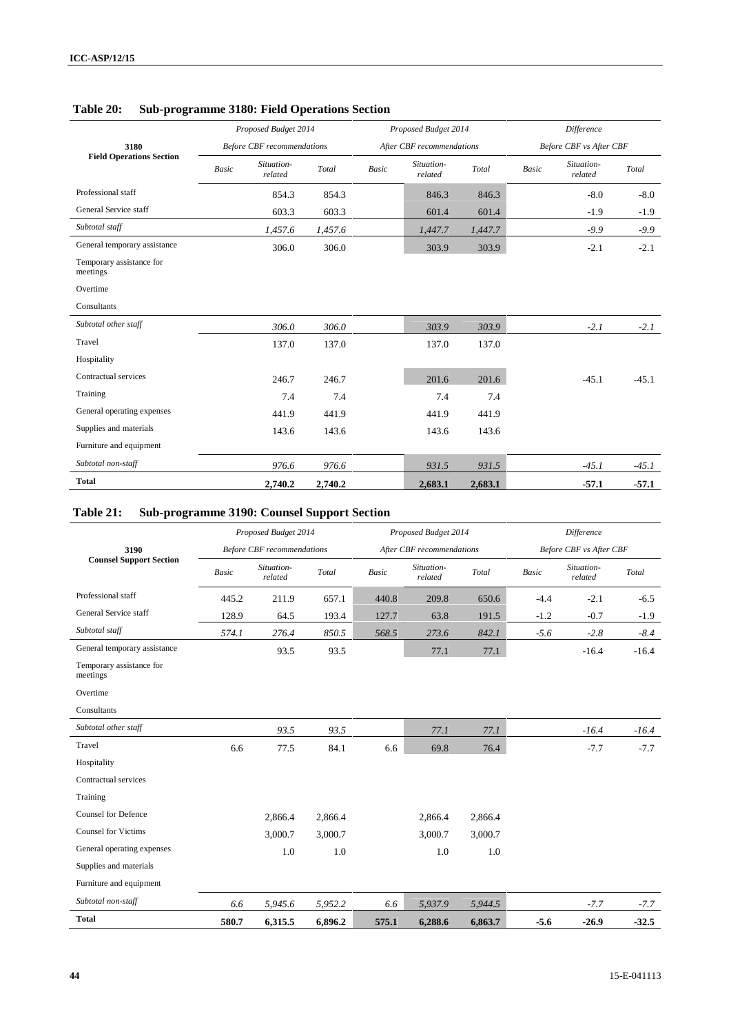## Table 20: Sub-programme 3180: Field Operations Section

| 3180 Field Operations Section | Proposed Budget 2014 Before CBF recommendations | | | Proposed Budget 2014 After CBF recommendations | | | Difference Before CBF vs After CBF | | |
|---|---|---|---|---|---|---|---|---|---|
| | *Basic* | *Situation-related* | *Total* | *Basic* | *Situation-related* | *Total* | *Basic* | *Situation-related* | *Total* |
| Professional staff | | 854.3 | 854.3 | | 846.3 | 846.3 | | -8.0 | -8.0 |
| General Service staff | | 603.3 | 603.3 | | 601.4 | 601.4 | | -1.9 | -1.9 |
| *Subtotal staff* | | *1,457.6* | *1,457.6* | | *1,447.7* | *1,447.7* | | *-9.9* | *-9.9* |
| General temporary assistance | | 306.0 | 306.0 | | 303.9 | 303.9 | | -2.1 | -2.1 |
| Temporary assistance for meetings | | | | | | | | | |
| Overtime | | | | | | | | | |
| Consultants | | | | | | | | | |
| *Subtotal other staff* | | *306.0* | *306.0* | | *303.9* | *303.9* | | *-2.1* | *-2.1* |
| Travel | | 137.0 | 137.0 | | 137.0 | 137.0 | | | |
| Hospitality | | | | | | | | | |
| Contractual services | | 246.7 | 246.7 | | 201.6 | 201.6 | | -45.1 | -45.1 |
| Training | | 7.4 | 7.4 | | 7.4 | 7.4 | | | |
| General operating expenses | | 441.9 | 441.9 | | 441.9 | 441.9 | | | |
| Supplies and materials | | 143.6 | 143.6 | | 143.6 | 143.6 | | | |
| Furniture and equipment | | | | | | | | | |
| *Subtotal non-staff* | | *976.6* | *976.6* | | *931.5* | *931.5* | | *-45.1* | *-45.1* |
| **Total** | | **2,740.2** | **2,740.2** | | **2,683.1** | **2,683.1** | | **-57.1** | **-57.1** |

## Table 21: Sub-programme 3190: Counsel Support Section

| 3190 Counsel Support Section | Proposed Budget 2014 Before CBF recommendations | | | Proposed Budget 2014 After CBF recommendations | | | Difference Before CBF vs After CBF | | |
|---|---|---|---|---|---|---|---|---|---|
| | *Basic* | *Situation-related* | *Total* | *Basic* | *Situation-related* | *Total* | *Basic* | *Situation-related* | *Total* |
| Professional staff | 445.2 | 211.9 | 657.1 | 440.8 | 209.8 | 650.6 | -4.4 | -2.1 | -6.5 |
| General Service staff | 128.9 | 64.5 | 193.4 | 127.7 | 63.8 | 191.5 | -1.2 | -0.7 | -1.9 |
| *Subtotal staff* | *574.1* | *276.4* | *850.5* | *568.5* | *273.6* | *842.1* | *-5.6* | *-2.8* | *-8.4* |
| General temporary assistance | | 93.5 | 93.5 | | 77.1 | 77.1 | | -16.4 | -16.4 |
| Temporary assistance for meetings | | | | | | | | | |
| Overtime | | | | | | | | | |
| Consultants | | | | | | | | | |
| *Subtotal other staff* | | *93.5* | *93.5* | | *77.1* | *77.1* | | *-16.4* | *-16.4* |
| Travel | 6.6 | 77.5 | 84.1 | 6.6 | 69.8 | 76.4 | | -7.7 | -7.7 |
| Hospitality | | | | | | | | | |
| Contractual services | | | | | | | | | |
| Training | | | | | | | | | |
| Counsel for Defence | | 2,866.4 | 2,866.4 | | 2,866.4 | 2,866.4 | | | |
| Counsel for Victims | | 3,000.7 | 3,000.7 | | 3,000.7 | 3,000.7 | | | |
| General operating expenses | | 1.0 | 1.0 | | 1.0 | 1.0 | | | |
| Supplies and materials | | | | | | | | | |
| Furniture and equipment | | | | | | | | | |
| *Subtotal non-staff* | *6.6* | *5,945.6* | *5,952.2* | *6.6* | *5,937.9* | *5,944.5* | | *-7.7* | *-7.7* |
| **Total** | **580.7** | **6,315.5** | **6,896.2** | **575.1** | **6,288.6** | **6,863.7** | **-5.6** | **-26.9** | **-32.5** |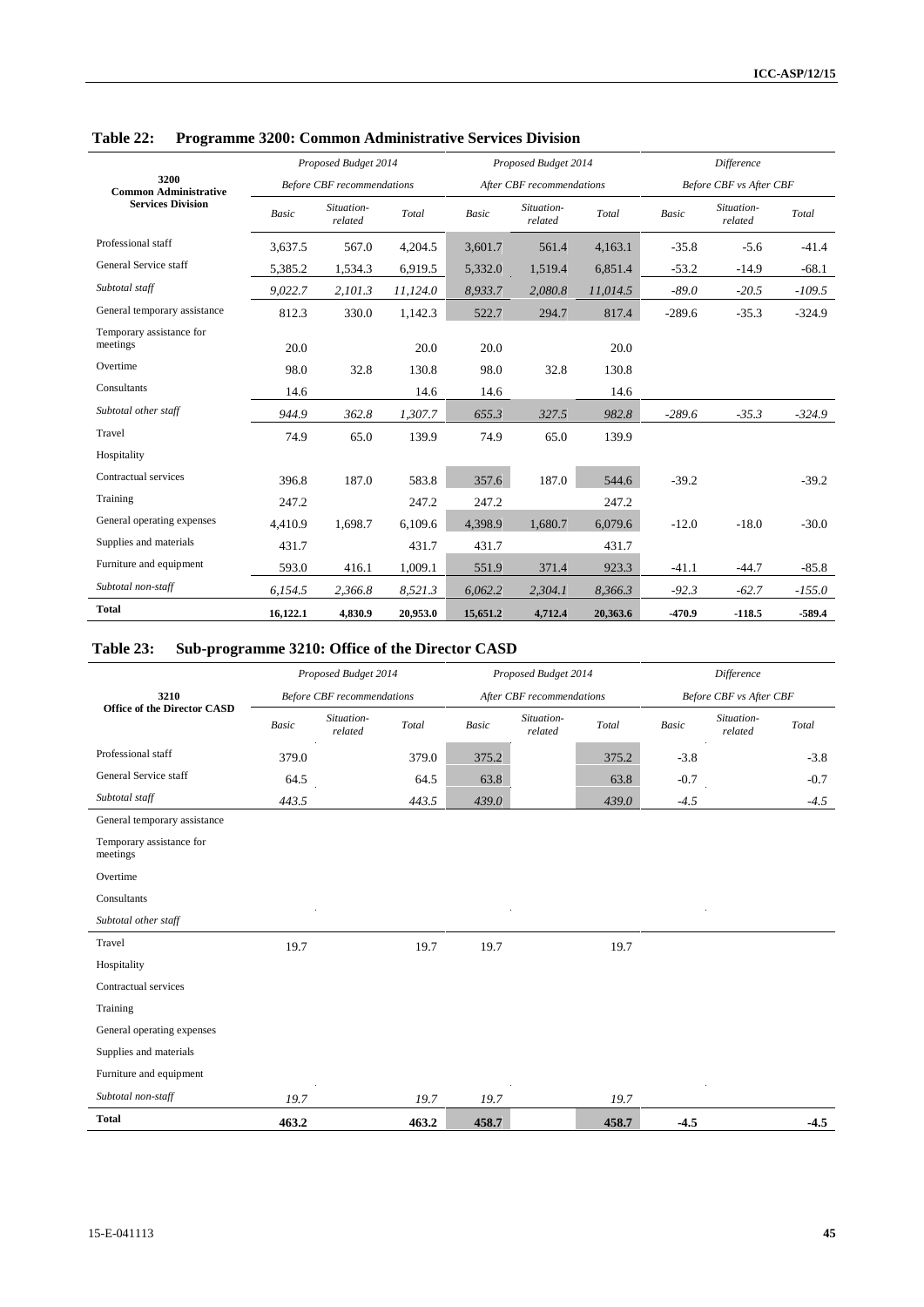## Table 22: Programme 3200: Common Administrative Services Division

| 3200 Common Administrative Services Division | Proposed Budget 2014 Before CBF recommendations | | | Proposed Budget 2014 After CBF recommendations | | | Difference Before CBF vs After CBF | | |
|---|---|---|---|---|---|---|---|---|---|
| | *Basic* | *Situation-related* | *Total* | *Basic* | *Situation-related* | *Total* | *Basic* | *Situation-related* | *Total* |
| Professional staff | 3,637.5 | 567.0 | 4,204.5 | 3,601.7 | 561.4 | 4,163.1 | -35.8 | -5.6 | -41.4 |
| General Service staff | 5,385.2 | 1,534.3 | 6,919.5 | 5,332.0 | 1,519.4 | 6,851.4 | -53.2 | -14.9 | -68.1 |
| *Subtotal staff* | *9,022.7* | *2,101.3* | *11,124.0* | *8,933.7* | *2,080.8* | *11,014.5* | *-89.0* | *-20.5* | *-109.5* |
| General temporary assistance | 812.3 | 330.0 | 1,142.3 | 522.7 | 294.7 | 817.4 | -289.6 | -35.3 | -324.9 |
| Temporary assistance for meetings | 20.0 | | 20.0 | 20.0 | | 20.0 | | | |
| Overtime | 98.0 | 32.8 | 130.8 | 98.0 | 32.8 | 130.8 | | | |
| Consultants | 14.6 | | 14.6 | 14.6 | | 14.6 | | | |
| *Subtotal other staff* | *944.9* | *362.8* | *1,307.7* | *655.3* | *327.5* | *982.8* | *-289.6* | *-35.3* | *-324.9* |
| Travel | 74.9 | 65.0 | 139.9 | 74.9 | 65.0 | 139.9 | | | |
| Hospitality | | | | | | | | | |
| Contractual services | 396.8 | 187.0 | 583.8 | 357.6 | 187.0 | 544.6 | -39.2 | | -39.2 |
| Training | 247.2 | | 247.2 | 247.2 | | 247.2 | | | |
| General operating expenses | 4,410.9 | 1,698.7 | 6,109.6 | 4,398.9 | 1,680.7 | 6,079.6 | -12.0 | -18.0 | -30.0 |
| Supplies and materials | 431.7 | | 431.7 | 431.7 | | 431.7 | | | |
| Furniture and equipment | 593.0 | 416.1 | 1,009.1 | 551.9 | 371.4 | 923.3 | -41.1 | -44.7 | -85.8 |
| *Subtotal non-staff* | *6,154.5* | *2,366.8* | *8,521.3* | *6,062.2* | *2,304.1* | *8,366.3* | *-92.3* | *-62.7* | *-155.0* |
| **Total** | **16,122.1** | **4,830.9** | **20,953.0** | **15,651.2** | **4,712.4** | **20,363.6** | **-470.9** | **-118.5** | **-589.4** |

## Table 23: Sub-programme 3210: Office of the Director CASD

| 3210 Office of the Director CASD | Proposed Budget 2014 Before CBF recommendations | | | Proposed Budget 2014 After CBF recommendations | | | Difference Before CBF vs After CBF | | |
|---|---|---|---|---|---|---|---|---|---|
| | *Basic* | *Situation-related* | *Total* | *Basic* | *Situation-related* | *Total* | *Basic* | *Situation-related* | *Total* |
| Professional staff | 379.0 | | 379.0 | 375.2 | | 375.2 | -3.8 | | -3.8 |
| General Service staff | 64.5 | | 64.5 | 63.8 | | 63.8 | -0.7 | | -0.7 |
| *Subtotal staff* | *443.5* | | *443.5* | *439.0* | | *439.0* | *-4.5* | | *-4.5* |
| General temporary assistance | | | | | | | | | |
| Temporary assistance for meetings | | | | | | | | | |
| Overtime | | | | | | | | | |
| Consultants | | | | | | | | | |
| *Subtotal other staff* | | | | | | | | | |
| Travel | 19.7 | | 19.7 | 19.7 | | 19.7 | | | |
| Hospitality | | | | | | | | | |
| Contractual services | | | | | | | | | |
| Training | | | | | | | | | |
| General operating expenses | | | | | | | | | |
| Supplies and materials | | | | | | | | | |
| Furniture and equipment | | | | | | | | | |
| *Subtotal non-staff* | *19.7* | | *19.7* | *19.7* | | *19.7* | | | |
| **Total** | **463.2** | | **463.2** | **458.7** | | **458.7** | **-4.5** | | **-4.5** |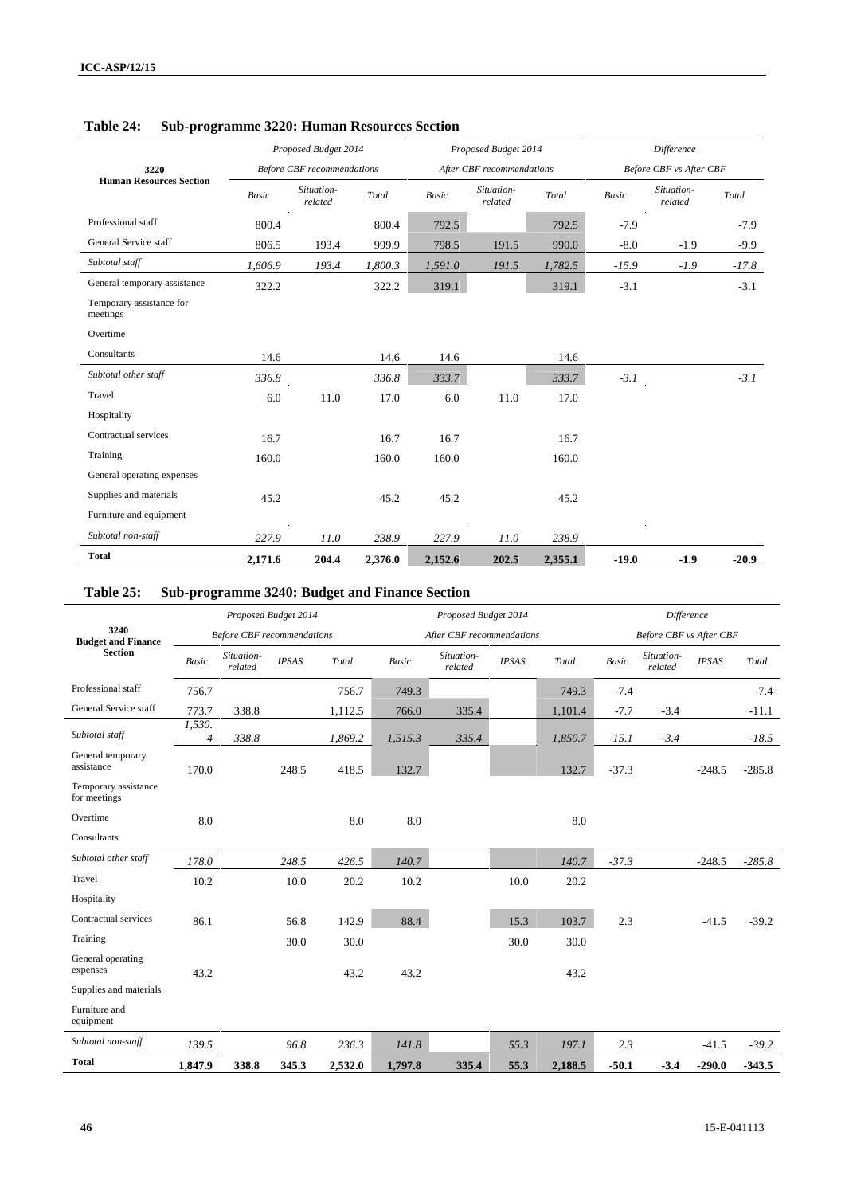## Table 24: Sub-programme 3220: Human Resources Section

| 3220 Human Resources Section | Proposed Budget 2014 Before CBF recommendations | | | Proposed Budget 2014 After CBF recommendations | | | Difference Before CBF vs After CBF | | |
|---|---|---|---|---|---|---|---|---|---|
| | *Basic* | *Situation-related* | *Total* | *Basic* | *Situation-related* | *Total* | *Basic* | *Situation-related* | *Total* |
| Professional staff | 800.4 | | 800.4 | 792.5 | | 792.5 | -7.9 | | -7.9 |
| General Service staff | 806.5 | 193.4 | 999.9 | 798.5 | 191.5 | 990.0 | -8.0 | -1.9 | -9.9 |
| *Subtotal staff* | *1,606.9* | *193.4* | *1,800.3* | *1,591.0* | *191.5* | *1,782.5* | *-15.9* | *-1.9* | *-17.8* |
| General temporary assistance | 322.2 | | 322.2 | 319.1 | | 319.1 | -3.1 | | -3.1 |
| Temporary assistance for meetings | | | | | | | | | |
| Overtime | | | | | | | | | |
| Consultants | 14.6 | | 14.6 | 14.6 | | 14.6 | | | |
| *Subtotal other staff* | *336.8* | | *336.8* | *333.7* | | *333.7* | *-3.1* | | *-3.1* |
| Travel | 6.0 | 11.0 | 17.0 | 6.0 | 11.0 | 17.0 | | | |
| Hospitality | | | | | | | | | |
| Contractual services | 16.7 | | 16.7 | 16.7 | | 16.7 | | | |
| Training | 160.0 | | 160.0 | 160.0 | | 160.0 | | | |
| General operating expenses | | | | | | | | | |
| Supplies and materials | 45.2 | | 45.2 | 45.2 | | 45.2 | | | |
| Furniture and equipment | | | | | | | | | |
| *Subtotal non-staff* | *227.9* | *11.0* | *238.9* | *227.9* | *11.0* | *238.9* | | | |
| **Total** | **2,171.6** | **204.4** | **2,376.0** | **2,152.6** | **202.5** | **2,355.1** | **-19.0** | **-1.9** | **-20.9** |

## Table 25: Sub-programme 3240: Budget and Finance Section

| 3240 Budget and Finance Section | Proposed Budget 2014 Before CBF recommendations | | | | Proposed Budget 2014 After CBF recommendations | | | | Difference Before CBF vs After CBF | | | |
|---|---|---|---|---|---|---|---|---|---|---|---|---|
| | *Basic* | *Situation-related* | *IPSAS* | *Total* | *Basic* | *Situation-related* | *IPSAS* | *Total* | *Basic* | *Situation-related* | *IPSAS* | *Total* |
| Professional staff | 756.7 | | | 756.7 | 749.3 | | | 749.3 | -7.4 | | | -7.4 |
| General Service staff | 773.7 | 338.8 | | 1,112.5 | 766.0 | 335.4 | | 1,101.4 | -7.7 | -3.4 | | -11.1 |
| *Subtotal staff* | *1,530.4* | *338.8* | | *1,869.2* | *1,515.3* | *335.4* | | *1,850.7* | *-15.1* | *-3.4* | | *-18.5* |
| General temporary assistance | 170.0 | | 248.5 | 418.5 | 132.7 | | | 132.7 | -37.3 | | -248.5 | -285.8 |
| Temporary assistance for meetings | | | | | | | | | | | | |
| Overtime | 8.0 | | | 8.0 | 8.0 | | | 8.0 | | | | |
| Consultants | | | | | | | | | | | | |
| *Subtotal other staff* | *178.0* | | *248.5* | *426.5* | *140.7* | | | *140.7* | *-37.3* | | *-248.5* | *-285.8* |
| Travel | 10.2 | | 10.0 | 20.2 | 10.2 | | 10.0 | 20.2 | | | | |
| Hospitality | | | | | | | | | | | | |
| Contractual services | 86.1 | | 56.8 | 142.9 | 88.4 | | 15.3 | 103.7 | 2.3 | | -41.5 | -39.2 |
| Training | | | 30.0 | 30.0 | | | 30.0 | 30.0 | | | | |
| General operating expenses | 43.2 | | | 43.2 | 43.2 | | | 43.2 | | | | |
| Supplies and materials | | | | | | | | | | | | |
| Furniture and equipment | | | | | | | | | | | | |
| *Subtotal non-staff* | *139.5* | | *96.8* | *236.3* | *141.8* | | *55.3* | *197.1* | *2.3* | | *-41.5* | *-39.2* |
| **Total** | **1,847.9** | **338.8** | **345.3** | **2,532.0** | **1,797.8** | **335.4** | **55.3** | **2,188.5** | **-50.1** | **-3.4** | **-290.0** | **-343.5** |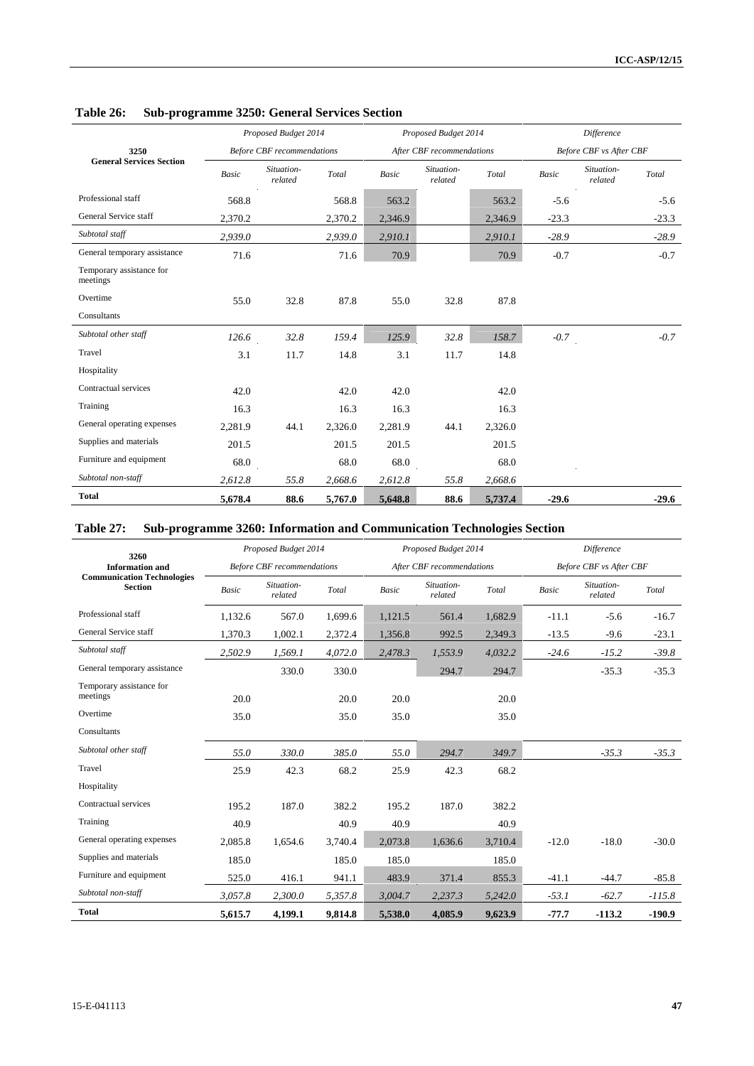**Table 26: Sub-programme 3250: General Services Section**

| 3250 General Services Section | Proposed Budget 2014 Before CBF recommendations | | | Proposed Budget 2014 After CBF recommendations | | | Difference Before CBF vs After CBF | | |
|---|---|---|---|---|---|---|---|---|---|
| | Basic | Situation-related | Total | Basic | Situation-related | Total | Basic | Situation-related | Total |
| Professional staff | 568.8 | | 568.8 | 563.2 | | 563.2 | -5.6 | | -5.6 |
| General Service staff | 2,370.2 | | 2,370.2 | 2,346.9 | | 2,346.9 | -23.3 | | -23.3 |
| *Subtotal staff* | *2,939.0* | | *2,939.0* | *2,910.1* | | *2,910.1* | *-28.9* | | *-28.9* |
| General temporary assistance | 71.6 | | 71.6 | 70.9 | | 70.9 | -0.7 | | -0.7 |
| Temporary assistance for meetings | | | | | | | | | |
| Overtime | 55.0 | 32.8 | 87.8 | 55.0 | 32.8 | 87.8 | | | |
| Consultants | | | | | | | | | |
| *Subtotal other staff* | *126.6* | *32.8* | *159.4* | *125.9* | *32.8* | *158.7* | *-0.7* | | *-0.7* |
| Travel | 3.1 | 11.7 | 14.8 | 3.1 | 11.7 | 14.8 | | | |
| Hospitality | | | | | | | | | |
| Contractual services | 42.0 | | 42.0 | 42.0 | | 42.0 | | | |
| Training | 16.3 | | 16.3 | 16.3 | | 16.3 | | | |
| General operating expenses | 2,281.9 | 44.1 | 2,326.0 | 2,281.9 | 44.1 | 2,326.0 | | | |
| Supplies and materials | 201.5 | | 201.5 | 201.5 | | 201.5 | | | |
| Furniture and equipment | 68.0 | | 68.0 | 68.0 | | 68.0 | | | |
| *Subtotal non-staff* | *2,612.8* | *55.8* | *2,668.6* | *2,612.8* | *55.8* | *2,668.6* | | | |
| **Total** | **5,678.4** | **88.6** | **5,767.0** | **5,648.8** | **88.6** | **5,737.4** | **-29.6** | | **-29.6** |

**Table 27: Sub-programme 3260: Information and Communication Technologies Section**

| 3260 Information and Communication Technologies Section | Proposed Budget 2014 Before CBF recommendations | | | Proposed Budget 2014 After CBF recommendations | | | Difference Before CBF vs After CBF | | |
|---|---|---|---|---|---|---|---|---|---|
| | Basic | Situation-related | Total | Basic | Situation-related | Total | Basic | Situation-related | Total |
| Professional staff | 1,132.6 | 567.0 | 1,699.6 | 1,121.5 | 561.4 | 1,682.9 | -11.1 | -5.6 | -16.7 |
| General Service staff | 1,370.3 | 1,002.1 | 2,372.4 | 1,356.8 | 992.5 | 2,349.3 | -13.5 | -9.6 | -23.1 |
| *Subtotal staff* | *2,502.9* | *1,569.1* | *4,072.0* | *2,478.3* | *1,553.9* | *4,032.2* | *-24.6* | *-15.2* | *-39.8* |
| General temporary assistance | | 330.0 | 330.0 | | 294.7 | 294.7 | | -35.3 | -35.3 |
| Temporary assistance for meetings | 20.0 | | 20.0 | 20.0 | | 20.0 | | | |
| Overtime | 35.0 | | 35.0 | 35.0 | | 35.0 | | | |
| Consultants | | | | | | | | | |
| *Subtotal other staff* | *55.0* | *330.0* | *385.0* | *55.0* | *294.7* | *349.7* | | *-35.3* | *-35.3* |
| Travel | 25.9 | 42.3 | 68.2 | 25.9 | 42.3 | 68.2 | | | |
| Hospitality | | | | | | | | | |
| Contractual services | 195.2 | 187.0 | 382.2 | 195.2 | 187.0 | 382.2 | | | |
| Training | 40.9 | | 40.9 | 40.9 | | 40.9 | | | |
| General operating expenses | 2,085.8 | 1,654.6 | 3,740.4 | 2,073.8 | 1,636.6 | 3,710.4 | -12.0 | -18.0 | -30.0 |
| Supplies and materials | 185.0 | | 185.0 | 185.0 | | 185.0 | | | |
| Furniture and equipment | 525.0 | 416.1 | 941.1 | 483.9 | 371.4 | 855.3 | -41.1 | -44.7 | -85.8 |
| *Subtotal non-staff* | *3,057.8* | *2,300.0* | *5,357.8* | *3,004.7* | *2,237.3* | *5,242.0* | *-53.1* | *-62.7* | *-115.8* |
| **Total** | **5,615.7** | **4,199.1** | **9,814.8** | **5,538.0** | **4,085.9** | **9,623.9** | **-77.7** | **-113.2** | **-190.9** |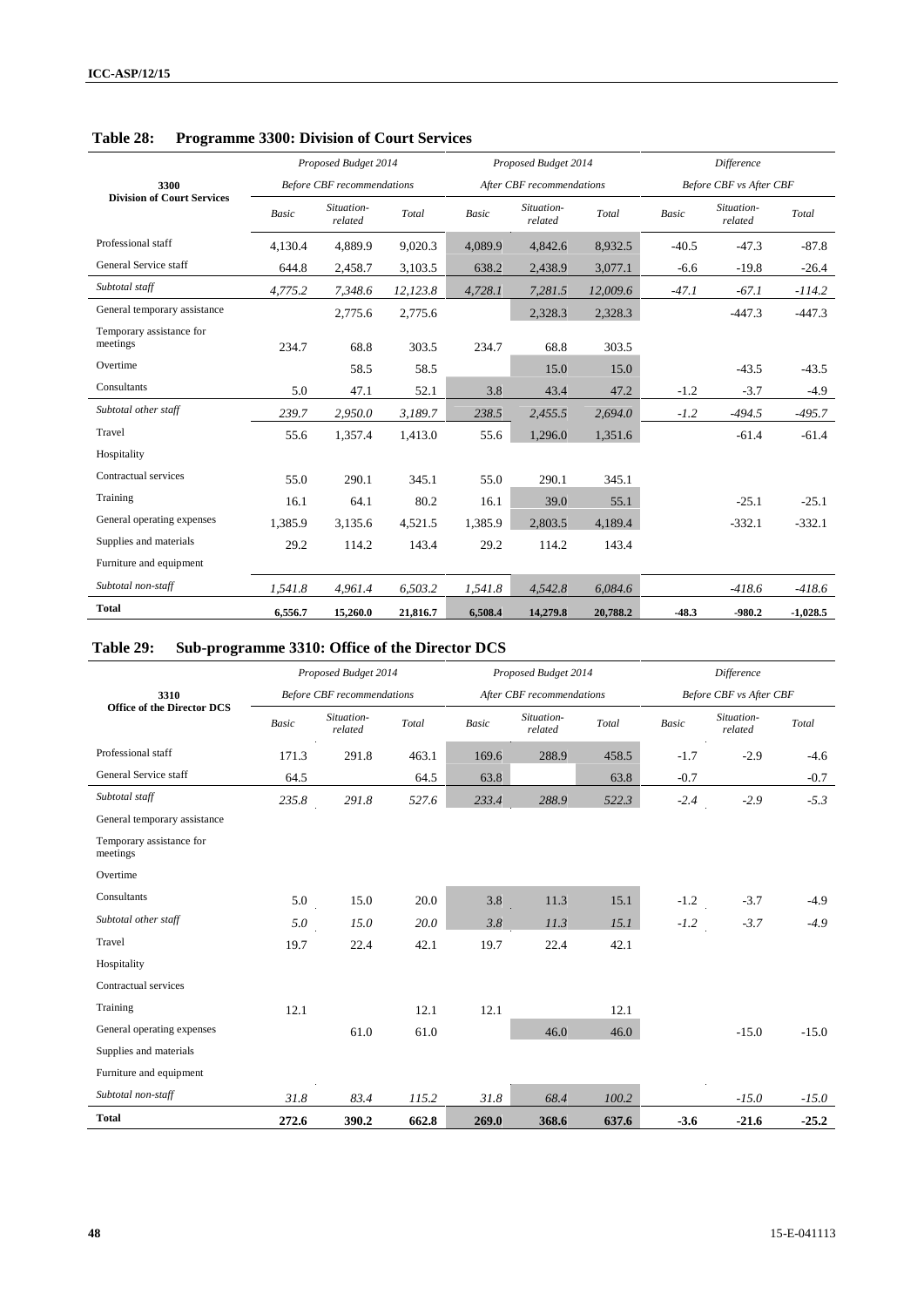**Table 28: Programme 3300: Division of Court Services**

| 3300 Division of Court Services | Proposed Budget 2014 Before CBF recommendations | | | Proposed Budget 2014 After CBF recommendations | | | Difference Before CBF vs After CBF | | |
|---|---|---|---|---|---|---|---|---|---|
| | *Basic* | *Situation-related* | *Total* | *Basic* | *Situation-related* | *Total* | *Basic* | *Situation-related* | *Total* |
| Professional staff | 4,130.4 | 4,889.9 | 9,020.3 | 4,089.9 | 4,842.6 | 8,932.5 | -40.5 | -47.3 | -87.8 |
| General Service staff | 644.8 | 2,458.7 | 3,103.5 | 638.2 | 2,438.9 | 3,077.1 | -6.6 | -19.8 | -26.4 |
| *Subtotal staff* | *4,775.2* | *7,348.6* | *12,123.8* | *4,728.1* | *7,281.5* | *12,009.6* | *-47.1* | *-67.1* | *-114.2* |
| General temporary assistance | | 2,775.6 | 2,775.6 | | 2,328.3 | 2,328.3 | | -447.3 | -447.3 |
| Temporary assistance for meetings | 234.7 | 68.8 | 303.5 | 234.7 | 68.8 | 303.5 | | | |
| Overtime | | 58.5 | 58.5 | | 15.0 | 15.0 | | -43.5 | -43.5 |
| Consultants | 5.0 | 47.1 | 52.1 | 3.8 | 43.4 | 47.2 | -1.2 | -3.7 | -4.9 |
| *Subtotal other staff* | *239.7* | *2,950.0* | *3,189.7* | *238.5* | *2,455.5* | *2,694.0* | *-1.2* | *-494.5* | *-495.7* |
| Travel | 55.6 | 1,357.4 | 1,413.0 | 55.6 | 1,296.0 | 1,351.6 | | -61.4 | -61.4 |
| Hospitality | | | | | | | | | |
| Contractual services | 55.0 | 290.1 | 345.1 | 55.0 | 290.1 | 345.1 | | | |
| Training | 16.1 | 64.1 | 80.2 | 16.1 | 39.0 | 55.1 | | -25.1 | -25.1 |
| General operating expenses | 1,385.9 | 3,135.6 | 4,521.5 | 1,385.9 | 2,803.5 | 4,189.4 | | -332.1 | -332.1 |
| Supplies and materials | 29.2 | 114.2 | 143.4 | 29.2 | 114.2 | 143.4 | | | |
| Furniture and equipment | | | | | | | | | |
| *Subtotal non-staff* | *1,541.8* | *4,961.4* | *6,503.2* | *1,541.8* | *4,542.8* | *6,084.6* | | *-418.6* | *-418.6* |
| **Total** | **6,556.7** | **15,260.0** | **21,816.7** | **6,508.4** | **14,279.8** | **20,788.2** | **-48.3** | **-980.2** | **-1,028.5** |

**Table 29: Sub-programme 3310: Office of the Director DCS**

| 3310 Office of the Director DCS | Proposed Budget 2014 Before CBF recommendations | | | Proposed Budget 2014 After CBF recommendations | | | Difference Before CBF vs After CBF | | |
|---|---|---|---|---|---|---|---|---|---|
| | *Basic* | *Situation-related* | *Total* | *Basic* | *Situation-related* | *Total* | *Basic* | *Situation-related* | *Total* |
| Professional staff | 171.3 | 291.8 | 463.1 | 169.6 | 288.9 | 458.5 | -1.7 | -2.9 | -4.6 |
| General Service staff | 64.5 | | 64.5 | 63.8 | | 63.8 | -0.7 | | -0.7 |
| *Subtotal staff* | *235.8* | *291.8* | *527.6* | *233.4* | *288.9* | *522.3* | *-2.4* | *-2.9* | *-5.3* |
| General temporary assistance | | | | | | | | | |
| Temporary assistance for meetings | | | | | | | | | |
| Overtime | | | | | | | | | |
| Consultants | 5.0 | 15.0 | 20.0 | 3.8 | 11.3 | 15.1 | -1.2 | -3.7 | -4.9 |
| *Subtotal other staff* | *5.0* | *15.0* | *20.0* | *3.8* | *11.3* | *15.1* | *-1.2* | *-3.7* | *-4.9* |
| Travel | 19.7 | 22.4 | 42.1 | 19.7 | 22.4 | 42.1 | | | |
| Hospitality | | | | | | | | | |
| Contractual services | | | | | | | | | |
| Training | 12.1 | | 12.1 | 12.1 | | 12.1 | | | |
| General operating expenses | | 61.0 | 61.0 | | 46.0 | 46.0 | | -15.0 | -15.0 |
| Supplies and materials | | | | | | | | | |
| Furniture and equipment | | | | | | | | | |
| *Subtotal non-staff* | *31.8* | *83.4* | *115.2* | *31.8* | *68.4* | *100.2* | | *-15.0* | *-15.0* |
| **Total** | **272.6** | **390.2** | **662.8** | **269.0** | **368.6** | **637.6** | **-3.6** | **-21.6** | **-25.2** |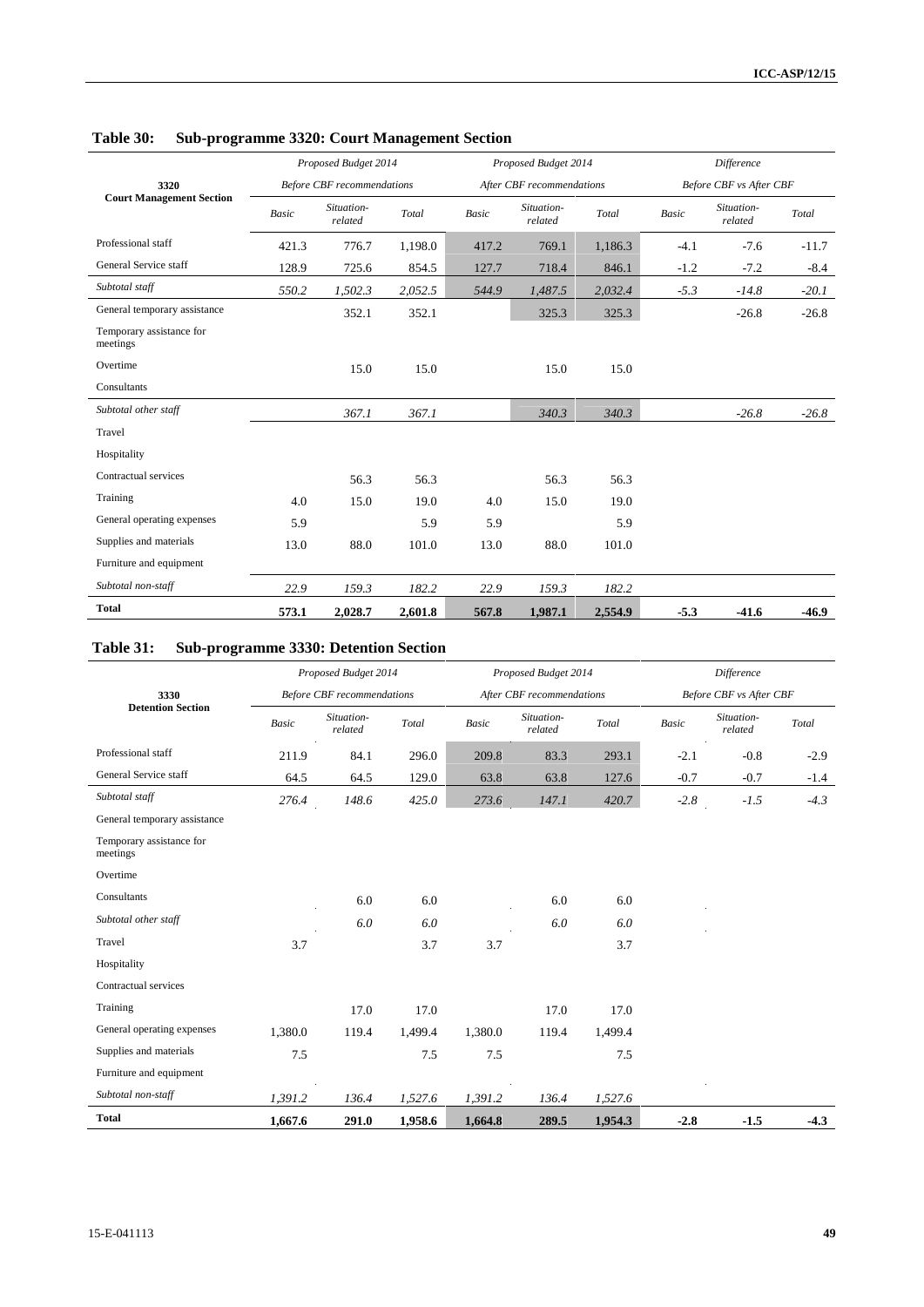## Table 30: Sub-programme 3320: Court Management Section

| 3320 Court Management Section | Proposed Budget 2014 Before CBF recommendations | | | Proposed Budget 2014 After CBF recommendations | | | Difference Before CBF vs After CBF | | |
|---|---|---|---|---|---|---|---|---|---|
| | *Basic* | *Situation-related* | *Total* | *Basic* | *Situation-related* | *Total* | *Basic* | *Situation-related* | *Total* |
| Professional staff | 421.3 | 776.7 | 1,198.0 | 417.2 | 769.1 | 1,186.3 | -4.1 | -7.6 | -11.7 |
| General Service staff | 128.9 | 725.6 | 854.5 | 127.7 | 718.4 | 846.1 | -1.2 | -7.2 | -8.4 |
| *Subtotal staff* | *550.2* | *1,502.3* | *2,052.5* | *544.9* | *1,487.5* | *2,032.4* | *-5.3* | *-14.8* | *-20.1* |
| General temporary assistance | | 352.1 | 352.1 | | 325.3 | 325.3 | | -26.8 | -26.8 |
| Temporary assistance for meetings | | | | | | | | | |
| Overtime | | 15.0 | 15.0 | | 15.0 | 15.0 | | | |
| Consultants | | | | | | | | | |
| *Subtotal other staff* | | *367.1* | *367.1* | | *340.3* | *340.3* | | *-26.8* | *-26.8* |
| Travel | | | | | | | | | |
| Hospitality | | | | | | | | | |
| Contractual services | | 56.3 | 56.3 | | 56.3 | 56.3 | | | |
| Training | 4.0 | 15.0 | 19.0 | 4.0 | 15.0 | 19.0 | | | |
| General operating expenses | 5.9 | | 5.9 | 5.9 | | 5.9 | | | |
| Supplies and materials | 13.0 | 88.0 | 101.0 | 13.0 | 88.0 | 101.0 | | | |
| Furniture and equipment | | | | | | | | | |
| *Subtotal non-staff* | *22.9* | *159.3* | *182.2* | *22.9* | *159.3* | *182.2* | | | |
| **Total** | **573.1** | **2,028.7** | **2,601.8** | **567.8** | **1,987.1** | **2,554.9** | **-5.3** | **-41.6** | **-46.9** |

## Table 31: Sub-programme 3330: Detention Section

| 3330 Detention Section | Proposed Budget 2014 Before CBF recommendations | | | Proposed Budget 2014 After CBF recommendations | | | Difference Before CBF vs After CBF | | |
|---|---|---|---|---|---|---|---|---|---|
| | *Basic* | *Situation-related* | *Total* | *Basic* | *Situation-related* | *Total* | *Basic* | *Situation-related* | *Total* |
| Professional staff | 211.9 | 84.1 | 296.0 | 209.8 | 83.3 | 293.1 | -2.1 | -0.8 | -2.9 |
| General Service staff | 64.5 | 64.5 | 129.0 | 63.8 | 63.8 | 127.6 | -0.7 | -0.7 | -1.4 |
| *Subtotal staff* | *276.4* | *148.6* | *425.0* | *273.6* | *147.1* | *420.7* | *-2.8* | *-1.5* | *-4.3* |
| General temporary assistance | | | | | | | | | |
| Temporary assistance for meetings | | | | | | | | | |
| Overtime | | | | | | | | | |
| Consultants | | 6.0 | 6.0 | | 6.0 | 6.0 | | | |
| *Subtotal other staff* | | *6.0* | *6.0* | | *6.0* | *6.0* | | | |
| Travel | 3.7 | | 3.7 | 3.7 | | 3.7 | | | |
| Hospitality | | | | | | | | | |
| Contractual services | | | | | | | | | |
| Training | | 17.0 | 17.0 | | 17.0 | 17.0 | | | |
| General operating expenses | 1,380.0 | 119.4 | 1,499.4 | 1,380.0 | 119.4 | 1,499.4 | | | |
| Supplies and materials | 7.5 | | 7.5 | 7.5 | | 7.5 | | | |
| Furniture and equipment | | | | | | | | | |
| *Subtotal non-staff* | *1,391.2* | *136.4* | *1,527.6* | *1,391.2* | *136.4* | *1,527.6* | | | |
| **Total** | **1,667.6** | **291.0** | **1,958.6** | **1,664.8** | **289.5** | **1,954.3** | **-2.8** | **-1.5** | **-4.3** |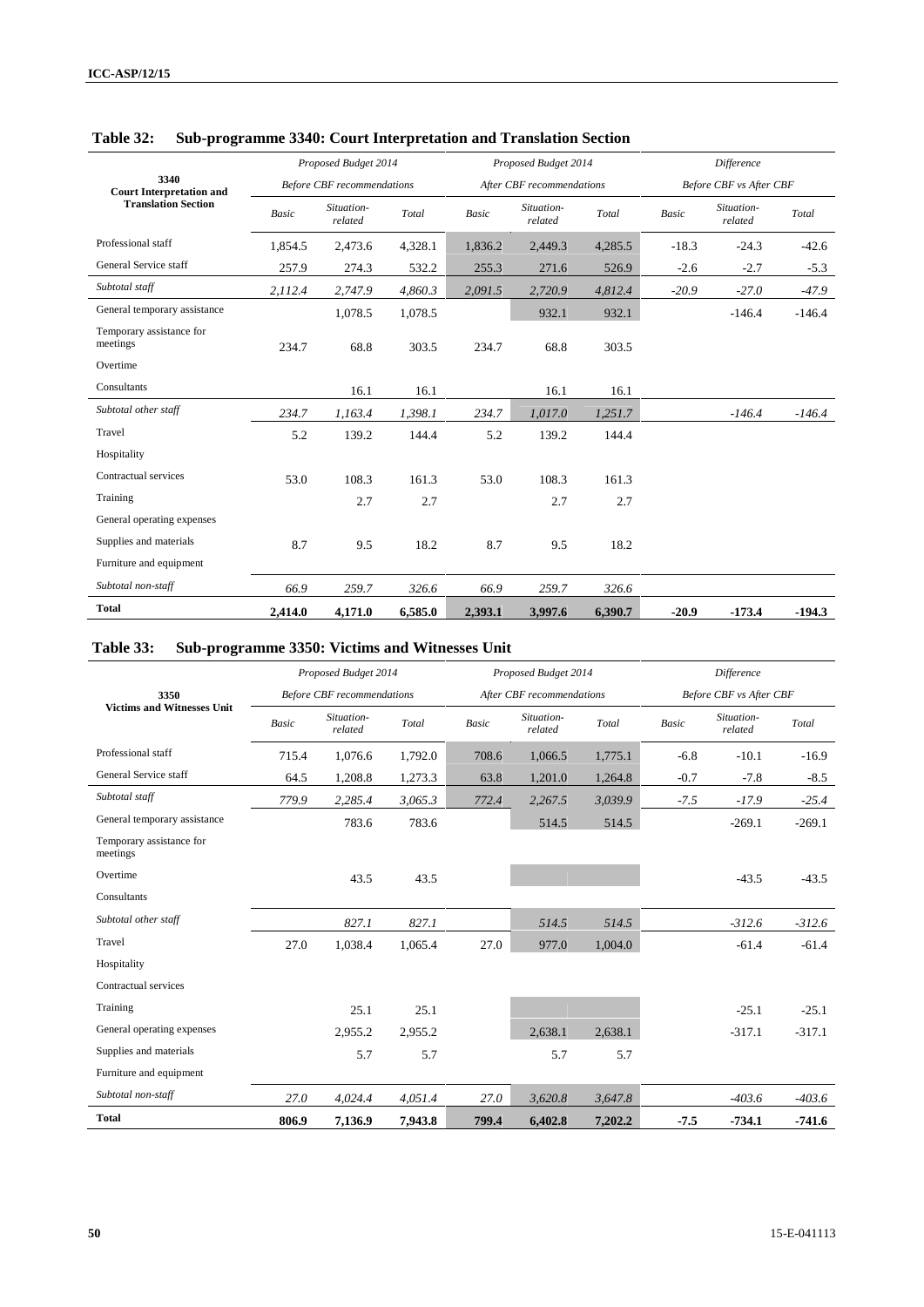### Table 32: Sub-programme 3340: Court Interpretation and Translation Section

| 3340 Court Interpretation and Translation Section | Proposed Budget 2014 Before CBF recommendations | | | Proposed Budget 2014 After CBF recommendations | | | Difference Before CBF vs After CBF | | |
|---|---|---|---|---|---|---|---|---|---|
| | *Basic* | *Situation-related* | *Total* | *Basic* | *Situation-related* | *Total* | *Basic* | *Situation-related* | *Total* |
| Professional staff | 1,854.5 | 2,473.6 | 4,328.1 | 1,836.2 | 2,449.3 | 4,285.5 | -18.3 | -24.3 | -42.6 |
| General Service staff | 257.9 | 274.3 | 532.2 | 255.3 | 271.6 | 526.9 | -2.6 | -2.7 | -5.3 |
| *Subtotal staff* | *2,112.4* | *2,747.9* | *4,860.3* | *2,091.5* | *2,720.9* | *4,812.4* | *-20.9* | *-27.0* | *-47.9* |
| General temporary assistance | | 1,078.5 | 1,078.5 | | 932.1 | 932.1 | | -146.4 | -146.4 |
| Temporary assistance for meetings | 234.7 | 68.8 | 303.5 | 234.7 | 68.8 | 303.5 | | | |
| Overtime | | | | | | | | | |
| Consultants | | 16.1 | 16.1 | | 16.1 | 16.1 | | | |
| *Subtotal other staff* | *234.7* | *1,163.4* | *1,398.1* | *234.7* | *1,017.0* | *1,251.7* | | *-146.4* | *-146.4* |
| Travel | 5.2 | 139.2 | 144.4 | 5.2 | 139.2 | 144.4 | | | |
| Hospitality | | | | | | | | | |
| Contractual services | 53.0 | 108.3 | 161.3 | 53.0 | 108.3 | 161.3 | | | |
| Training | | 2.7 | 2.7 | | 2.7 | 2.7 | | | |
| General operating expenses | | | | | | | | | |
| Supplies and materials | 8.7 | 9.5 | 18.2 | 8.7 | 9.5 | 18.2 | | | |
| Furniture and equipment | | | | | | | | | |
| *Subtotal non-staff* | *66.9* | *259.7* | *326.6* | *66.9* | *259.7* | *326.6* | | | |
| **Total** | **2,414.0** | **4,171.0** | **6,585.0** | **2,393.1** | **3,997.6** | **6,390.7** | **-20.9** | **-173.4** | **-194.3** |

### Table 33: Sub-programme 3350: Victims and Witnesses Unit

| 3350 Victims and Witnesses Unit | Proposed Budget 2014 Before CBF recommendations | | | Proposed Budget 2014 After CBF recommendations | | | Difference Before CBF vs After CBF | | |
|---|---|---|---|---|---|---|---|---|---|
| | *Basic* | *Situation-related* | *Total* | *Basic* | *Situation-related* | *Total* | *Basic* | *Situation-related* | *Total* |
| Professional staff | 715.4 | 1,076.6 | 1,792.0 | 708.6 | 1,066.5 | 1,775.1 | -6.8 | -10.1 | -16.9 |
| General Service staff | 64.5 | 1,208.8 | 1,273.3 | 63.8 | 1,201.0 | 1,264.8 | -0.7 | -7.8 | -8.5 |
| *Subtotal staff* | *779.9* | *2,285.4* | *3,065.3* | *772.4* | *2,267.5* | *3,039.9* | *-7.5* | *-17.9* | *-25.4* |
| General temporary assistance | | 783.6 | 783.6 | | 514.5 | 514.5 | | -269.1 | -269.1 |
| Temporary assistance for meetings | | | | | | | | | |
| Overtime | | 43.5 | 43.5 | | | | | -43.5 | -43.5 |
| Consultants | | | | | | | | | |
| *Subtotal other staff* | | *827.1* | *827.1* | | *514.5* | *514.5* | | *-312.6* | *-312.6* |
| Travel | 27.0 | 1,038.4 | 1,065.4 | 27.0 | 977.0 | 1,004.0 | | -61.4 | -61.4 |
| Hospitality | | | | | | | | | |
| Contractual services | | | | | | | | | |
| Training | | 25.1 | 25.1 | | | | | -25.1 | -25.1 |
| General operating expenses | | 2,955.2 | 2,955.2 | | 2,638.1 | 2,638.1 | | -317.1 | -317.1 |
| Supplies and materials | | 5.7 | 5.7 | | 5.7 | 5.7 | | | |
| Furniture and equipment | | | | | | | | | |
| *Subtotal non-staff* | *27.0* | *4,024.4* | *4,051.4* | *27.0* | *3,620.8* | *3,647.8* | | *-403.6* | *-403.6* |
| **Total** | **806.9** | **7,136.9** | **7,943.8** | **799.4** | **6,402.8** | **7,202.2** | **-7.5** | **-734.1** | **-741.6** |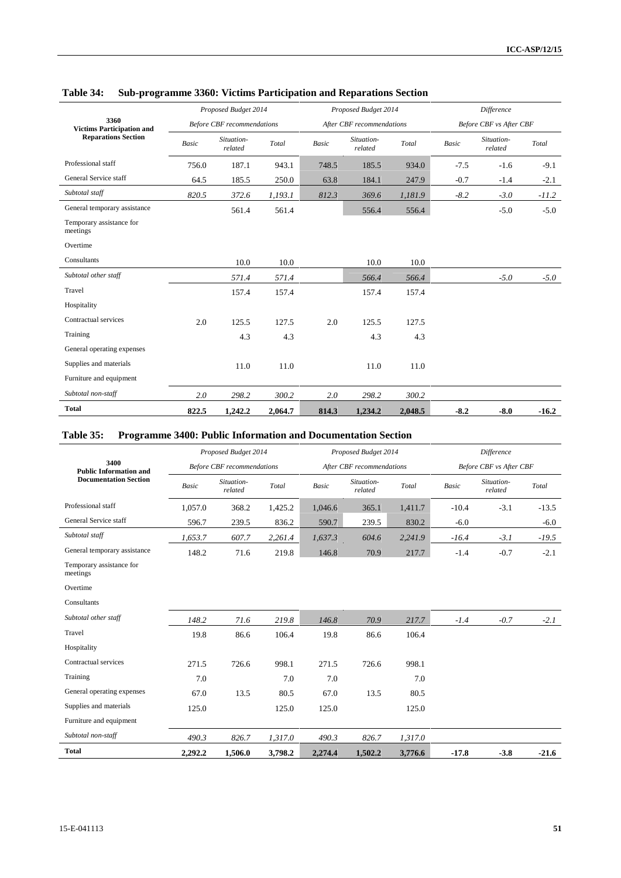## Table 34: Sub-programme 3360: Victims Participation and Reparations Section

| 3360 Victims Participation and Reparations Section | Proposed Budget 2014 Before CBF recommendations | | | Proposed Budget 2014 After CBF recommendations | | | Difference Before CBF vs After CBF | | |
|---|---|---|---|---|---|---|---|---|---|
| | Basic | Situation-related | Total | Basic | Situation-related | Total | Basic | Situation-related | Total |
| Professional staff | 756.0 | 187.1 | 943.1 | 748.5 | 185.5 | 934.0 | -7.5 | -1.6 | -9.1 |
| General Service staff | 64.5 | 185.5 | 250.0 | 63.8 | 184.1 | 247.9 | -0.7 | -1.4 | -2.1 |
| *Subtotal staff* | *820.5* | *372.6* | *1,193.1* | *812.3* | *369.6* | *1,181.9* | *-8.2* | *-3.0* | *-11.2* |
| General temporary assistance | | 561.4 | 561.4 | | 556.4 | 556.4 | | -5.0 | -5.0 |
| Temporary assistance for meetings | | | | | | | | | |
| Overtime | | | | | | | | | |
| Consultants | | 10.0 | 10.0 | | 10.0 | 10.0 | | | |
| *Subtotal other staff* | | *571.4* | *571.4* | | *566.4* | *566.4* | | *-5.0* | *-5.0* |
| Travel | | 157.4 | 157.4 | | 157.4 | 157.4 | | | |
| Hospitality | | | | | | | | | |
| Contractual services | 2.0 | 125.5 | 127.5 | 2.0 | 125.5 | 127.5 | | | |
| Training | | 4.3 | 4.3 | | 4.3 | 4.3 | | | |
| General operating expenses | | | | | | | | | |
| Supplies and materials | | 11.0 | 11.0 | | 11.0 | 11.0 | | | |
| Furniture and equipment | | | | | | | | | |
| *Subtotal non-staff* | *2.0* | *298.2* | *300.2* | *2.0* | *298.2* | *300.2* | | | |
| **Total** | **822.5** | **1,242.2** | **2,064.7** | **814.3** | **1,234.2** | **2,048.5** | **-8.2** | **-8.0** | **-16.2** |

## Table 35: Programme 3400: Public Information and Documentation Section

| 3400 Public Information and Documentation Section | Proposed Budget 2014 Before CBF recommendations | | | Proposed Budget 2014 After CBF recommendations | | | Difference Before CBF vs After CBF | | |
|---|---|---|---|---|---|---|---|---|---|
| | Basic | Situation-related | Total | Basic | Situation-related | Total | Basic | Situation-related | Total |
| Professional staff | 1,057.0 | 368.2 | 1,425.2 | 1,046.6 | 365.1 | 1,411.7 | -10.4 | -3.1 | -13.5 |
| General Service staff | 596.7 | 239.5 | 836.2 | 590.7 | 239.5 | 830.2 | -6.0 | | -6.0 |
| *Subtotal staff* | *1,653.7* | *607.7* | *2,261.4* | *1,637.3* | *604.6* | *2,241.9* | *-16.4* | *-3.1* | *-19.5* |
| General temporary assistance | 148.2 | 71.6 | 219.8 | 146.8 | 70.9 | 217.7 | -1.4 | -0.7 | -2.1 |
| Temporary assistance for meetings | | | | | | | | | |
| Overtime | | | | | | | | | |
| Consultants | | | | | | | | | |
| *Subtotal other staff* | *148.2* | *71.6* | *219.8* | *146.8* | *70.9* | *217.7* | *-1.4* | *-0.7* | *-2.1* |
| Travel | 19.8 | 86.6 | 106.4 | 19.8 | 86.6 | 106.4 | | | |
| Hospitality | | | | | | | | | |
| Contractual services | 271.5 | 726.6 | 998.1 | 271.5 | 726.6 | 998.1 | | | |
| Training | 7.0 | | 7.0 | 7.0 | | 7.0 | | | |
| General operating expenses | 67.0 | 13.5 | 80.5 | 67.0 | 13.5 | 80.5 | | | |
| Supplies and materials | 125.0 | | 125.0 | 125.0 | | 125.0 | | | |
| Furniture and equipment | | | | | | | | | |
| *Subtotal non-staff* | *490.3* | *826.7* | *1,317.0* | *490.3* | *826.7* | *1,317.0* | | | |
| **Total** | **2,292.2** | **1,506.0** | **3,798.2** | **2,274.4** | **1,502.2** | **3,776.6** | **-17.8** | **-3.8** | **-21.6** |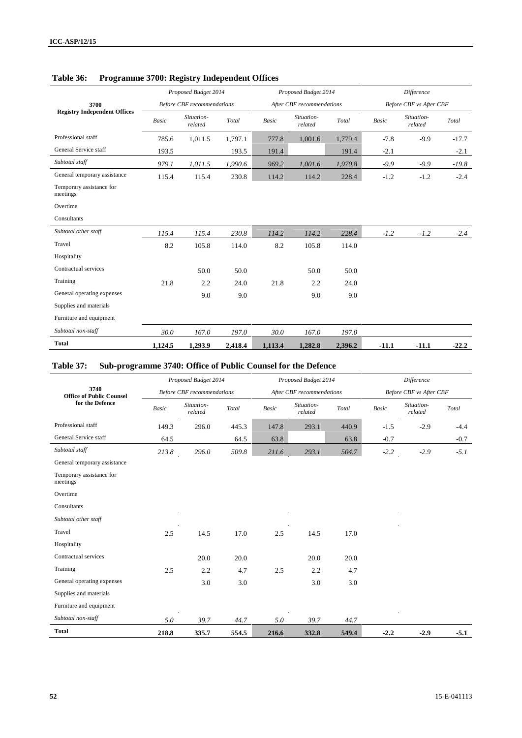## Table 36: Programme 3700: Registry Independent Offices

| 3700 Registry Independent Offices | Proposed Budget 2014 Before CBF recommendations | | | Proposed Budget 2014 After CBF recommendations | | | Difference Before CBF vs After CBF | | |
|---|---|---|---|---|---|---|---|---|---|
| | *Basic* | *Situation-related* | *Total* | *Basic* | *Situation-related* | *Total* | *Basic* | *Situation-related* | *Total* |
| Professional staff | 785.6 | 1,011.5 | 1,797.1 | 777.8 | 1,001.6 | 1,779.4 | -7.8 | -9.9 | -17.7 |
| General Service staff | 193.5 | | 193.5 | 191.4 | | 191.4 | -2.1 | | -2.1 |
| *Subtotal staff* | *979.1* | *1,011.5* | *1,990.6* | *969.2* | *1,001.6* | *1,970.8* | *-9.9* | *-9.9* | *-19.8* |
| General temporary assistance | 115.4 | 115.4 | 230.8 | 114.2 | 114.2 | 228.4 | -1.2 | -1.2 | -2.4 |
| Temporary assistance for meetings | | | | | | | | | |
| Overtime | | | | | | | | | |
| Consultants | | | | | | | | | |
| *Subtotal other staff* | *115.4* | *115.4* | *230.8* | *114.2* | *114.2* | *228.4* | *-1.2* | *-1.2* | *-2.4* |
| Travel | 8.2 | 105.8 | 114.0 | 8.2 | 105.8 | 114.0 | | | |
| Hospitality | | | | | | | | | |
| Contractual services | | 50.0 | 50.0 | | 50.0 | 50.0 | | | |
| Training | 21.8 | 2.2 | 24.0 | 21.8 | 2.2 | 24.0 | | | |
| General operating expenses | | 9.0 | 9.0 | | 9.0 | 9.0 | | | |
| Supplies and materials | | | | | | | | | |
| Furniture and equipment | | | | | | | | | |
| *Subtotal non-staff* | *30.0* | *167.0* | *197.0* | *30.0* | *167.0* | *197.0* | | | |
| **Total** | **1,124.5** | **1,293.9** | **2,418.4** | **1,113.4** | **1,282.8** | **2,396.2** | **-11.1** | **-11.1** | **-22.2** |

## Table 37: Sub-programme 3740: Office of Public Counsel for the Defence

| 3740 Office of Public Counsel for the Defence | Proposed Budget 2014 Before CBF recommendations | | | Proposed Budget 2014 After CBF recommendations | | | Difference Before CBF vs After CBF | | |
|---|---|---|---|---|---|---|---|---|---|
| | *Basic* | *Situation-related* | *Total* | *Basic* | *Situation-related* | *Total* | *Basic* | *Situation-related* | *Total* |
| Professional staff | 149.3 | 296.0 | 445.3 | 147.8 | 293.1 | 440.9 | -1.5 | -2.9 | -4.4 |
| General Service staff | 64.5 | | 64.5 | 63.8 | | 63.8 | -0.7 | | -0.7 |
| *Subtotal staff* | *213.8* | *296.0* | *509.8* | *211.6* | *293.1* | *504.7* | *-2.2* | *-2.9* | *-5.1* |
| General temporary assistance | | | | | | | | | |
| Temporary assistance for meetings | | | | | | | | | |
| Overtime | | | | | | | | | |
| Consultants | | | | | | | | | |
| *Subtotal other staff* | | | | | | | | | |
| Travel | 2.5 | 14.5 | 17.0 | 2.5 | 14.5 | 17.0 | | | |
| Hospitality | | | | | | | | | |
| Contractual services | | 20.0 | 20.0 | | 20.0 | 20.0 | | | |
| Training | 2.5 | 2.2 | 4.7 | 2.5 | 2.2 | 4.7 | | | |
| General operating expenses | | 3.0 | 3.0 | | 3.0 | 3.0 | | | |
| Supplies and materials | | | | | | | | | |
| Furniture and equipment | | | | | | | | | |
| *Subtotal non-staff* | *5.0* | *39.7* | *44.7* | *5.0* | *39.7* | *44.7* | | | |
| **Total** | **218.8** | **335.7** | **554.5** | **216.6** | **332.8** | **549.4** | **-2.2** | **-2.9** | **-5.1** |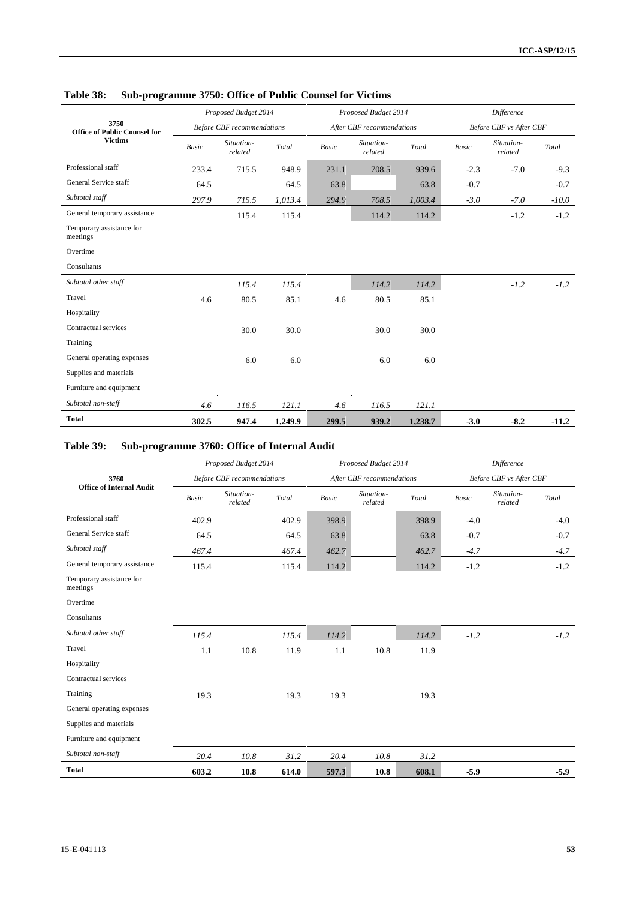## Table 38: Sub-programme 3750: Office of Public Counsel for Victims

| 3750 Office of Public Counsel for Victims | Proposed Budget 2014 Before CBF recommendations | | | Proposed Budget 2014 After CBF recommendations | | | Difference Before CBF vs After CBF | | |
|---|---|---|---|---|---|---|---|---|---|
| | Basic | Situation-related | Total | Basic | Situation-related | Total | Basic | Situation-related | Total |
| Professional staff | 233.4 | 715.5 | 948.9 | 231.1 | 708.5 | 939.6 | -2.3 | -7.0 | -9.3 |
| General Service staff | 64.5 | | 64.5 | 63.8 | | 63.8 | -0.7 | | -0.7 |
| *Subtotal staff* | *297.9* | *715.5* | *1,013.4* | *294.9* | *708.5* | *1,003.4* | *-3.0* | *-7.0* | *-10.0* |
| General temporary assistance | | 115.4 | 115.4 | | 114.2 | 114.2 | | -1.2 | -1.2 |
| Temporary assistance for meetings | | | | | | | | | |
| Overtime | | | | | | | | | |
| Consultants | | | | | | | | | |
| *Subtotal other staff* | | *115.4* | *115.4* | | *114.2* | *114.2* | | *-1.2* | *-1.2* |
| Travel | 4.6 | 80.5 | 85.1 | 4.6 | 80.5 | 85.1 | | | |
| Hospitality | | | | | | | | | |
| Contractual services | | 30.0 | 30.0 | | 30.0 | 30.0 | | | |
| Training | | | | | | | | | |
| General operating expenses | | 6.0 | 6.0 | | 6.0 | 6.0 | | | |
| Supplies and materials | | | | | | | | | |
| Furniture and equipment | | | | | | | | | |
| *Subtotal non-staff* | *4.6* | *116.5* | *121.1* | *4.6* | *116.5* | *121.1* | | | |
| **Total** | **302.5** | **947.4** | **1,249.9** | **299.5** | **939.2** | **1,238.7** | **-3.0** | **-8.2** | **-11.2** |

## Table 39: Sub-programme 3760: Office of Internal Audit

| 3760 Office of Internal Audit | Proposed Budget 2014 Before CBF recommendations | | | Proposed Budget 2014 After CBF recommendations | | | Difference Before CBF vs After CBF | | |
|---|---|---|---|---|---|---|---|---|---|
| | Basic | Situation-related | Total | Basic | Situation-related | Total | Basic | Situation-related | Total |
| Professional staff | 402.9 | | 402.9 | 398.9 | | 398.9 | -4.0 | | -4.0 |
| General Service staff | 64.5 | | 64.5 | 63.8 | | 63.8 | -0.7 | | -0.7 |
| *Subtotal staff* | *467.4* | | *467.4* | *462.7* | | *462.7* | *-4.7* | | *-4.7* |
| General temporary assistance | 115.4 | | 115.4 | 114.2 | | 114.2 | -1.2 | | -1.2 |
| Temporary assistance for meetings | | | | | | | | | |
| Overtime | | | | | | | | | |
| Consultants | | | | | | | | | |
| *Subtotal other staff* | *115.4* | | *115.4* | *114.2* | | *114.2* | *-1.2* | | *-1.2* |
| Travel | 1.1 | 10.8 | 11.9 | 1.1 | 10.8 | 11.9 | | | |
| Hospitality | | | | | | | | | |
| Contractual services | | | | | | | | | |
| Training | 19.3 | | 19.3 | 19.3 | | 19.3 | | | |
| General operating expenses | | | | | | | | | |
| Supplies and materials | | | | | | | | | |
| Furniture and equipment | | | | | | | | | |
| *Subtotal non-staff* | *20.4* | *10.8* | *31.2* | *20.4* | *10.8* | *31.2* | | | |
| **Total** | **603.2** | **10.8** | **614.0** | **597.3** | **10.8** | **608.1** | **-5.9** | | **-5.9** |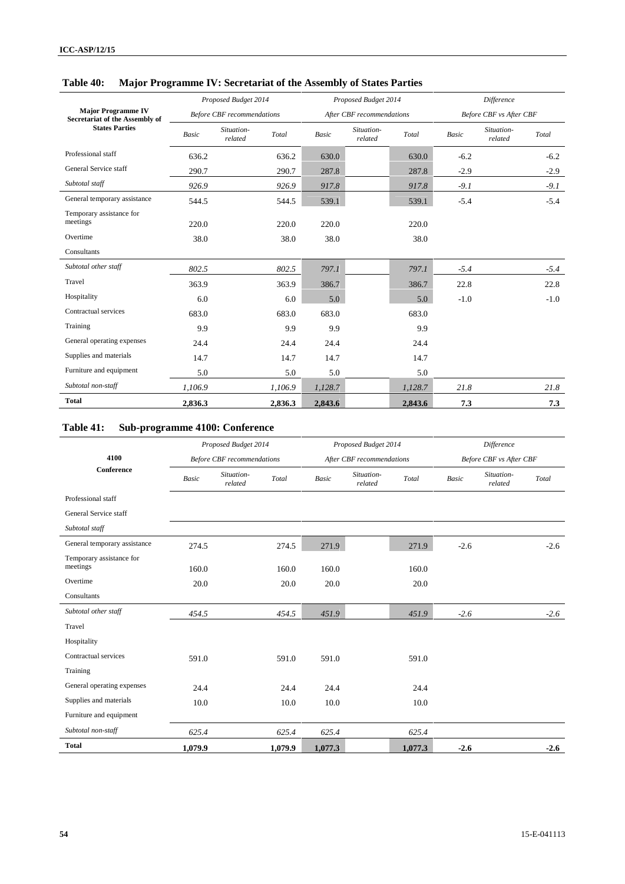## Table 40: Major Programme IV: Secretariat of the Assembly of States Parties

| Major Programme IV Secretariat of the Assembly of States Parties | *Proposed Budget 2014 Before CBF recommendations* | | | *Proposed Budget 2014 After CBF recommendations* | | | *Difference Before CBF vs After CBF* | | |
|---|---|---|---|---|---|---|---|---|---|
| | *Basic* | *Situation-related* | *Total* | *Basic* | *Situation-related* | *Total* | *Basic* | *Situation-related* | *Total* |
| Professional staff | 636.2 | | 636.2 | 630.0 | | 630.0 | -6.2 | | -6.2 |
| General Service staff | 290.7 | | 290.7 | 287.8 | | 287.8 | -2.9 | | -2.9 |
| *Subtotal staff* | *926.9* | | *926.9* | *917.8* | | *917.8* | *-9.1* | | *-9.1* |
| General temporary assistance | 544.5 | | 544.5 | 539.1 | | 539.1 | -5.4 | | -5.4 |
| Temporary assistance for meetings | 220.0 | | 220.0 | 220.0 | | 220.0 | | | |
| Overtime | 38.0 | | 38.0 | 38.0 | | 38.0 | | | |
| Consultants | | | | | | | | | |
| *Subtotal other staff* | *802.5* | | *802.5* | *797.1* | | *797.1* | *-5.4* | | *-5.4* |
| Travel | 363.9 | | 363.9 | 386.7 | | 386.7 | 22.8 | | 22.8 |
| Hospitality | 6.0 | | 6.0 | 5.0 | | 5.0 | -1.0 | | -1.0 |
| Contractual services | 683.0 | | 683.0 | 683.0 | | 683.0 | | | |
| Training | 9.9 | | 9.9 | 9.9 | | 9.9 | | | |
| General operating expenses | 24.4 | | 24.4 | 24.4 | | 24.4 | | | |
| Supplies and materials | 14.7 | | 14.7 | 14.7 | | 14.7 | | | |
| Furniture and equipment | 5.0 | | 5.0 | 5.0 | | 5.0 | | | |
| *Subtotal non-staff* | *1,106.9* | | *1,106.9* | *1,128.7* | | *1,128.7* | *21.8* | | *21.8* |
| **Total** | **2,836.3** | | **2,836.3** | **2,843.6** | | **2,843.6** | **7.3** | | **7.3** |

## Table 41: Sub-programme 4100: Conference

| 4100 Conference | *Proposed Budget 2014 Before CBF recommendations* | | | *Proposed Budget 2014 After CBF recommendations* | | | *Difference Before CBF vs After CBF* | | |
|---|---|---|---|---|---|---|---|---|---|
| | *Basic* | *Situation-related* | *Total* | *Basic* | *Situation-related* | *Total* | *Basic* | *Situation-related* | *Total* |
| Professional staff | | | | | | | | | |
| General Service staff | | | | | | | | | |
| *Subtotal staff* | | | | | | | | | |
| General temporary assistance | 274.5 | | 274.5 | 271.9 | | 271.9 | -2.6 | | -2.6 |
| Temporary assistance for meetings | 160.0 | | 160.0 | 160.0 | | 160.0 | | | |
| Overtime | 20.0 | | 20.0 | 20.0 | | 20.0 | | | |
| Consultants | | | | | | | | | |
| *Subtotal other staff* | *454.5* | | *454.5* | *451.9* | | *451.9* | *-2.6* | | *-2.6* |
| Travel | | | | | | | | | |
| Hospitality | | | | | | | | | |
| Contractual services | 591.0 | | 591.0 | 591.0 | | 591.0 | | | |
| Training | | | | | | | | | |
| General operating expenses | 24.4 | | 24.4 | 24.4 | | 24.4 | | | |
| Supplies and materials | 10.0 | | 10.0 | 10.0 | | 10.0 | | | |
| Furniture and equipment | | | | | | | | | |
| *Subtotal non-staff* | *625.4* | | *625.4* | *625.4* | | *625.4* | | | |
| **Total** | **1,079.9** | | **1,079.9** | **1,077.3** | | **1,077.3** | **-2.6** | | **-2.6** |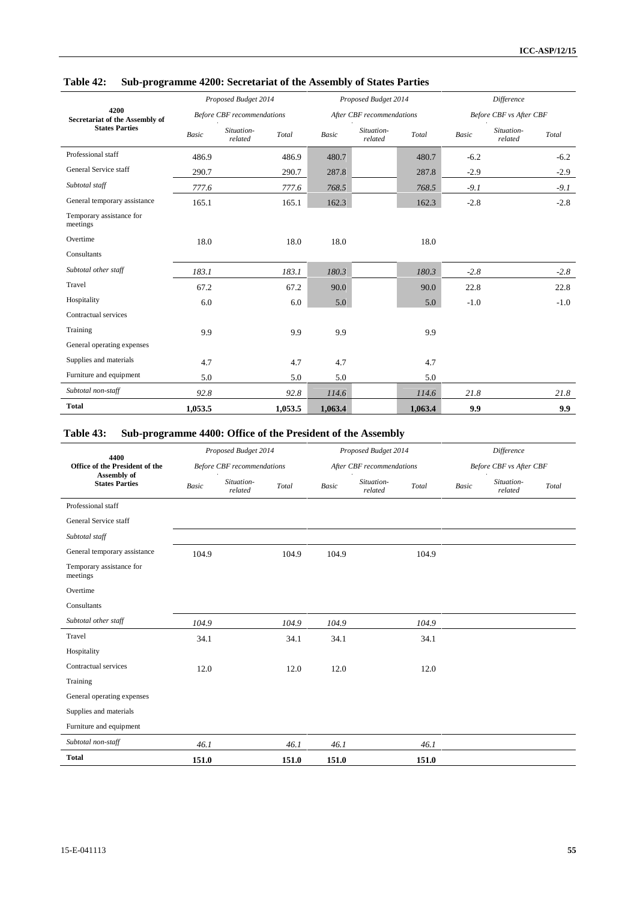### Table 42: Sub-programme 4200: Secretariat of the Assembly of States Parties

| 4200 Secretariat of the Assembly of States Parties | Proposed Budget 2014 Before CBF recommendations | | | Proposed Budget 2014 After CBF recommendations | | | Difference Before CBF vs After CBF | | |
|---|---|---|---|---|---|---|---|---|---|
| | Basic | Situation-related | Total | Basic | Situation-related | Total | Basic | Situation-related | Total |
| Professional staff | 486.9 | | 486.9 | 480.7 | | 480.7 | -6.2 | | -6.2 |
| General Service staff | 290.7 | | 290.7 | 287.8 | | 287.8 | -2.9 | | -2.9 |
| *Subtotal staff* | *777.6* | | *777.6* | *768.5* | | *768.5* | *-9.1* | | *-9.1* |
| General temporary assistance | 165.1 | | 165.1 | 162.3 | | 162.3 | -2.8 | | -2.8 |
| Temporary assistance for meetings | | | | | | | | | |
| Overtime | 18.0 | | 18.0 | 18.0 | | 18.0 | | | |
| Consultants | | | | | | | | | |
| *Subtotal other staff* | *183.1* | | *183.1* | *180.3* | | *180.3* | *-2.8* | | *-2.8* |
| Travel | 67.2 | | 67.2 | 90.0 | | 90.0 | 22.8 | | 22.8 |
| Hospitality | 6.0 | | 6.0 | 5.0 | | 5.0 | -1.0 | | -1.0 |
| Contractual services | | | | | | | | | |
| Training | 9.9 | | 9.9 | 9.9 | | 9.9 | | | |
| General operating expenses | | | | | | | | | |
| Supplies and materials | 4.7 | | 4.7 | 4.7 | | 4.7 | | | |
| Furniture and equipment | 5.0 | | 5.0 | 5.0 | | 5.0 | | | |
| *Subtotal non-staff* | *92.8* | | *92.8* | *114.6* | | *114.6* | *21.8* | | *21.8* |
| **Total** | **1,053.5** | | **1,053.5** | **1,063.4** | | **1,063.4** | **9.9** | | **9.9** |

### Table 43: Sub-programme 4400: Office of the President of the Assembly

| 4400 Office of the President of the Assembly of States Parties | Proposed Budget 2014 Before CBF recommendations | | | Proposed Budget 2014 After CBF recommendations | | | Difference Before CBF vs After CBF | | |
|---|---|---|---|---|---|---|---|---|---|
| | Basic | Situation-related | Total | Basic | Situation-related | Total | Basic | Situation-related | Total |
| Professional staff | | | | | | | | | |
| General Service staff | | | | | | | | | |
| *Subtotal staff* | | | | | | | | | |
| General temporary assistance | 104.9 | | 104.9 | 104.9 | | 104.9 | | | |
| Temporary assistance for meetings | | | | | | | | | |
| Overtime | | | | | | | | | |
| Consultants | | | | | | | | | |
| *Subtotal other staff* | *104.9* | | *104.9* | *104.9* | | *104.9* | | | |
| Travel | 34.1 | | 34.1 | 34.1 | | 34.1 | | | |
| Hospitality | | | | | | | | | |
| Contractual services | 12.0 | | 12.0 | 12.0 | | 12.0 | | | |
| Training | | | | | | | | | |
| General operating expenses | | | | | | | | | |
| Supplies and materials | | | | | | | | | |
| Furniture and equipment | | | | | | | | | |
| *Subtotal non-staff* | *46.1* | | *46.1* | *46.1* | | *46.1* | | | |
| **Total** | **151.0** | | **151.0** | **151.0** | | **151.0** | | | |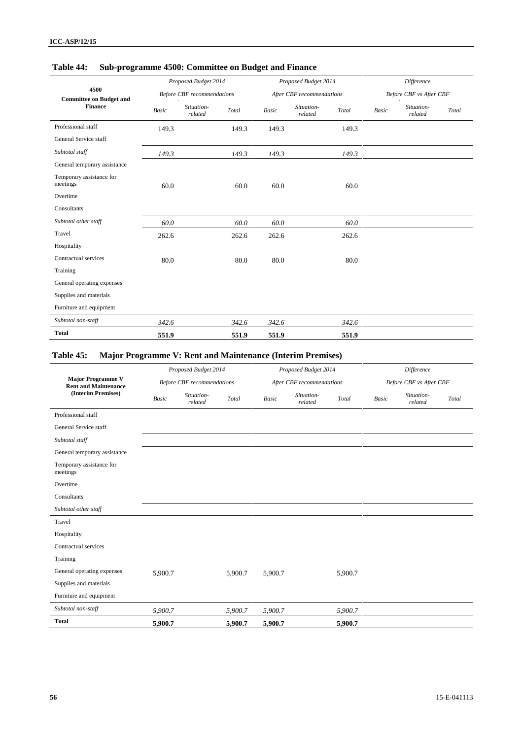### Table 44: Sub-programme 4500: Committee on Budget and Finance

| 4500 Committee on Budget and Finance | Proposed Budget 2014 Before CBF recommendations | | | Proposed Budget 2014 After CBF recommendations | | | Difference Before CBF vs After CBF | | |
|---|---|---|---|---|---|---|---|---|---|
| | *Basic* | *Situation-related* | *Total* | *Basic* | *Situation-related* | *Total* | *Basic* | *Situation-related* | *Total* |
| Professional staff | 149.3 | | 149.3 | 149.3 | | 149.3 | | | |
| General Service staff | | | | | | | | | |
| *Subtotal staff* | *149.3* | | *149.3* | *149.3* | | *149.3* | | | |
| General temporary assistance | | | | | | | | | |
| Temporary assistance for meetings | 60.0 | | 60.0 | 60.0 | | 60.0 | | | |
| Overtime | | | | | | | | | |
| Consultants | | | | | | | | | |
| *Subtotal other staff* | *60.0* | | *60.0* | *60.0* | | *60.0* | | | |
| Travel | 262.6 | | 262.6 | 262.6 | | 262.6 | | | |
| Hospitality | | | | | | | | | |
| Contractual services | 80.0 | | 80.0 | 80.0 | | 80.0 | | | |
| Training | | | | | | | | | |
| General operating expenses | | | | | | | | | |
| Supplies and materials | | | | | | | | | |
| Furniture and equipment | | | | | | | | | |
| *Subtotal non-staff* | *342.6* | | *342.6* | *342.6* | | *342.6* | | | |
| **Total** | **551.9** | | **551.9** | **551.9** | | **551.9** | | | |

### Table 45: Major Programme V: Rent and Maintenance (Interim Premises)

| Major Programme V Rent and Maintenance (Interim Premises) | Proposed Budget 2014 Before CBF recommendations | | | Proposed Budget 2014 After CBF recommendations | | | Difference Before CBF vs After CBF | | |
|---|---|---|---|---|---|---|---|---|---|
| | *Basic* | *Situation-related* | *Total* | *Basic* | *Situation-related* | *Total* | *Basic* | *Situation-related* | *Total* |
| Professional staff | | | | | | | | | |
| General Service staff | | | | | | | | | |
| *Subtotal staff* | | | | | | | | | |
| General temporary assistance | | | | | | | | | |
| Temporary assistance for meetings | | | | | | | | | |
| Overtime | | | | | | | | | |
| Consultants | | | | | | | | | |
| *Subtotal other staff* | | | | | | | | | |
| Travel | | | | | | | | | |
| Hospitality | | | | | | | | | |
| Contractual services | | | | | | | | | |
| Training | | | | | | | | | |
| General operating expenses | 5,900.7 | | 5,900.7 | 5,900.7 | | 5,900.7 | | | |
| Supplies and materials | | | | | | | | | |
| Furniture and equipment | | | | | | | | | |
| *Subtotal non-staff* | *5,900.7* | | *5,900.7* | *5,900.7* | | *5,900.7* | | | |
| **Total** | **5,900.7** | | **5,900.7** | **5,900.7** | | **5,900.7** | | | |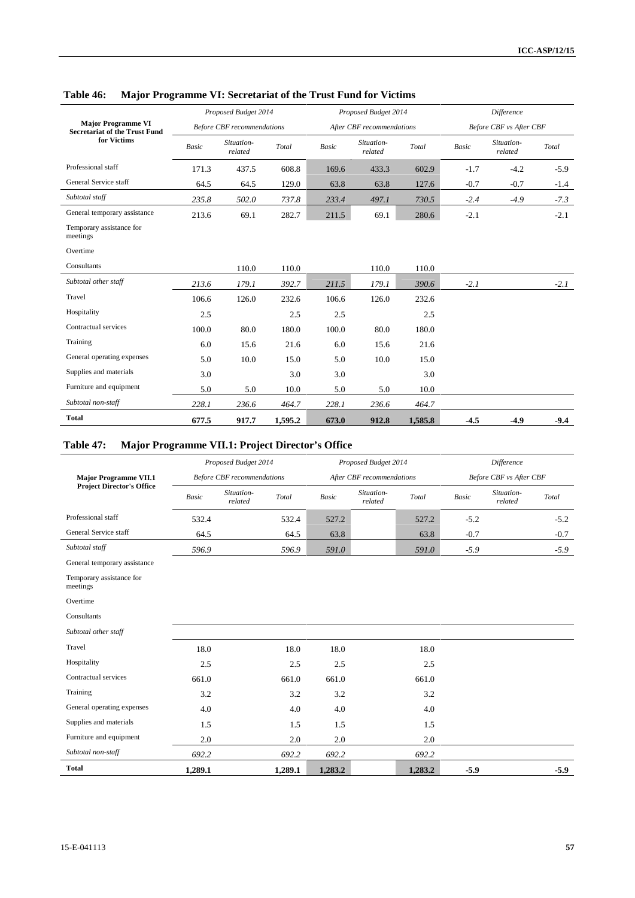## Table 46: Major Programme VI: Secretariat of the Trust Fund for Victims

| Major Programme VI Secretariat of the Trust Fund for Victims | Proposed Budget 2014 Before CBF recommendations | | | Proposed Budget 2014 After CBF recommendations | | | Difference Before CBF vs After CBF | | |
|---|---|---|---|---|---|---|---|---|---|
| | *Basic* | *Situation-related* | *Total* | *Basic* | *Situation-related* | *Total* | *Basic* | *Situation-related* | *Total* |
| Professional staff | 171.3 | 437.5 | 608.8 | 169.6 | 433.3 | 602.9 | -1.7 | -4.2 | -5.9 |
| General Service staff | 64.5 | 64.5 | 129.0 | 63.8 | 63.8 | 127.6 | -0.7 | -0.7 | -1.4 |
| *Subtotal staff* | *235.8* | *502.0* | *737.8* | *233.4* | *497.1* | *730.5* | *-2.4* | *-4.9* | *-7.3* |
| General temporary assistance | 213.6 | 69.1 | 282.7 | 211.5 | 69.1 | 280.6 | -2.1 | | -2.1 |
| Temporary assistance for meetings | | | | | | | | | |
| Overtime | | | | | | | | | |
| Consultants | | 110.0 | 110.0 | | 110.0 | 110.0 | | | |
| *Subtotal other staff* | *213.6* | *179.1* | *392.7* | *211.5* | *179.1* | *390.6* | *-2.1* | | *-2.1* |
| Travel | 106.6 | 126.0 | 232.6 | 106.6 | 126.0 | 232.6 | | | |
| Hospitality | 2.5 | | 2.5 | 2.5 | | 2.5 | | | |
| Contractual services | 100.0 | 80.0 | 180.0 | 100.0 | 80.0 | 180.0 | | | |
| Training | 6.0 | 15.6 | 21.6 | 6.0 | 15.6 | 21.6 | | | |
| General operating expenses | 5.0 | 10.0 | 15.0 | 5.0 | 10.0 | 15.0 | | | |
| Supplies and materials | 3.0 | | 3.0 | 3.0 | | 3.0 | | | |
| Furniture and equipment | 5.0 | 5.0 | 10.0 | 5.0 | 5.0 | 10.0 | | | |
| *Subtotal non-staff* | *228.1* | *236.6* | *464.7* | *228.1* | *236.6* | *464.7* | | | |
| **Total** | **677.5** | **917.7** | **1,595.2** | **673.0** | **912.8** | **1,585.8** | **-4.5** | **-4.9** | **-9.4** |

## Table 47: Major Programme VII.1: Project Director's Office

| Major Programme VII.1 Project Director's Office | Proposed Budget 2014 Before CBF recommendations | | | Proposed Budget 2014 After CBF recommendations | | | Difference Before CBF vs After CBF | | |
|---|---|---|---|---|---|---|---|---|---|
| | *Basic* | *Situation-related* | *Total* | *Basic* | *Situation-related* | *Total* | *Basic* | *Situation-related* | *Total* |
| Professional staff | 532.4 | | 532.4 | 527.2 | | 527.2 | -5.2 | | -5.2 |
| General Service staff | 64.5 | | 64.5 | 63.8 | | 63.8 | -0.7 | | -0.7 |
| *Subtotal staff* | *596.9* | | *596.9* | *591.0* | | *591.0* | *-5.9* | | *-5.9* |
| General temporary assistance | | | | | | | | | |
| Temporary assistance for meetings | | | | | | | | | |
| Overtime | | | | | | | | | |
| Consultants | | | | | | | | | |
| *Subtotal other staff* | | | | | | | | | |
| Travel | 18.0 | | 18.0 | 18.0 | | 18.0 | | | |
| Hospitality | 2.5 | | 2.5 | 2.5 | | 2.5 | | | |
| Contractual services | 661.0 | | 661.0 | 661.0 | | 661.0 | | | |
| Training | 3.2 | | 3.2 | 3.2 | | 3.2 | | | |
| General operating expenses | 4.0 | | 4.0 | 4.0 | | 4.0 | | | |
| Supplies and materials | 1.5 | | 1.5 | 1.5 | | 1.5 | | | |
| Furniture and equipment | 2.0 | | 2.0 | 2.0 | | 2.0 | | | |
| *Subtotal non-staff* | *692.2* | | *692.2* | *692.2* | | *692.2* | | | |
| **Total** | **1,289.1** | | **1,289.1** | **1,283.2** | | **1,283.2** | **-5.9** | | **-5.9** |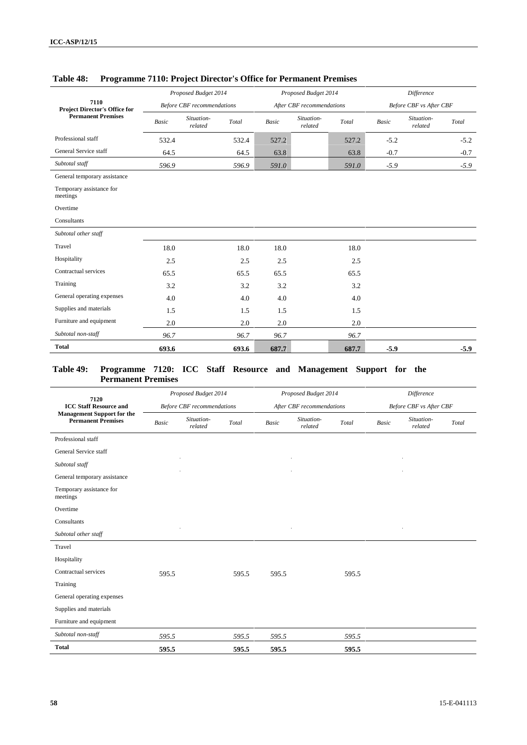## Table 48: Programme 7110: Project Director's Office for Permanent Premises

| 7110 Project Director's Office for Permanent Premises | Proposed Budget 2014 Before CBF recommendations | | | Proposed Budget 2014 After CBF recommendations | | | Difference Before CBF vs After CBF | | |
|---|---|---|---|---|---|---|---|---|---|
| | Basic | Situation-related | Total | Basic | Situation-related | Total | Basic | Situation-related | Total |
| Professional staff | 532.4 | | 532.4 | 527.2 | | 527.2 | -5.2 | | -5.2 |
| General Service staff | 64.5 | | 64.5 | 63.8 | | 63.8 | -0.7 | | -0.7 |
| *Subtotal staff* | *596.9* | | *596.9* | *591.0* | | *591.0* | *-5.9* | | *-5.9* |
| General temporary assistance | | | | | | | | | |
| Temporary assistance for meetings | | | | | | | | | |
| Overtime | | | | | | | | | |
| Consultants | | | | | | | | | |
| *Subtotal other staff* | | | | | | | | | |
| Travel | 18.0 | | 18.0 | 18.0 | | 18.0 | | | |
| Hospitality | 2.5 | | 2.5 | 2.5 | | 2.5 | | | |
| Contractual services | 65.5 | | 65.5 | 65.5 | | 65.5 | | | |
| Training | 3.2 | | 3.2 | 3.2 | | 3.2 | | | |
| General operating expenses | 4.0 | | 4.0 | 4.0 | | 4.0 | | | |
| Supplies and materials | 1.5 | | 1.5 | 1.5 | | 1.5 | | | |
| Furniture and equipment | 2.0 | | 2.0 | 2.0 | | 2.0 | | | |
| *Subtotal non-staff* | *96.7* | | *96.7* | *96.7* | | *96.7* | | | |
| **Total** | **693.6** | | **693.6** | **687.7** | | **687.7** | **-5.9** | | **-5.9** |

## Table 49: Programme 7120: ICC Staff Resource and Management Support for the Permanent Premises

| 7120 ICC Staff Resource and Management Support for the Permanent Premises | Proposed Budget 2014 Before CBF recommendations | | | Proposed Budget 2014 After CBF recommendations | | | Difference Before CBF vs After CBF | | |
|---|---|---|---|---|---|---|---|---|---|
| | Basic | Situation-related | Total | Basic | Situation-related | Total | Basic | Situation-related | Total |
| Professional staff | | | | | | | | | |
| General Service staff | | | | | | | | | |
| *Subtotal staff* | | | | | | | | | |
| General temporary assistance | | | | | | | | | |
| Temporary assistance for meetings | | | | | | | | | |
| Overtime | | | | | | | | | |
| Consultants | | | | | | | | | |
| *Subtotal other staff* | | | | | | | | | |
| Travel | | | | | | | | | |
| Hospitality | | | | | | | | | |
| Contractual services | 595.5 | | 595.5 | 595.5 | | 595.5 | | | |
| Training | | | | | | | | | |
| General operating expenses | | | | | | | | | |
| Supplies and materials | | | | | | | | | |
| Furniture and equipment | | | | | | | | | |
| *Subtotal non-staff* | *595.5* | | *595.5* | *595.5* | | *595.5* | | | |
| **Total** | **595.5** | | **595.5** | **595.5** | | **595.5** | | | |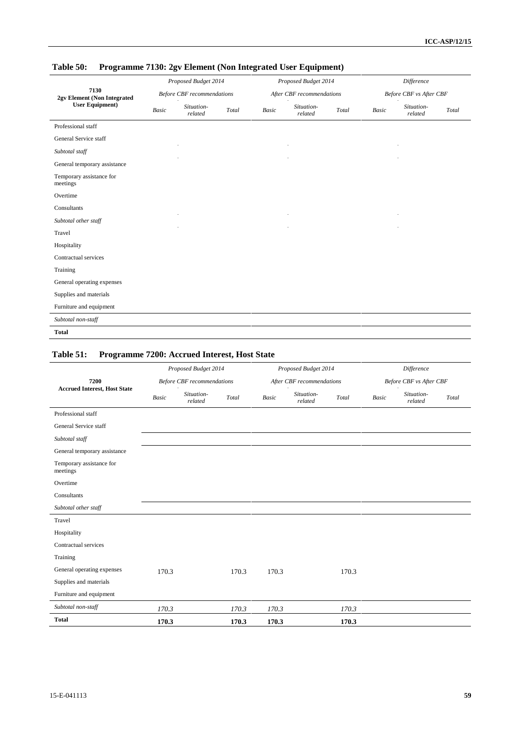### Table 50: Programme 7130: 2gv Element (Non Integrated User Equipment)

| 7130 2gv Element (Non Integrated User Equipment) | Proposed Budget 2014 Before CBF recommendations | | | Proposed Budget 2014 After CBF recommendations | | | Difference Before CBF vs After CBF | | |
|---|---|---|---|---|---|---|---|---|---|
| | *Basic* | *Situation-related* | *Total* | *Basic* | *Situation-related* | *Total* | *Basic* | *Situation-related* | *Total* |
| Professional staff | | | | | | | | | |
| General Service staff | | | | | | | | | |
| *Subtotal staff* | | | | | | | | | |
| General temporary assistance | | | | | | | | | |
| Temporary assistance for meetings | | | | | | | | | |
| Overtime | | | | | | | | | |
| Consultants | | | | | | | | | |
| *Subtotal other staff* | | | | | | | | | |
| Travel | | | | | | | | | |
| Hospitality | | | | | | | | | |
| Contractual services | | | | | | | | | |
| Training | | | | | | | | | |
| General operating expenses | | | | | | | | | |
| Supplies and materials | | | | | | | | | |
| Furniture and equipment | | | | | | | | | |
| *Subtotal non-staff* | | | | | | | | | |
| **Total** | | | | | | | | | |

### Table 51: Programme 7200: Accrued Interest, Host State

| 7200 Accrued Interest, Host State | Proposed Budget 2014 Before CBF recommendations | | | Proposed Budget 2014 After CBF recommendations | | | Difference Before CBF vs After CBF | | |
|---|---|---|---|---|---|---|---|---|---|
| | *Basic* | *Situation-related* | *Total* | *Basic* | *Situation-related* | *Total* | *Basic* | *Situation-related* | *Total* |
| Professional staff | | | | | | | | | |
| General Service staff | | | | | | | | | |
| *Subtotal staff* | | | | | | | | | |
| General temporary assistance | | | | | | | | | |
| Temporary assistance for meetings | | | | | | | | | |
| Overtime | | | | | | | | | |
| Consultants | | | | | | | | | |
| *Subtotal other staff* | | | | | | | | | |
| Travel | | | | | | | | | |
| Hospitality | | | | | | | | | |
| Contractual services | | | | | | | | | |
| Training | | | | | | | | | |
| General operating expenses | 170.3 | | 170.3 | 170.3 | | 170.3 | | | |
| Supplies and materials | | | | | | | | | |
| Furniture and equipment | | | | | | | | | |
| *Subtotal non-staff* | *170.3* | | *170.3* | *170.3* | | *170.3* | | | |
| **Total** | **170.3** | | **170.3** | **170.3** | | **170.3** | | | |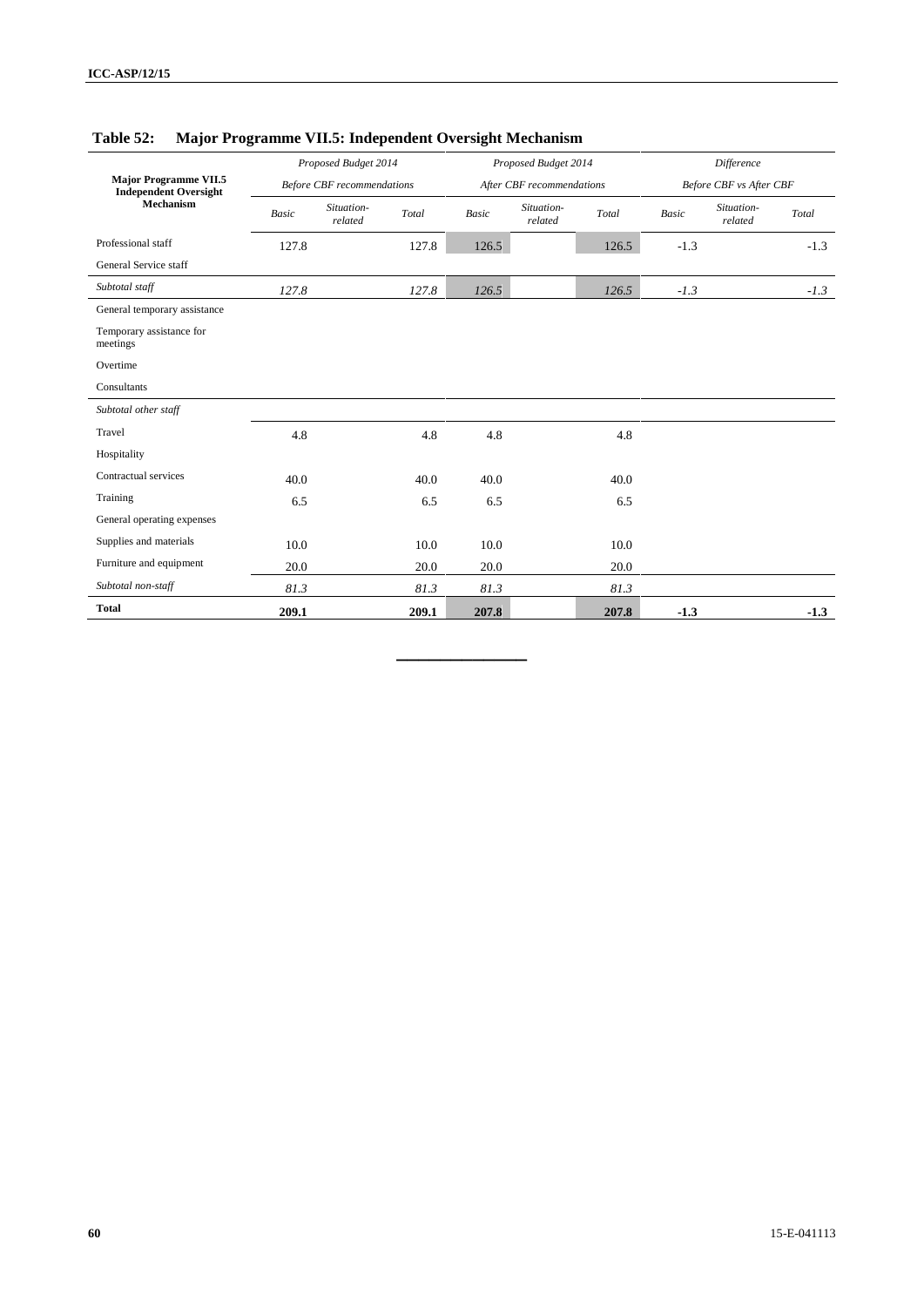### Table 52: Major Programme VII.5: Independent Oversight Mechanism

| Major Programme VII.5 Independent Oversight Mechanism | Proposed Budget 2014 Before CBF recommendations | | | Proposed Budget 2014 After CBF recommendations | | | Difference Before CBF vs After CBF | | |
|---|---|---|---|---|---|---|---|---|---|
| | *Basic* | *Situation-related* | *Total* | *Basic* | *Situation-related* | *Total* | *Basic* | *Situation-related* | *Total* |
| Professional staff | 127.8 | | 127.8 | 126.5 | | 126.5 | -1.3 | | -1.3 |
| General Service staff | | | | | | | | | |
| *Subtotal staff* | *127.8* | | *127.8* | *126.5* | | *126.5* | *-1.3* | | *-1.3* |
| General temporary assistance | | | | | | | | | |
| Temporary assistance for meetings | | | | | | | | | |
| Overtime | | | | | | | | | |
| Consultants | | | | | | | | | |
| *Subtotal other staff* | | | | | | | | | |
| Travel | 4.8 | | 4.8 | 4.8 | | 4.8 | | | |
| Hospitality | | | | | | | | | |
| Contractual services | 40.0 | | 40.0 | 40.0 | | 40.0 | | | |
| Training | 6.5 | | 6.5 | 6.5 | | 6.5 | | | |
| General operating expenses | | | | | | | | | |
| Supplies and materials | 10.0 | | 10.0 | 10.0 | | 10.0 | | | |
| Furniture and equipment | 20.0 | | 20.0 | 20.0 | | 20.0 | | | |
| *Subtotal non-staff* | *81.3* | | *81.3* | *81.3* | | *81.3* | | | |
| **Total** | **209.1** | | **209.1** | **207.8** | | **207.8** | **-1.3** | | **-1.3** |

___________________